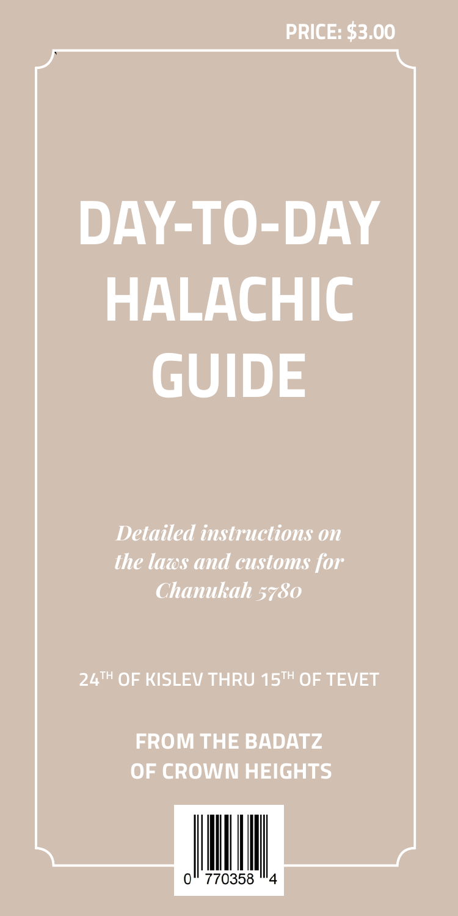PRICE: $3.00

# DAY-TO-DAY HALACHIC GUIDE

*Detailed instructions on the laws and customs for Chanukah 5780*

24TH OF KISLEV THRU 15TH OF TEVET

**FROM THE BADATZ OF CROWN HEIGHTS**

0 770358 4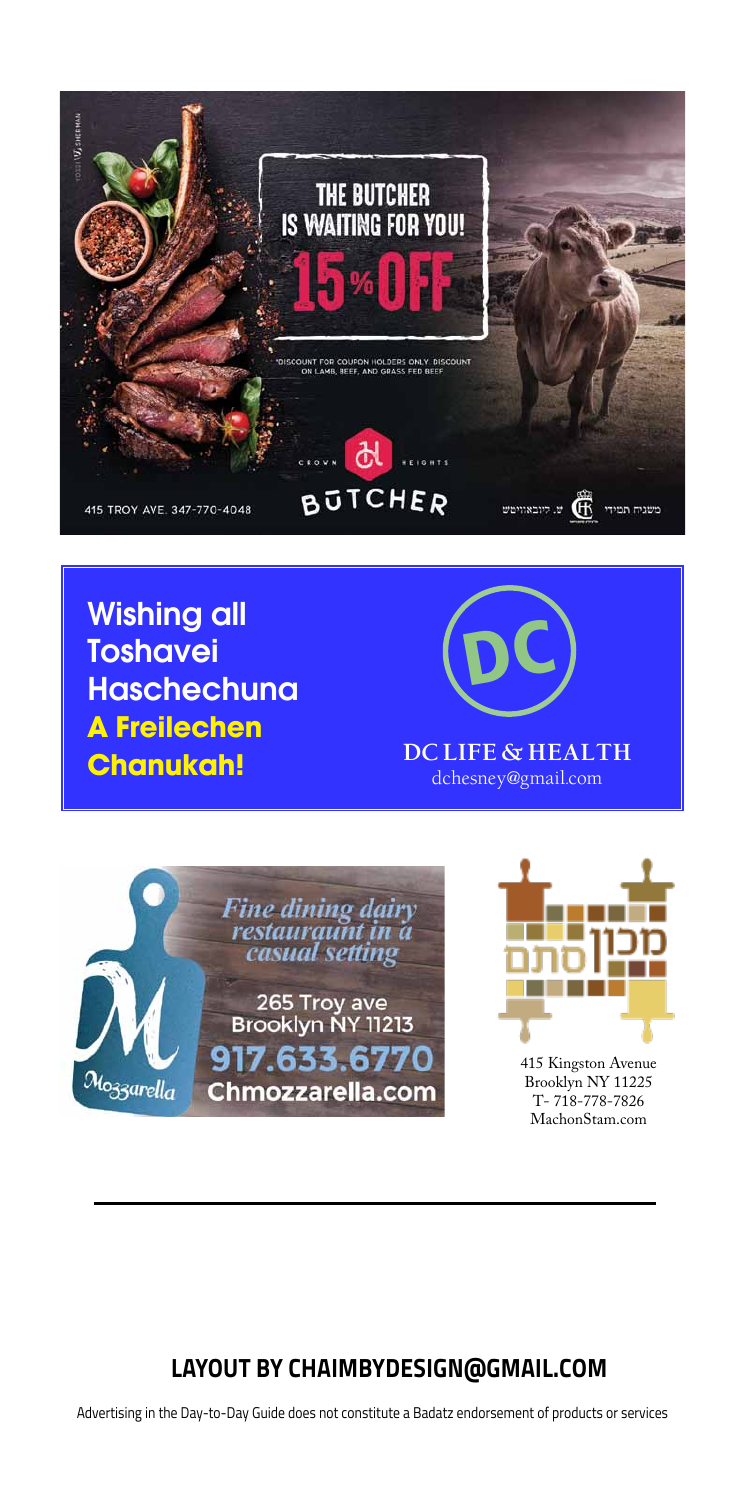THE BUTCHER IS WAITING FOR YOU!

15% OFF

*DISCOUNT FOR COUPON HOLDERS ONLY. DISCOUNT ON LAMB, BEEF, AND GRASS FED BEEF

CROWN HEIGHTS BUTCHER

415 TROY AVE. 347-770-4048

משגיח תמידי ע. ליובאוויטש

Wishing all Toshavei Haschechuna **A Freilechen Chanukah!**

DC

**DC LIFE & HEALTH**

dchesney@gmail.com

Mozzarella

*Fine dining dairy restaurant in a casual setting*

265 Troy ave
Brooklyn NY 11213

**917.633.6770**

**Chmozzarella.com**

מכון סתם

415 Kingston Avenue
Brooklyn NY 11225
T- 718-778-7826
MachonStam.com

---

## LAYOUT BY CHAIMBYDESIGN@GMAIL.COM

Advertising in the Day-to-Day Guide does not constitute a Badatz endorsement of products or services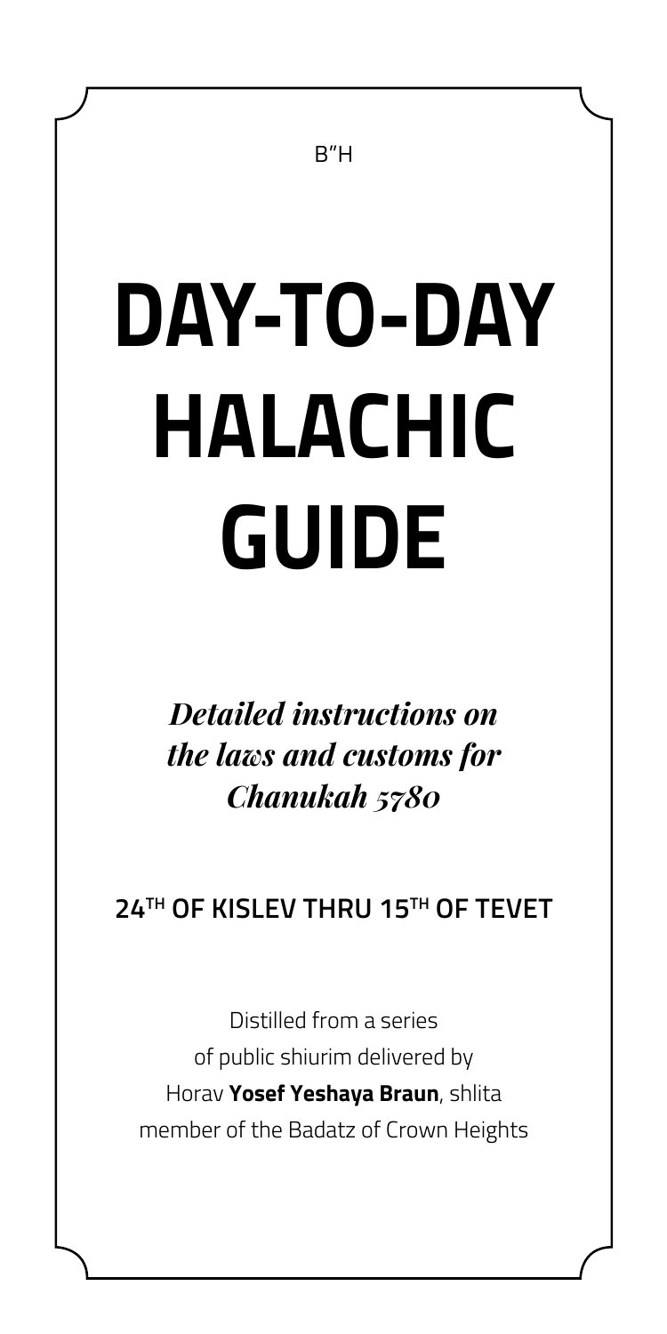B"H

# DAY-TO-DAY HALACHIC GUIDE

***Detailed instructions on the laws and customs for Chanukah 5780***

**24TH OF KISLEV THRU 15TH OF TEVET**

Distilled from a series
of public shiurim delivered by
Horav **Yosef Yeshaya Braun**, shlita
member of the Badatz of Crown Heights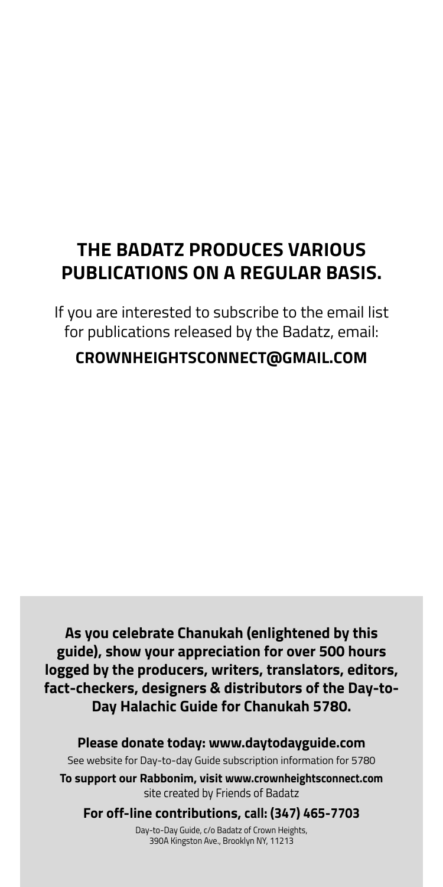## THE BADATZ PRODUCES VARIOUS PUBLICATIONS ON A REGULAR BASIS.

If you are interested to subscribe to the email list for publications released by the Badatz, email:

**CROWNHEIGHTSCONNECT@GMAIL.COM**

**As you celebrate Chanukah (enlightened by this guide), show your appreciation for over 500 hours logged by the producers, writers, translators, editors, fact-checkers, designers & distributors of the Day-to-Day Halachic Guide for Chanukah 5780.**

**Please donate today: www.daytodayguide.com**

See website for Day-to-day Guide subscription information for 5780

**To support our Rabbonim, visit www.crownheightsconnect.com** site created by Friends of Badatz

**For off-line contributions, call: (347) 465-7703**

Day-to-Day Guide, c/o Badatz of Crown Heights, 390A Kingston Ave., Brooklyn NY, 11213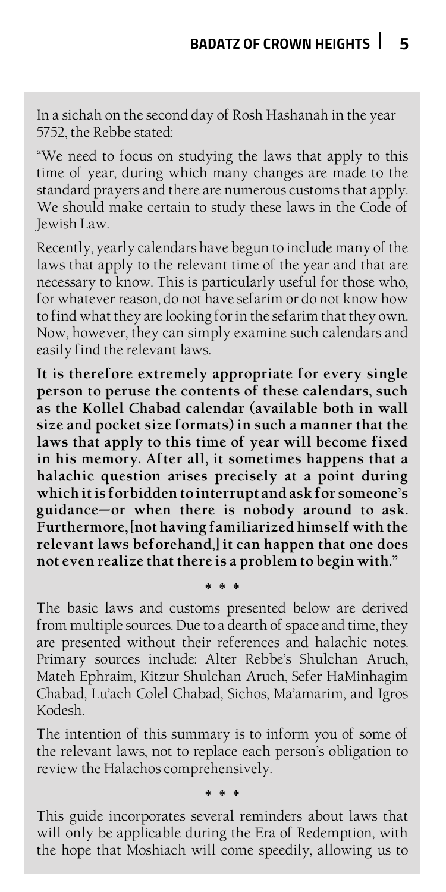In a sichah on the second day of Rosh Hashanah in the year 5752, the Rebbe stated:

"We need to focus on studying the laws that apply to this time of year, during which many changes are made to the standard prayers and there are numerous customs that apply. We should make certain to study these laws in the Code of Jewish Law.

Recently, yearly calendars have begun to include many of the laws that apply to the relevant time of the year and that are necessary to know. This is particularly useful for those who, for whatever reason, do not have sefarim or do not know how to find what they are looking for in the sefarim that they own. Now, however, they can simply examine such calendars and easily find the relevant laws.

**It is therefore extremely appropriate for every single person to peruse the contents of these calendars, such as the Kollel Chabad calendar (available both in wall size and pocket size formats) in such a manner that the laws that apply to this time of year will become fixed in his memory. After all, it sometimes happens that a halachic question arises precisely at a point during which it is forbidden to interrupt and ask for someone's guidance—or when there is nobody around to ask. Furthermore, [not having familiarized himself with the relevant laws beforehand,] it can happen that one does not even realize that there is a problem to begin with."**

\* \* \*

The basic laws and customs presented below are derived from multiple sources. Due to a dearth of space and time, they are presented without their references and halachic notes. Primary sources include: Alter Rebbe's Shulchan Aruch, Mateh Ephraim, Kitzur Shulchan Aruch, Sefer HaMinhagim Chabad, Lu'ach Colel Chabad, Sichos, Ma'amarim, and Igros Kodesh.

The intention of this summary is to inform you of some of the relevant laws, not to replace each person's obligation to review the Halachos comprehensively.

\* \* \*

This guide incorporates several reminders about laws that will only be applicable during the Era of Redemption, with the hope that Moshiach will come speedily, allowing us to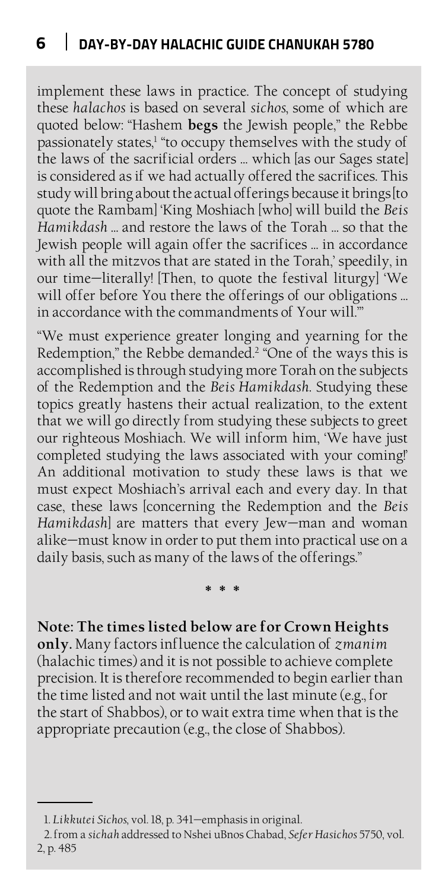implement these laws in practice. The concept of studying these *halachos* is based on several *sichos*, some of which are quoted below: "Hashem **begs** the Jewish people," the Rebbe passionately states,[1] "to occupy themselves with the study of the laws of the sacrificial orders … which [as our Sages state] is considered as if we had actually offered the sacrifices. This study will bring about the actual offerings because it brings [to quote the Rambam] 'King Moshiach [who] will build the *Beis Hamikdash* … and restore the laws of the Torah … so that the Jewish people will again offer the sacrifices … in accordance with all the mitzvos that are stated in the Torah,' speedily, in our time—literally! [Then, to quote the festival liturgy] 'We will offer before You there the offerings of our obligations … in accordance with the commandments of Your will.'"

"We must experience greater longing and yearning for the Redemption," the Rebbe demanded.[2] "One of the ways this is accomplished is through studying more Torah on the subjects of the Redemption and the *Beis Hamikdash*. Studying these topics greatly hastens their actual realization, to the extent that we will go directly from studying these subjects to greet our righteous Moshiach. We will inform him, 'We have just completed studying the laws associated with your coming!' An additional motivation to study these laws is that we must expect Moshiach's arrival each and every day. In that case, these laws [concerning the Redemption and the *Beis Hamikdash*] are matters that every Jew—man and woman alike—must know in order to put them into practical use on a daily basis, such as many of the laws of the offerings."

\* \* \*

**Note: The times listed below are for Crown Heights only.** Many factors influence the calculation of *zmanim* (halachic times) and it is not possible to achieve complete precision. It is therefore recommended to begin earlier than the time listed and not wait until the last minute (e.g., for the start of Shabbos), or to wait extra time when that is the appropriate precaution (e.g., the close of Shabbos).

---

1. *Likkutei Sichos*, vol. 18, p. 341—emphasis in original.
2. from a *sichah* addressed to Nshei uBnos Chabad, *Sefer Hasichos* 5750, vol. 2, p. 485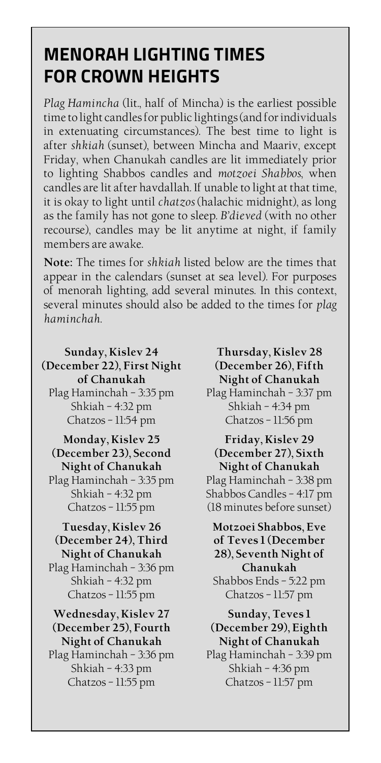# MENORAH LIGHTING TIMES FOR CROWN HEIGHTS

*Plag Hamincha* (lit., half of Mincha) is the earliest possible time to light candles for public lightings (and for individuals in extenuating circumstances). The best time to light is after *shkiah* (sunset), between Mincha and Maariv, except Friday, when Chanukah candles are lit immediately prior to lighting Shabbos candles and *motzoei Shabbos*, when candles are lit after havdallah. If unable to light at that time, it is okay to light until *chatzos* (halachic midnight), as long as the family has not gone to sleep. *B'dieved* (with no other recourse), candles may be lit anytime at night, if family members are awake.

**Note:** The times for *shkiah* listed below are the times that appear in the calendars (sunset at sea level). For purposes of menorah lighting, add several minutes. In this context, several minutes should also be added to the times for *plag haminchah*.

**Sunday, Kislev 24 (December 22), First Night of Chanukah**
Plag Haminchah – 3:35 pm
Shkiah – 4:32 pm
Chatzos – 11:54 pm

**Monday, Kislev 25 (December 23), Second Night of Chanukah**
Plag Haminchah – 3:35 pm
Shkiah – 4:32 pm
Chatzos – 11:55 pm

**Tuesday, Kislev 26 (December 24), Third Night of Chanukah**
Plag Haminchah – 3:36 pm
Shkiah – 4:32 pm
Chatzos – 11:55 pm

**Wednesday, Kislev 27 (December 25), Fourth Night of Chanukah**
Plag Haminchah – 3:36 pm
Shkiah – 4:33 pm
Chatzos – 11:55 pm

**Thursday, Kislev 28 (December 26), Fifth Night of Chanukah**
Plag Haminchah – 3:37 pm
Shkiah – 4:34 pm
Chatzos – 11:56 pm

**Friday, Kislev 29 (December 27), Sixth Night of Chanukah**
Plag Haminchah – 3:38 pm
Shabbos Candles – 4:17 pm
(18 minutes before sunset)

**Motzoei Shabbos, Eve of Teves 1 (December 28), Seventh Night of Chanukah**
Shabbos Ends – 5:22 pm
Chatzos – 11:57 pm

**Sunday, Teves 1 (December 29), Eighth Night of Chanukah**
Plag Haminchah – 3:39 pm
Shkiah – 4:36 pm
Chatzos – 11:57 pm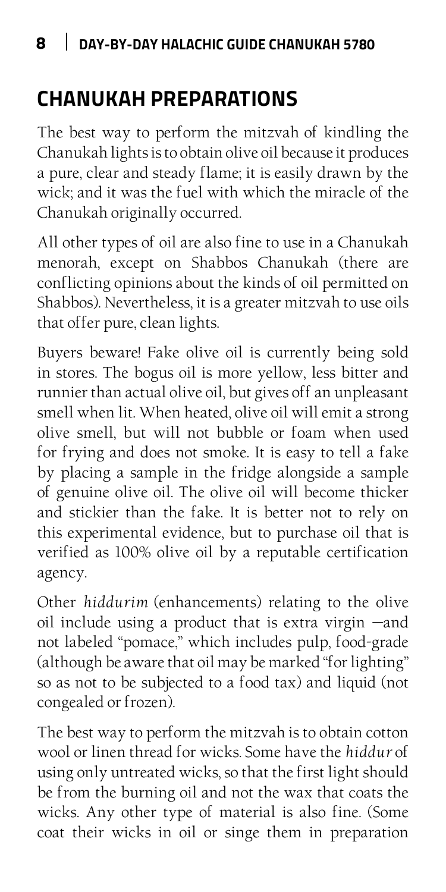## CHANUKAH PREPARATIONS

The best way to perform the mitzvah of kindling the Chanukah lights is to obtain olive oil because it produces a pure, clear and steady flame; it is easily drawn by the wick; and it was the fuel with which the miracle of the Chanukah originally occurred.

All other types of oil are also fine to use in a Chanukah menorah, except on Shabbos Chanukah (there are conflicting opinions about the kinds of oil permitted on Shabbos). Nevertheless, it is a greater mitzvah to use oils that offer pure, clean lights.

Buyers beware! Fake olive oil is currently being sold in stores. The bogus oil is more yellow, less bitter and runnier than actual olive oil, but gives off an unpleasant smell when lit. When heated, olive oil will emit a strong olive smell, but will not bubble or foam when used for frying and does not smoke. It is easy to tell a fake by placing a sample in the fridge alongside a sample of genuine olive oil. The olive oil will become thicker and stickier than the fake. It is better not to rely on this experimental evidence, but to purchase oil that is verified as 100% olive oil by a reputable certification agency.

Other *hiddurim* (enhancements) relating to the olive oil include using a product that is extra virgin —and not labeled "pomace," which includes pulp, food-grade (although be aware that oil may be marked "for lighting" so as not to be subjected to a food tax) and liquid (not congealed or frozen).

The best way to perform the mitzvah is to obtain cotton wool or linen thread for wicks. Some have the *hiddur* of using only untreated wicks, so that the first light should be from the burning oil and not the wax that coats the wicks. Any other type of material is also fine. (Some coat their wicks in oil or singe them in preparation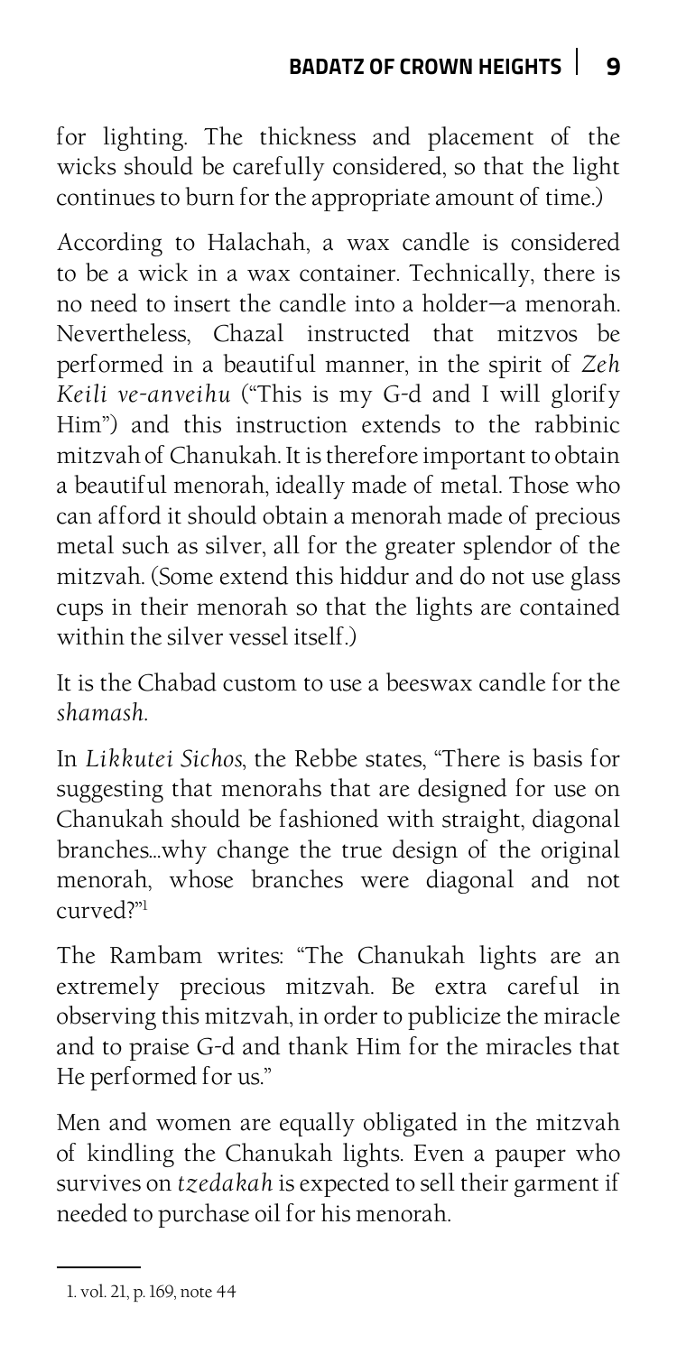for lighting. The thickness and placement of the wicks should be carefully considered, so that the light continues to burn for the appropriate amount of time.)

According to Halachah, a wax candle is considered to be a wick in a wax container. Technically, there is no need to insert the candle into a holder—a menorah. Nevertheless, Chazal instructed that mitzvos be performed in a beautiful manner, in the spirit of *Zeh Keili ve-anveihu* ("This is my G-d and I will glorify Him") and this instruction extends to the rabbinic mitzvah of Chanukah. It is therefore important to obtain a beautiful menorah, ideally made of metal. Those who can afford it should obtain a menorah made of precious metal such as silver, all for the greater splendor of the mitzvah. (Some extend this hiddur and do not use glass cups in their menorah so that the lights are contained within the silver vessel itself.)

It is the Chabad custom to use a beeswax candle for the *shamash*.

In *Likkutei Sichos*, the Rebbe states, "There is basis for suggesting that menorahs that are designed for use on Chanukah should be fashioned with straight, diagonal branches…why change the true design of the original menorah, whose branches were diagonal and not curved?"[1]

The Rambam writes: "The Chanukah lights are an extremely precious mitzvah. Be extra careful in observing this mitzvah, in order to publicize the miracle and to praise G-d and thank Him for the miracles that He performed for us."

Men and women are equally obligated in the mitzvah of kindling the Chanukah lights. Even a pauper who survives on *tzedakah* is expected to sell their garment if needed to purchase oil for his menorah.

---

1. vol. 21, p. 169, note 44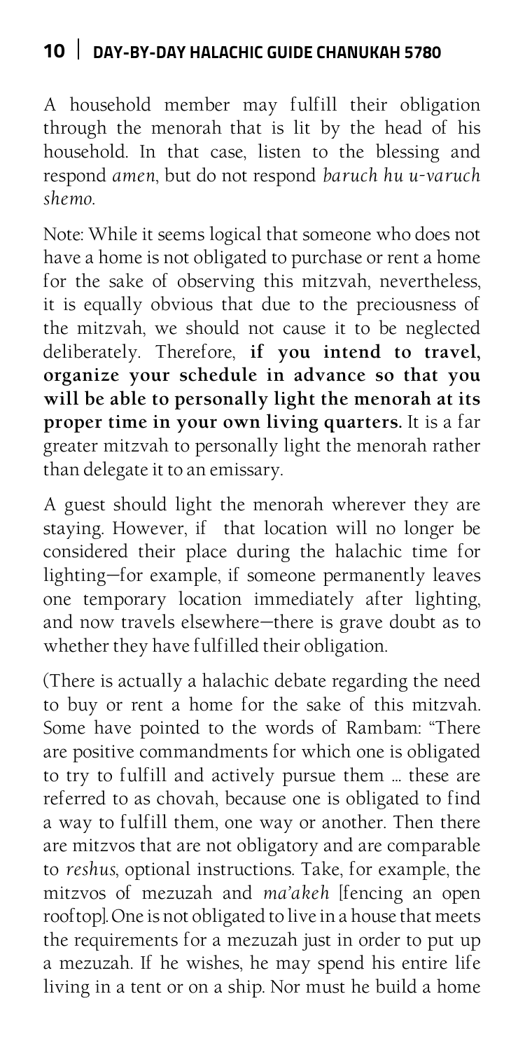A household member may fulfill their obligation through the menorah that is lit by the head of his household. In that case, listen to the blessing and respond *amen*, but do not respond *baruch hu u-varuch shemo*.

Note: While it seems logical that someone who does not have a home is not obligated to purchase or rent a home for the sake of observing this mitzvah, nevertheless, it is equally obvious that due to the preciousness of the mitzvah, we should not cause it to be neglected deliberately. Therefore, **if you intend to travel, organize your schedule in advance so that you will be able to personally light the menorah at its proper time in your own living quarters.** It is a far greater mitzvah to personally light the menorah rather than delegate it to an emissary.

A guest should light the menorah wherever they are staying. However, if that location will no longer be considered their place during the halachic time for lighting—for example, if someone permanently leaves one temporary location immediately after lighting, and now travels elsewhere—there is grave doubt as to whether they have fulfilled their obligation.

(There is actually a halachic debate regarding the need to buy or rent a home for the sake of this mitzvah. Some have pointed to the words of Rambam: "There are positive commandments for which one is obligated to try to fulfill and actively pursue them ... these are referred to as chovah, because one is obligated to find a way to fulfill them, one way or another. Then there are mitzvos that are not obligatory and are comparable to *reshus*, optional instructions. Take, for example, the mitzvos of mezuzah and *ma'akeh* [fencing an open rooftop]. One is not obligated to live in a house that meets the requirements for a mezuzah just in order to put up a mezuzah. If he wishes, he may spend his entire life living in a tent or on a ship. Nor must he build a home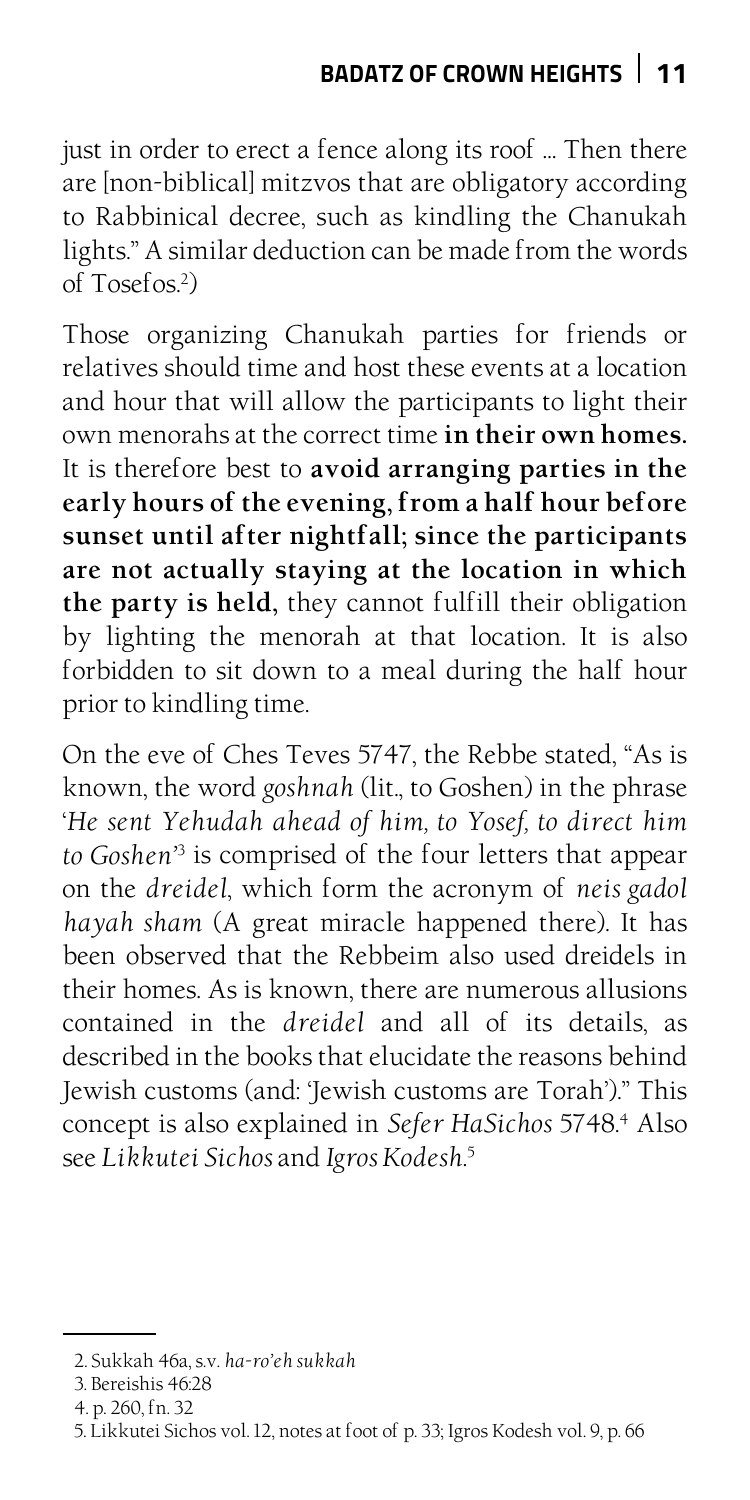just in order to erect a fence along its roof ... Then there are [non-biblical] mitzvos that are obligatory according to Rabbinical decree, such as kindling the Chanukah lights." A similar deduction can be made from the words of Tosefos.[2])

Those organizing Chanukah parties for friends or relatives should time and host these events at a location and hour that will allow the participants to light their own menorahs at the correct time **in their own homes.** It is therefore best to **avoid arranging parties in the early hours of the evening, from a half hour before sunset until after nightfall; since the participants are not actually staying at the location in which the party is held,** they cannot fulfill their obligation by lighting the menorah at that location. It is also forbidden to sit down to a meal during the half hour prior to kindling time.

On the eve of Ches Teves 5747, the Rebbe stated, "As is known, the word *goshnah* (lit., to Goshen) in the phrase '*He sent Yehudah ahead of him, to Yosef, to direct him to Goshen*'[3] is comprised of the four letters that appear on the *dreidel*, which form the acronym of *neis gadol hayah sham* (A great miracle happened there). It has been observed that the Rebbeim also used dreidels in their homes. As is known, there are numerous allusions contained in the *dreidel* and all of its details, as described in the books that elucidate the reasons behind Jewish customs (and: 'Jewish customs are Torah')." This concept is also explained in *Sefer HaSichos* 5748.[4] Also see *Likkutei Sichos* and *Igros Kodesh*.[5]

---

2. Sukkah 46a, s.v. *ha-ro'eh sukkah*
3. Bereishis 46:28
4. p. 260, fn. 32
5. Likkutei Sichos vol. 12, notes at foot of p. 33; Igros Kodesh vol. 9, p. 66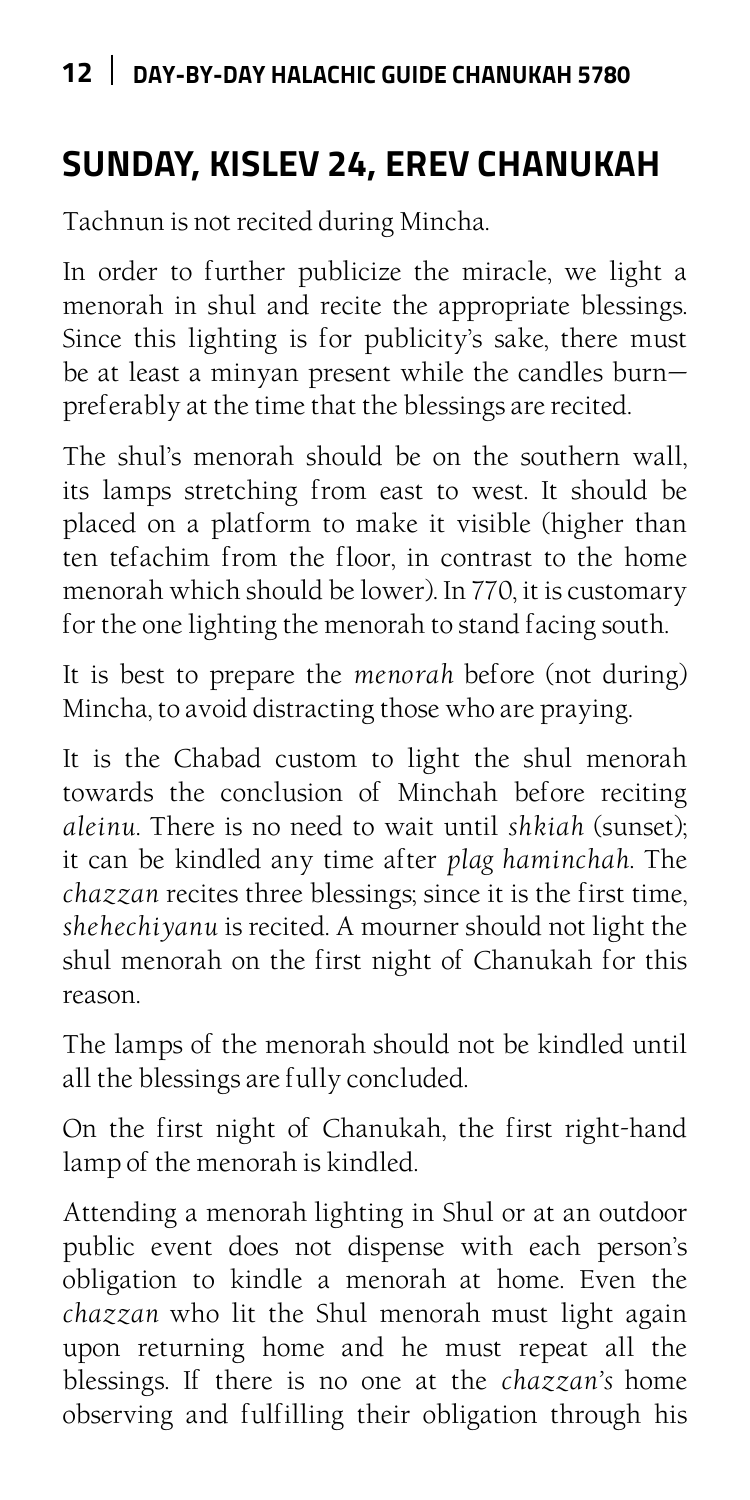## SUNDAY, KISLEV 24, EREV CHANUKAH

Tachnun is not recited during Mincha.

In order to further publicize the miracle, we light a menorah in shul and recite the appropriate blessings. Since this lighting is for publicity's sake, there must be at least a minyan present while the candles burn—preferably at the time that the blessings are recited.

The shul's menorah should be on the southern wall, its lamps stretching from east to west. It should be placed on a platform to make it visible (higher than ten tefachim from the floor, in contrast to the home menorah which should be lower). In 770, it is customary for the one lighting the menorah to stand facing south.

It is best to prepare the *menorah* before (not during) Mincha, to avoid distracting those who are praying.

It is the Chabad custom to light the shul menorah towards the conclusion of Minchah before reciting *aleinu*. There is no need to wait until *shkiah* (sunset); it can be kindled any time after *plag haminchah*. The *chazzan* recites three blessings; since it is the first time, *shehechiyanu* is recited. A mourner should not light the shul menorah on the first night of Chanukah for this reason.

The lamps of the menorah should not be kindled until all the blessings are fully concluded.

On the first night of Chanukah, the first right-hand lamp of the menorah is kindled.

Attending a menorah lighting in Shul or at an outdoor public event does not dispense with each person's obligation to kindle a menorah at home. Even the *chazzan* who lit the Shul menorah must light again upon returning home and he must repeat all the blessings. If there is no one at the *chazzan's* home observing and fulfilling their obligation through his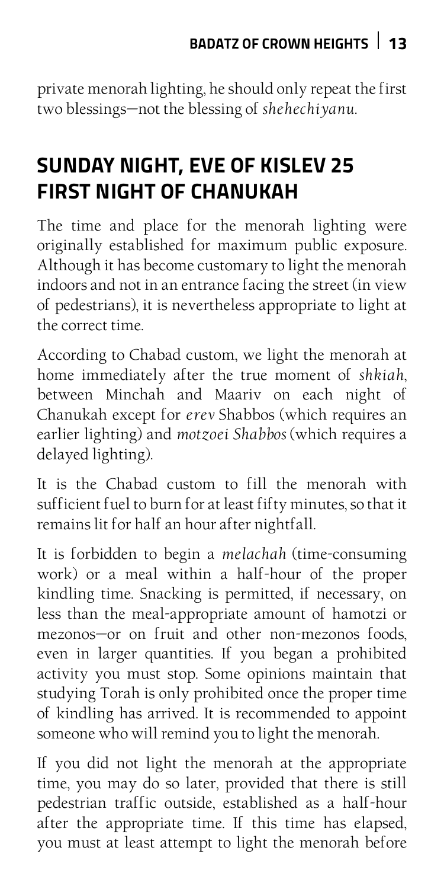private menorah lighting, he should only repeat the first two blessings—not the blessing of *shehechiyanu*.

## SUNDAY NIGHT, EVE OF KISLEV 25 FIRST NIGHT OF CHANUKAH

The time and place for the menorah lighting were originally established for maximum public exposure. Although it has become customary to light the menorah indoors and not in an entrance facing the street (in view of pedestrians), it is nevertheless appropriate to light at the correct time.

According to Chabad custom, we light the menorah at home immediately after the true moment of *shkiah*, between Minchah and Maariv on each night of Chanukah except for *erev* Shabbos (which requires an earlier lighting) and *motzoei Shabbos* (which requires a delayed lighting).

It is the Chabad custom to fill the menorah with sufficient fuel to burn for at least fifty minutes, so that it remains lit for half an hour after nightfall.

It is forbidden to begin a *melachah* (time-consuming work) or a meal within a half-hour of the proper kindling time. Snacking is permitted, if necessary, on less than the meal-appropriate amount of hamotzi or mezonos—or on fruit and other non-mezonos foods, even in larger quantities. If you began a prohibited activity you must stop. Some opinions maintain that studying Torah is only prohibited once the proper time of kindling has arrived. It is recommended to appoint someone who will remind you to light the menorah.

If you did not light the menorah at the appropriate time, you may do so later, provided that there is still pedestrian traffic outside, established as a half-hour after the appropriate time. If this time has elapsed, you must at least attempt to light the menorah before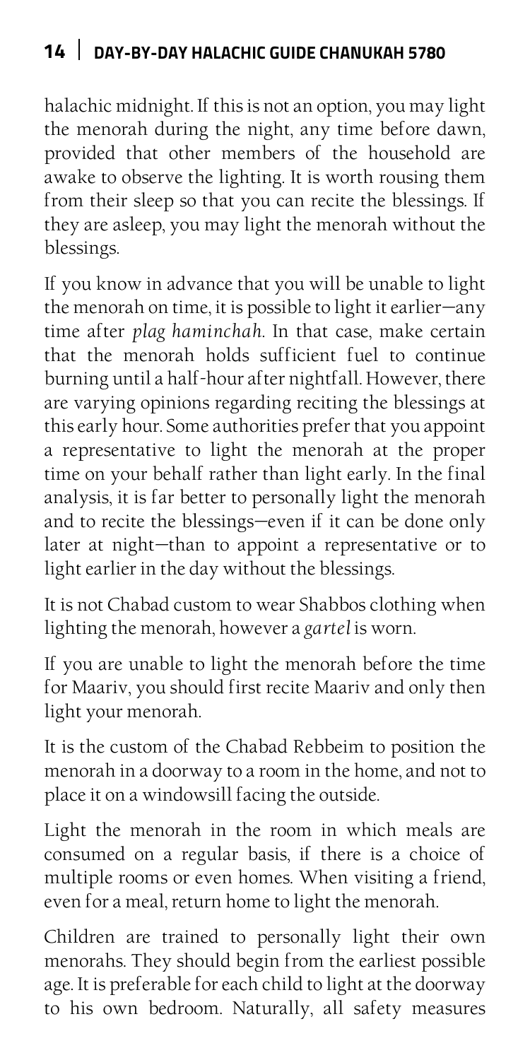halachic midnight. If this is not an option, you may light the menorah during the night, any time before dawn, provided that other members of the household are awake to observe the lighting. It is worth rousing them from their sleep so that you can recite the blessings. If they are asleep, you may light the menorah without the blessings.

If you know in advance that you will be unable to light the menorah on time, it is possible to light it earlier—any time after *plag haminchah*. In that case, make certain that the menorah holds sufficient fuel to continue burning until a half-hour after nightfall. However, there are varying opinions regarding reciting the blessings at this early hour. Some authorities prefer that you appoint a representative to light the menorah at the proper time on your behalf rather than light early. In the final analysis, it is far better to personally light the menorah and to recite the blessings—even if it can be done only later at night—than to appoint a representative or to light earlier in the day without the blessings.

It is not Chabad custom to wear Shabbos clothing when lighting the menorah, however a *gartel* is worn.

If you are unable to light the menorah before the time for Maariv, you should first recite Maariv and only then light your menorah.

It is the custom of the Chabad Rebbeim to position the menorah in a doorway to a room in the home, and not to place it on a windowsill facing the outside.

Light the menorah in the room in which meals are consumed on a regular basis, if there is a choice of multiple rooms or even homes. When visiting a friend, even for a meal, return home to light the menorah.

Children are trained to personally light their own menorahs. They should begin from the earliest possible age. It is preferable for each child to light at the doorway to his own bedroom. Naturally, all safety measures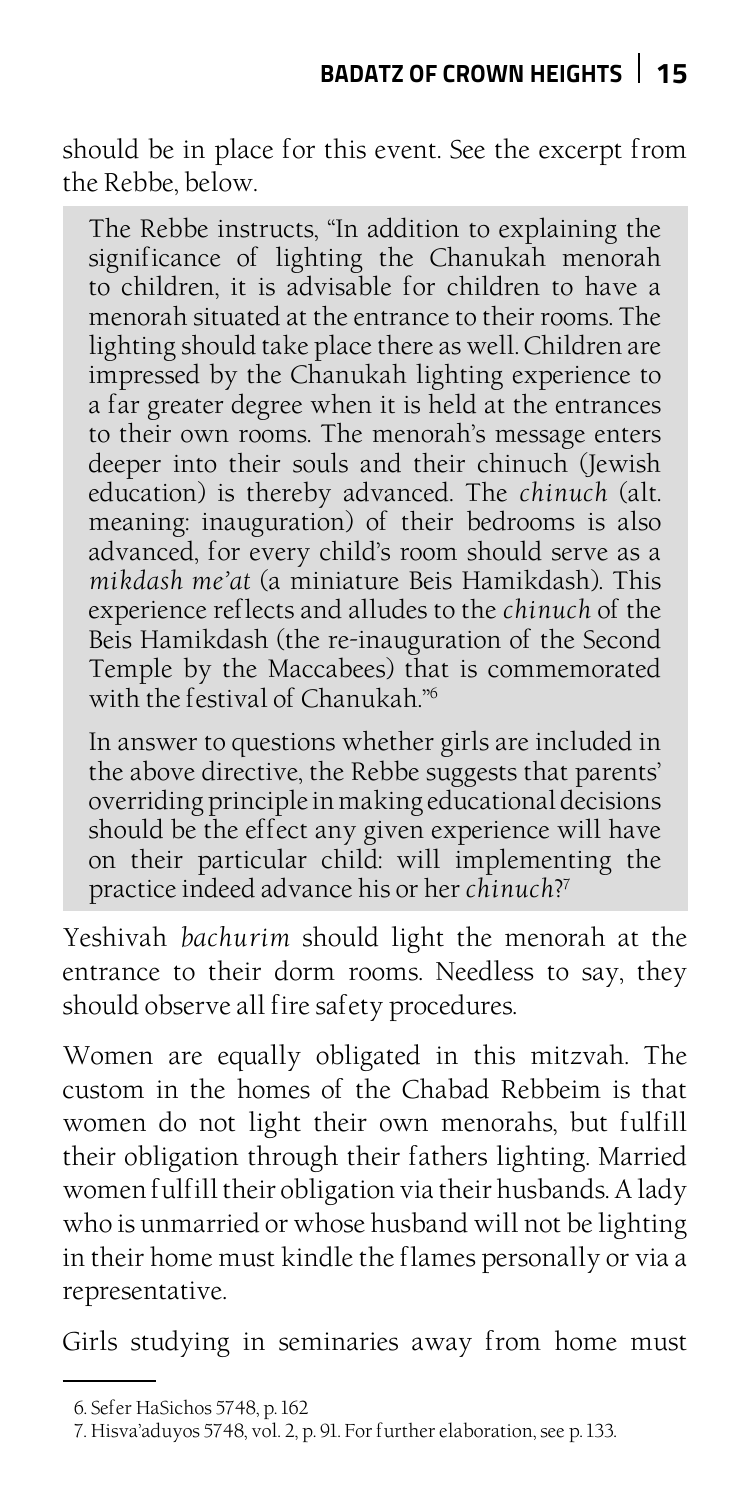should be in place for this event. See the excerpt from the Rebbe, below.

> The Rebbe instructs, "In addition to explaining the significance of lighting the Chanukah menorah to children, it is advisable for children to have a menorah situated at the entrance to their rooms. The lighting should take place there as well. Children are impressed by the Chanukah lighting experience to a far greater degree when it is held at the entrances to their own rooms. The menorah's message enters deeper into their souls and their chinuch (Jewish education) is thereby advanced. The *chinuch* (alt. meaning: inauguration) of their bedrooms is also advanced, for every child's room should serve as a *mikdash me'at* (a miniature Beis Hamikdash). This experience reflects and alludes to the *chinuch* of the Beis Hamikdash (the re-inauguration of the Second Temple by the Maccabees) that is commemorated with the festival of Chanukah."[6]
>
> In answer to questions whether girls are included in the above directive, the Rebbe suggests that parents' overriding principle in making educational decisions should be the effect any given experience will have on their particular child: will implementing the practice indeed advance his or her *chinuch*?[7]

Yeshivah *bachurim* should light the menorah at the entrance to their dorm rooms. Needless to say, they should observe all fire safety procedures.

Women are equally obligated in this mitzvah. The custom in the homes of the Chabad Rebbeim is that women do not light their own menorahs, but fulfill their obligation through their fathers lighting. Married women fulfill their obligation via their husbands. A lady who is unmarried or whose husband will not be lighting in their home must kindle the flames personally or via a representative.

Girls studying in seminaries away from home must

---

6. Sefer HaSichos 5748, p. 162

7. Hisva'aduyos 5748, vol. 2, p. 91. For further elaboration, see p. 133.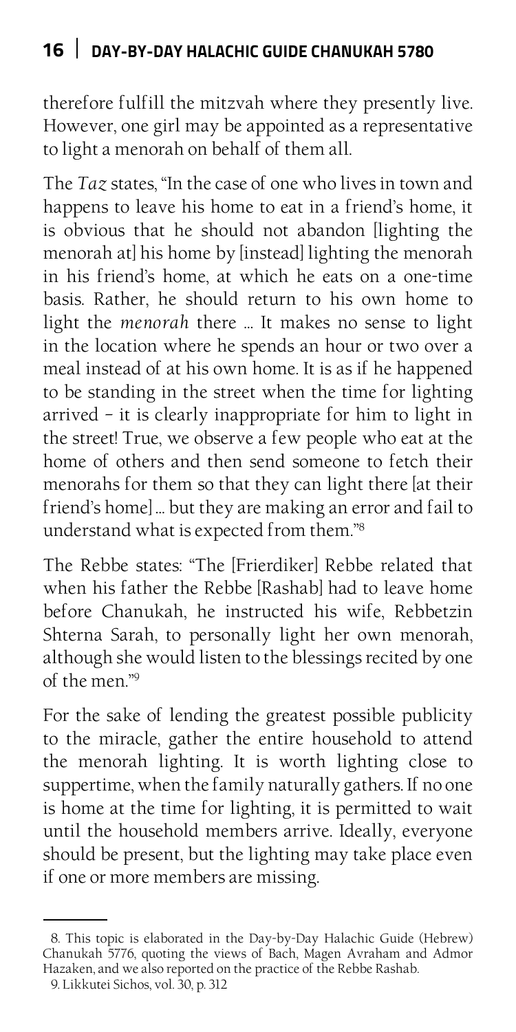therefore fulfill the mitzvah where they presently live. However, one girl may be appointed as a representative to light a menorah on behalf of them all.

The *Taz* states, "In the case of one who lives in town and happens to leave his home to eat in a friend's home, it is obvious that he should not abandon [lighting the menorah at] his home by [instead] lighting the menorah in his friend's home, at which he eats on a one-time basis. Rather, he should return to his own home to light the *menorah* there … It makes no sense to light in the location where he spends an hour or two over a meal instead of at his own home. It is as if he happened to be standing in the street when the time for lighting arrived – it is clearly inappropriate for him to light in the street! True, we observe a few people who eat at the home of others and then send someone to fetch their menorahs for them so that they can light there [at their friend's home] … but they are making an error and fail to understand what is expected from them."[8]

The Rebbe states: "The [Frierdiker] Rebbe related that when his father the Rebbe [Rashab] had to leave home before Chanukah, he instructed his wife, Rebbetzin Shterna Sarah, to personally light her own menorah, although she would listen to the blessings recited by one of the men."[9]

For the sake of lending the greatest possible publicity to the miracle, gather the entire household to attend the menorah lighting. It is worth lighting close to suppertime, when the family naturally gathers. If no one is home at the time for lighting, it is permitted to wait until the household members arrive. Ideally, everyone should be present, but the lighting may take place even if one or more members are missing.

---

8. This topic is elaborated in the Day-by-Day Halachic Guide (Hebrew) Chanukah 5776, quoting the views of Bach, Magen Avraham and Admor Hazaken, and we also reported on the practice of the Rebbe Rashab.

9. Likkutei Sichos, vol. 30, p. 312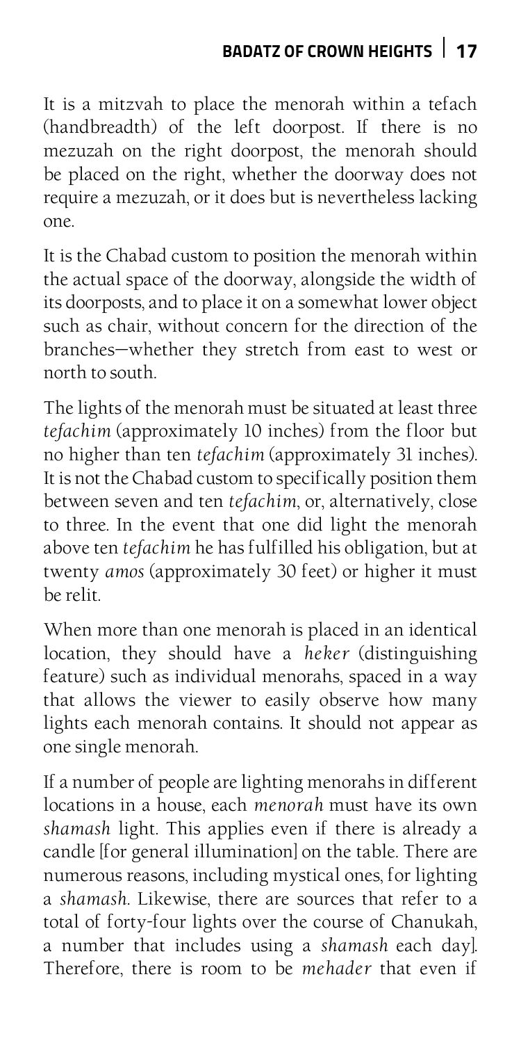It is a mitzvah to place the menorah within a tefach (handbreadth) of the left doorpost. If there is no mezuzah on the right doorpost, the menorah should be placed on the right, whether the doorway does not require a mezuzah, or it does but is nevertheless lacking one.

It is the Chabad custom to position the menorah within the actual space of the doorway, alongside the width of its doorposts, and to place it on a somewhat lower object such as chair, without concern for the direction of the branches—whether they stretch from east to west or north to south.

The lights of the menorah must be situated at least three *tefachim* (approximately 10 inches) from the floor but no higher than ten *tefachim* (approximately 31 inches). It is not the Chabad custom to specifically position them between seven and ten *tefachim*, or, alternatively, close to three. In the event that one did light the menorah above ten *tefachim* he has fulfilled his obligation, but at twenty *amos* (approximately 30 feet) or higher it must be relit.

When more than one menorah is placed in an identical location, they should have a *heker* (distinguishing feature) such as individual menorahs, spaced in a way that allows the viewer to easily observe how many lights each menorah contains. It should not appear as one single menorah.

If a number of people are lighting menorahs in different locations in a house, each *menorah* must have its own *shamash* light. This applies even if there is already a candle [for general illumination] on the table. There are numerous reasons, including mystical ones, for lighting a *shamash*. Likewise, there are sources that refer to a total of forty-four lights over the course of Chanukah, a number that includes using a *shamash* each day]. Therefore, there is room to be *mehader* that even if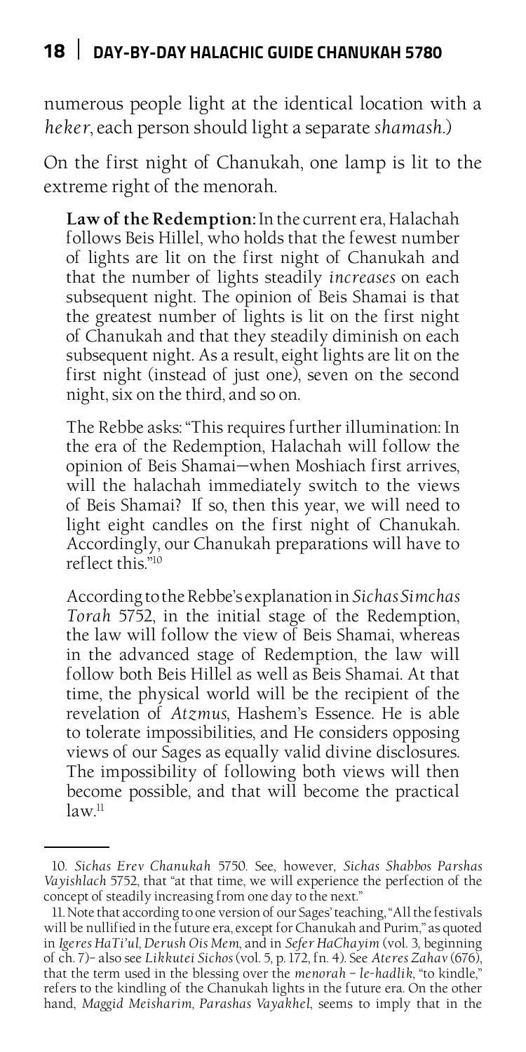numerous people light at the identical location with a *heker*, each person should light a separate *shamash*.)

On the first night of Chanukah, one lamp is lit to the extreme right of the menorah.

> **Law of the Redemption:** In the current era, Halachah follows Beis Hillel, who holds that the fewest number of lights are lit on the first night of Chanukah and that the number of lights steadily *increases* on each subsequent night. The opinion of Beis Shamai is that the greatest number of lights is lit on the first night of Chanukah and that they steadily diminish on each subsequent night. As a result, eight lights are lit on the first night (instead of just one), seven on the second night, six on the third, and so on.
>
> The Rebbe asks: "This requires further illumination: In the era of the Redemption, Halachah will follow the opinion of Beis Shamai—when Moshiach first arrives, will the halachah immediately switch to the views of Beis Shamai? If so, then this year, we will need to light eight candles on the first night of Chanukah. Accordingly, our Chanukah preparations will have to reflect this."[10]
>
> According to the Rebbe's explanation in *Sichas Simchas Torah* 5752, in the initial stage of the Redemption, the law will follow the view of Beis Shamai, whereas in the advanced stage of Redemption, the law will follow both Beis Hillel as well as Beis Shamai. At that time, the physical world will be the recipient of the revelation of *Atzmus*, Hashem's Essence. He is able to tolerate impossibilities, and He considers opposing views of our Sages as equally valid divine disclosures. The impossibility of following both views will then become possible, and that will become the practical law.[11]

---

10. *Sichas Erev Chanukah* 5750. See, however, *Sichas Shabbos Parshas Vayishlach* 5752, that "at that time, we will experience the perfection of the concept of steadily increasing from one day to the next."

11. Note that according to one version of our Sages' teaching, "All the festivals will be nullified in the future era, except for Chanukah and Purim," as quoted in *Igeres HaTi'ul, Derush Ois Mem*, and in *Sefer HaChayim* (vol. 3, beginning of ch. 7)– also see *Likkutei Sichos* (vol. 5, p. 172, fn. 4). See *Ateres Zahav* (676), that the term used in the blessing over the *menorah* – *le-hadlik*, "to kindle," refers to the kindling of the Chanukah lights in the future era. On the other hand, *Maggid Meisharim, Parashas Vayakhel*, seems to imply that in the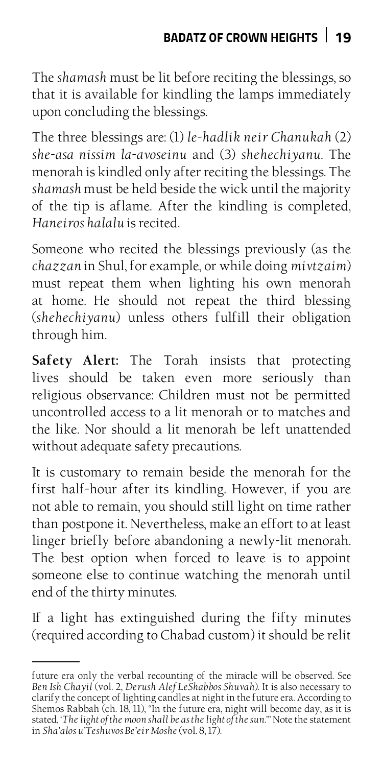The *shamash* must be lit before reciting the blessings, so that it is available for kindling the lamps immediately upon concluding the blessings.

The three blessings are: (1) *le-hadlik neir Chanukah* (2) *she-asa nissim la-avoseinu* and (3) *shehechiyanu*. The menorah is kindled only after reciting the blessings. The *shamash* must be held beside the wick until the majority of the tip is aflame. After the kindling is completed, *Haneiros halalu* is recited.

Someone who recited the blessings previously (as the *chazzan* in Shul, for example, or while doing *mivtzaim*) must repeat them when lighting his own menorah at home. He should not repeat the third blessing (*shehechiyanu*) unless others fulfill their obligation through him.

**Safety Alert:** The Torah insists that protecting lives should be taken even more seriously than religious observance: Children must not be permitted uncontrolled access to a lit menorah or to matches and the like. Nor should a lit menorah be left unattended without adequate safety precautions.

It is customary to remain beside the menorah for the first half-hour after its kindling. However, if you are not able to remain, you should still light on time rather than postpone it. Nevertheless, make an effort to at least linger briefly before abandoning a newly-lit menorah. The best option when forced to leave is to appoint someone else to continue watching the menorah until end of the thirty minutes.

If a light has extinguished during the fifty minutes (required according to Chabad custom) it should be relit

---

future era only the verbal recounting of the miracle will be observed. See *Ben Ish Chayil* (vol. 2, *Derush Alef LeShabbos Shuvah*). It is also necessary to clarify the concept of lighting candles at night in the future era. According to Shemos Rabbah (ch. 18, 11), "In the future era, night will become day, as it is stated, '*The light of the moon shall be as the light of the sun*.'" Note the statement in *Sha'alos u'Teshuvos Be'eir Moshe* (vol. 8, 17).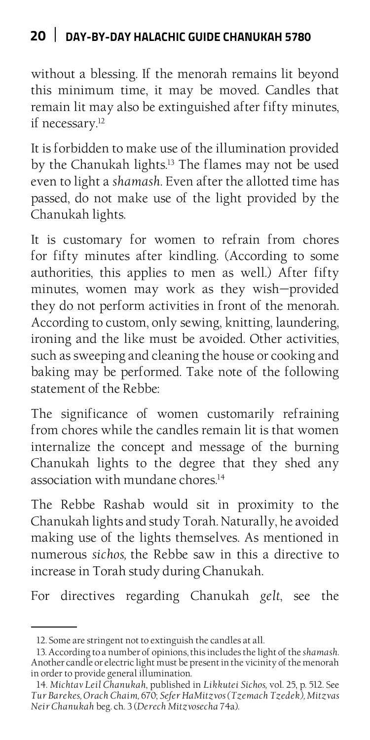without a blessing. If the menorah remains lit beyond this minimum time, it may be moved. Candles that remain lit may also be extinguished after fifty minutes, if necessary.[12]

It is forbidden to make use of the illumination provided by the Chanukah lights.[13] The flames may not be used even to light a *shamash*. Even after the allotted time has passed, do not make use of the light provided by the Chanukah lights.

It is customary for women to refrain from chores for fifty minutes after kindling. (According to some authorities, this applies to men as well.) After fifty minutes, women may work as they wish—provided they do not perform activities in front of the menorah. According to custom, only sewing, knitting, laundering, ironing and the like must be avoided. Other activities, such as sweeping and cleaning the house or cooking and baking may be performed. Take note of the following statement of the Rebbe:

The significance of women customarily refraining from chores while the candles remain lit is that women internalize the concept and message of the burning Chanukah lights to the degree that they shed any association with mundane chores.[14]

The Rebbe Rashab would sit in proximity to the Chanukah lights and study Torah. Naturally, he avoided making use of the lights themselves. As mentioned in numerous *sichos*, the Rebbe saw in this a directive to increase in Torah study during Chanukah.

For directives regarding Chanukah *gelt*, see the

---

12. Some are stringent not to extinguish the candles at all.

13. According to a number of opinions, this includes the light of the *shamash*. Another candle or electric light must be present in the vicinity of the menorah in order to provide general illumination.

14. *Michtav Leil Chanukah*, published in *Likkutei Sichos*, vol. 25, p. 512. See *Tur Barekes, Orach Chaim*, 670; *Sefer HaMitzvos (Tzemach Tzedek)*, *Mitzvas Neir Chanukah* beg. ch. 3 (*Derech Mitzvosecha* 74a).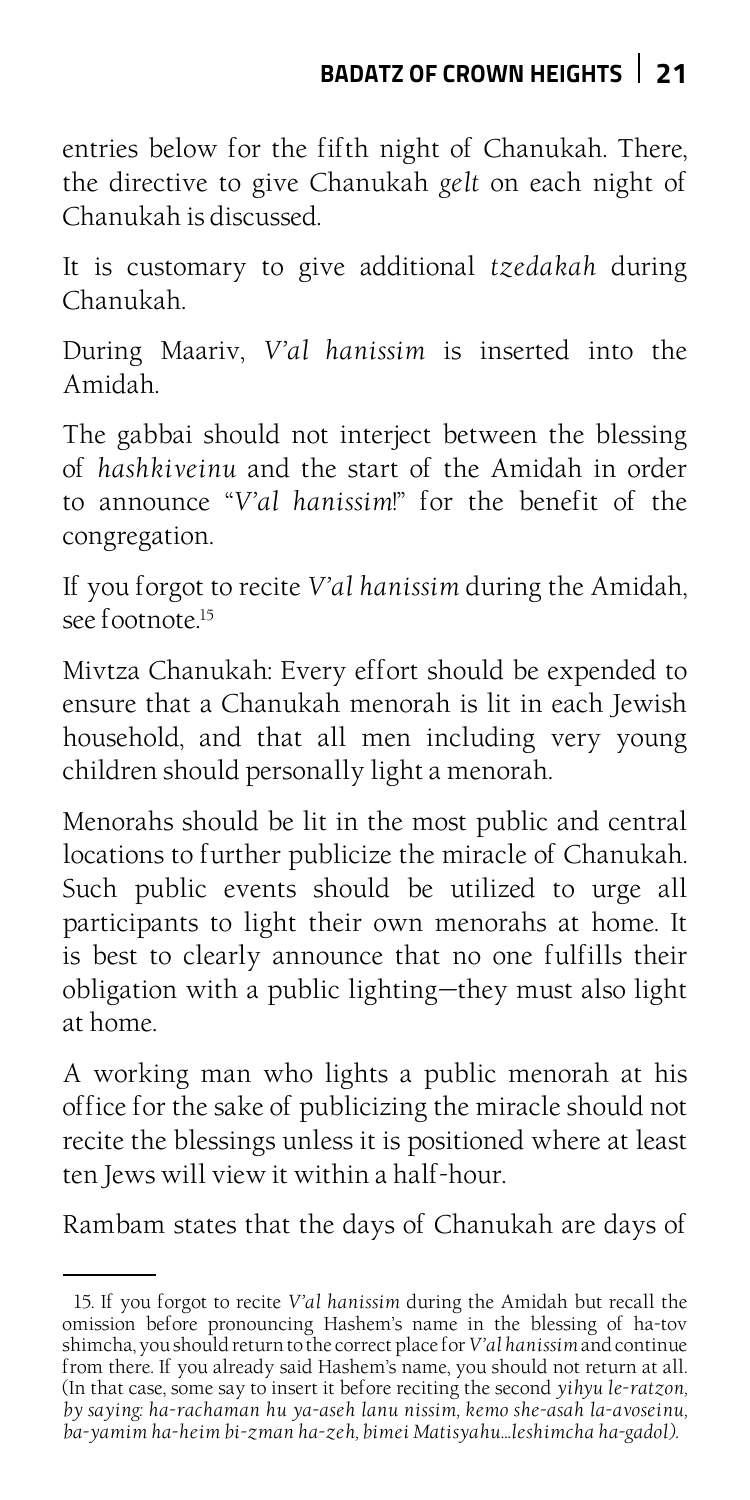entries below for the fifth night of Chanukah. There, the directive to give Chanukah *gelt* on each night of Chanukah is discussed.

It is customary to give additional *tzedakah* during Chanukah.

During Maariv, *V'al hanissim* is inserted into the Amidah.

The gabbai should not interject between the blessing of *hashkiveinu* and the start of the Amidah in order to announce "*V'al hanissim*!" for the benefit of the congregation.

If you forgot to recite *V'al hanissim* during the Amidah, see footnote.[15]

Mivtza Chanukah: Every effort should be expended to ensure that a Chanukah menorah is lit in each Jewish household, and that all men including very young children should personally light a menorah.

Menorahs should be lit in the most public and central locations to further publicize the miracle of Chanukah. Such public events should be utilized to urge all participants to light their own menorahs at home. It is best to clearly announce that no one fulfills their obligation with a public lighting—they must also light at home.

A working man who lights a public menorah at his office for the sake of publicizing the miracle should not recite the blessings unless it is positioned where at least ten Jews will view it within a half-hour.

Rambam states that the days of Chanukah are days of

---

15. If you forgot to recite *V'al hanissim* during the Amidah but recall the omission before pronouncing Hashem's name in the blessing of ha-tov shimcha, you should return to the correct place for *V'al hanissim* and continue from there. If you already said Hashem's name, you should not return at all. (In that case, some say to insert it before reciting the second *yihyu le-ratzon, by saying: ha-rachaman hu ya-aseh lanu nissim, kemo she-asah la-avoseinu, ba-yamim ha-heim bi-zman ha-zeh, bimei Matisyahu…leshimcha ha-gadol).*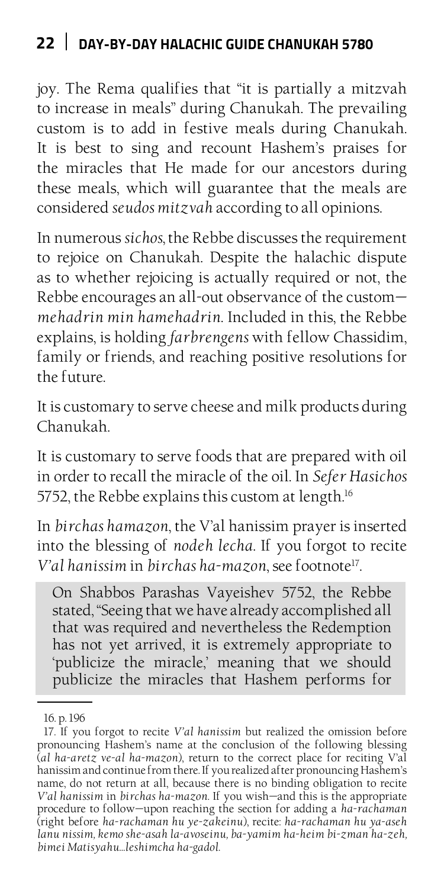joy. The Rema qualifies that "it is partially a mitzvah to increase in meals" during Chanukah. The prevailing custom is to add in festive meals during Chanukah. It is best to sing and recount Hashem's praises for the miracles that He made for our ancestors during these meals, which will guarantee that the meals are considered *seudos mitzvah* according to all opinions.

In numerous *sichos*, the Rebbe discusses the requirement to rejoice on Chanukah. Despite the halachic dispute as to whether rejoicing is actually required or not, the Rebbe encourages an all-out observance of the custom—*mehadrin min hamehadrin*. Included in this, the Rebbe explains, is holding *farbrengens* with fellow Chassidim, family or friends, and reaching positive resolutions for the future.

It is customary to serve cheese and milk products during Chanukah.

It is customary to serve foods that are prepared with oil in order to recall the miracle of the oil. In *Sefer Hasichos* 5752, the Rebbe explains this custom at length.[16]

In *birchas hamazon*, the V'al hanissim prayer is inserted into the blessing of *nodeh lecha*. If you forgot to recite *V'al hanissim* in *birchas ha-mazon*, see footnote[17].

> On Shabbos Parashas Vayeishev 5752, the Rebbe stated, "Seeing that we have already accomplished all that was required and nevertheless the Redemption has not yet arrived, it is extremely appropriate to 'publicize the miracle,' meaning that we should publicize the miracles that Hashem performs for

---

16. p. 196

17. If you forgot to recite *V'al hanissim* but realized the omission before pronouncing Hashem's name at the conclusion of the following blessing (*al ha-aretz ve-al ha-mazon*), return to the correct place for reciting V'al hanissim and continue from there. If you realized after pronouncing Hashem's name, do not return at all, because there is no binding obligation to recite *V'al hanissim* in *birchas ha-mazon*. If you wish—and this is the appropriate procedure to follow—upon reaching the section for adding a *ha-rachaman* (right before *ha-rachaman hu ye-zakeinu*), recite: *ha-rachaman hu ya-aseh lanu nissim, kemo she-asah la-avoseinu, ba-yamim ha-heim bi-zman ha-zeh, bimei Matisyahu…leshimcha ha-gadol.*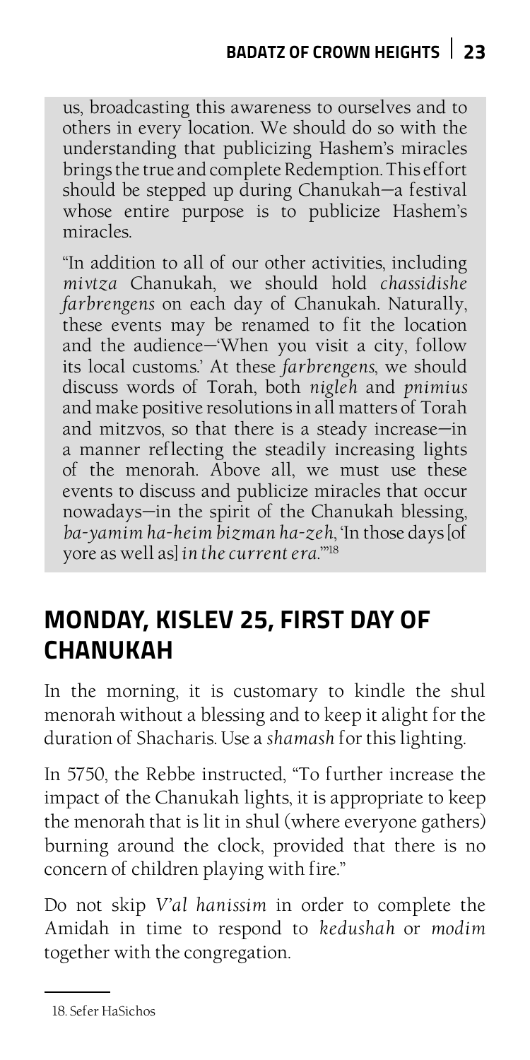us, broadcasting this awareness to ourselves and to others in every location. We should do so with the understanding that publicizing Hashem's miracles brings the true and complete Redemption. This effort should be stepped up during Chanukah—a festival whose entire purpose is to publicize Hashem's miracles.

"In addition to all of our other activities, including *mivtza* Chanukah, we should hold *chassidishe farbrengens* on each day of Chanukah. Naturally, these events may be renamed to fit the location and the audience—'When you visit a city, follow its local customs.' At these *farbrengens*, we should discuss words of Torah, both *nigleh* and *pnimius* and make positive resolutions in all matters of Torah and mitzvos, so that there is a steady increase—in a manner reflecting the steadily increasing lights of the menorah. Above all, we must use these events to discuss and publicize miracles that occur nowadays—in the spirit of the Chanukah blessing, *ba-yamim ha-heim bizman ha-zeh*, 'In those days [of yore as well as] *in the current era*.'"[18]

## MONDAY, KISLEV 25, FIRST DAY OF CHANUKAH

In the morning, it is customary to kindle the shul menorah without a blessing and to keep it alight for the duration of Shacharis. Use a *shamash* for this lighting.

In 5750, the Rebbe instructed, "To further increase the impact of the Chanukah lights, it is appropriate to keep the menorah that is lit in shul (where everyone gathers) burning around the clock, provided that there is no concern of children playing with fire."

Do not skip *V'al hanissim* in order to complete the Amidah in time to respond to *kedushah* or *modim* together with the congregation.

---

18. Sefer HaSichos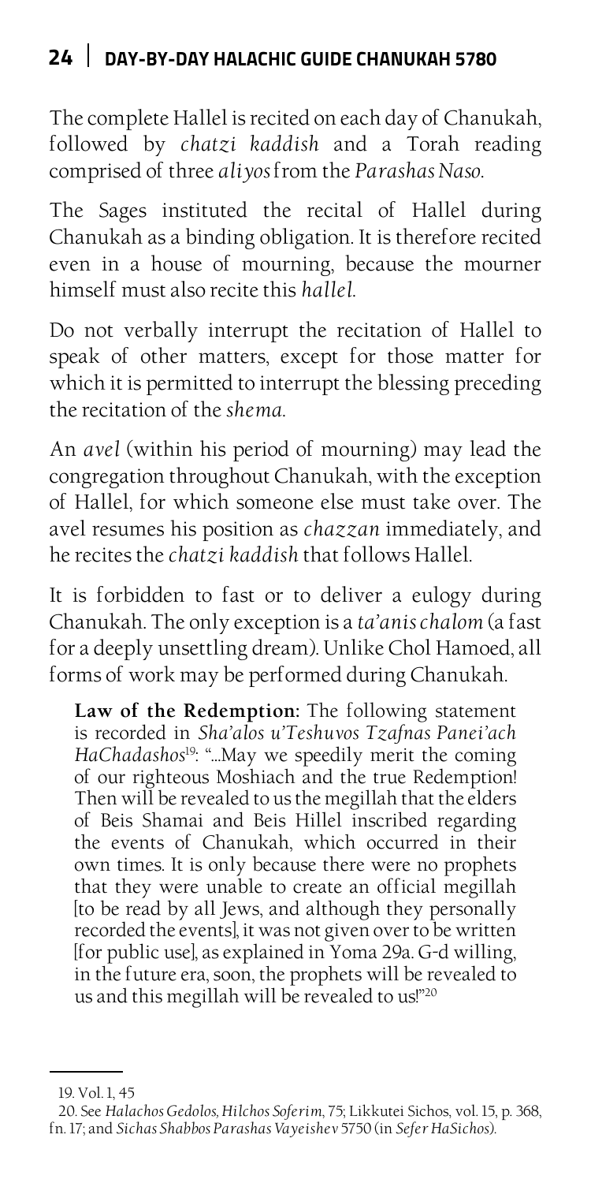The complete Hallel is recited on each day of Chanukah, followed by *chatzi kaddish* and a Torah reading comprised of three *aliyos* from the *Parashas Naso*.

The Sages instituted the recital of Hallel during Chanukah as a binding obligation. It is therefore recited even in a house of mourning, because the mourner himself must also recite this *hallel*.

Do not verbally interrupt the recitation of Hallel to speak of other matters, except for those matter for which it is permitted to interrupt the blessing preceding the recitation of the *shema*.

An *avel* (within his period of mourning) may lead the congregation throughout Chanukah, with the exception of Hallel, for which someone else must take over. The avel resumes his position as *chazzan* immediately, and he recites the *chatzi kaddish* that follows Hallel.

It is forbidden to fast or to deliver a eulogy during Chanukah. The only exception is a *ta'anis chalom* (a fast for a deeply unsettling dream). Unlike Chol Hamoed, all forms of work may be performed during Chanukah.

> **Law of the Redemption:** The following statement is recorded in *Sha'alos u'Teshuvos Tzafnas Panei'ach HaChadashos*[19]: "...May we speedily merit the coming of our righteous Moshiach and the true Redemption! Then will be revealed to us the megillah that the elders of Beis Shamai and Beis Hillel inscribed regarding the events of Chanukah, which occurred in their own times. It is only because there were no prophets that they were unable to create an official megillah [to be read by all Jews, and although they personally recorded the events], it was not given over to be written [for public use], as explained in Yoma 29a. G-d willing, in the future era, soon, the prophets will be revealed to us and this megillah will be revealed to us!"[20]

---

19. Vol. 1, 45

20. See *Halachos Gedolos, Hilchos Soferim*, 75; Likkutei Sichos, vol. 15, p. 368, fn. 17; and *Sichas Shabbos Parashas Vayeishev* 5750 (in *Sefer HaSichos*).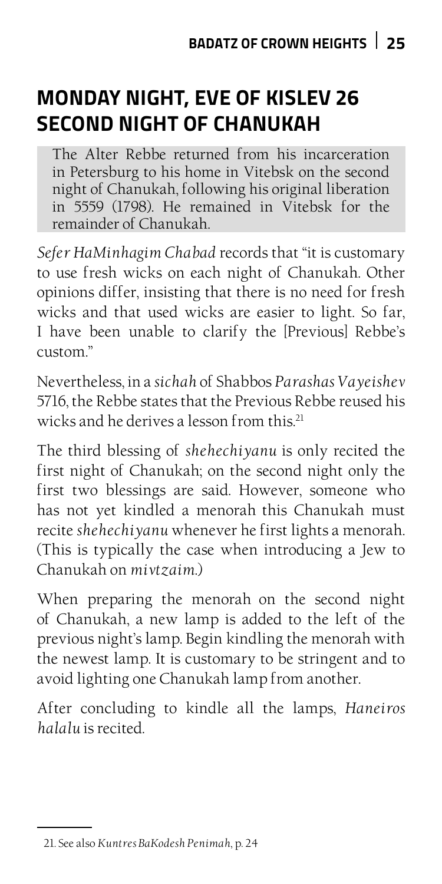## MONDAY NIGHT, EVE OF KISLEV 26 SECOND NIGHT OF CHANUKAH

> The Alter Rebbe returned from his incarceration in Petersburg to his home in Vitebsk on the second night of Chanukah, following his original liberation in 5559 (1798). He remained in Vitebsk for the remainder of Chanukah.

*Sefer HaMinhagim Chabad* records that "it is customary to use fresh wicks on each night of Chanukah. Other opinions differ, insisting that there is no need for fresh wicks and that used wicks are easier to light. So far, I have been unable to clarify the [Previous] Rebbe's custom."

Nevertheless, in a *sichah* of Shabbos *Parashas Vayeishev* 5716, the Rebbe states that the Previous Rebbe reused his wicks and he derives a lesson from this.[21]

The third blessing of *shehechiyanu* is only recited the first night of Chanukah; on the second night only the first two blessings are said. However, someone who has not yet kindled a menorah this Chanukah must recite *shehechiyanu* whenever he first lights a menorah. (This is typically the case when introducing a Jew to Chanukah on *mivtzaim*.)

When preparing the menorah on the second night of Chanukah, a new lamp is added to the left of the previous night's lamp. Begin kindling the menorah with the newest lamp. It is customary to be stringent and to avoid lighting one Chanukah lamp from another.

After concluding to kindle all the lamps, *Haneiros halalu* is recited.

---

21. See also *Kuntres BaKodesh Penimah*, p. 24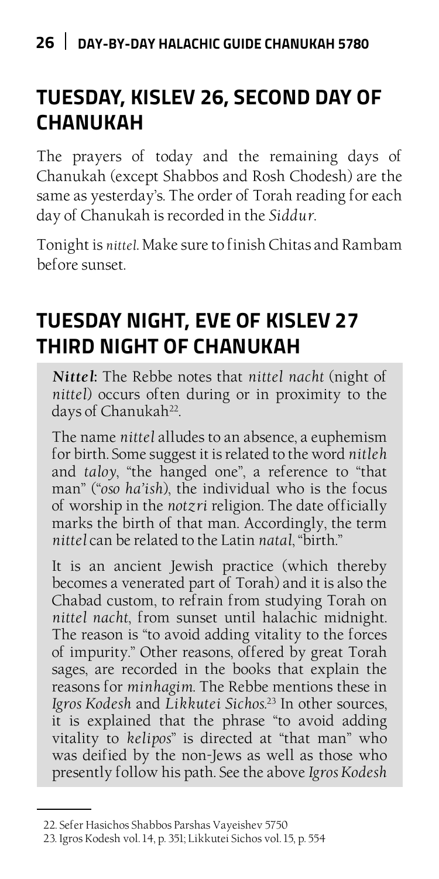## TUESDAY, KISLEV 26, SECOND DAY OF CHANUKAH

The prayers of today and the remaining days of Chanukah (except Shabbos and Rosh Chodesh) are the same as yesterday's. The order of Torah reading for each day of Chanukah is recorded in the *Siddur*.

Tonight is *nittel*. Make sure to finish Chitas and Rambam before sunset.

## TUESDAY NIGHT, EVE OF KISLEV 27 THIRD NIGHT OF CHANUKAH

***Nittel***: The Rebbe notes that *nittel nacht* (night of *nittel*) occurs often during or in proximity to the days of Chanukah[22].

The name *nittel* alludes to an absence, a euphemism for birth. Some suggest it is related to the word *nitleh* and *taloy*, "the hanged one", a reference to "that man" ("*oso ha'ish*), the individual who is the focus of worship in the *notzri* religion. The date officially marks the birth of that man. Accordingly, the term *nittel* can be related to the Latin *natal*, "birth."

It is an ancient Jewish practice (which thereby becomes a venerated part of Torah) and it is also the Chabad custom, to refrain from studying Torah on *nittel nacht*, from sunset until halachic midnight. The reason is "to avoid adding vitality to the forces of impurity." Other reasons, offered by great Torah sages, are recorded in the books that explain the reasons for *minhagim*. The Rebbe mentions these in *Igros Kodesh* and *Likkutei Sichos*.[23] In other sources, it is explained that the phrase "to avoid adding vitality to *kelipos*" is directed at "that man" who was deified by the non-Jews as well as those who presently follow his path. See the above *Igros Kodesh*

22. Sefer Hasichos Shabbos Parshas Vayeishev 5750

23. Igros Kodesh vol. 14, p. 351; Likkutei Sichos vol. 15, p. 554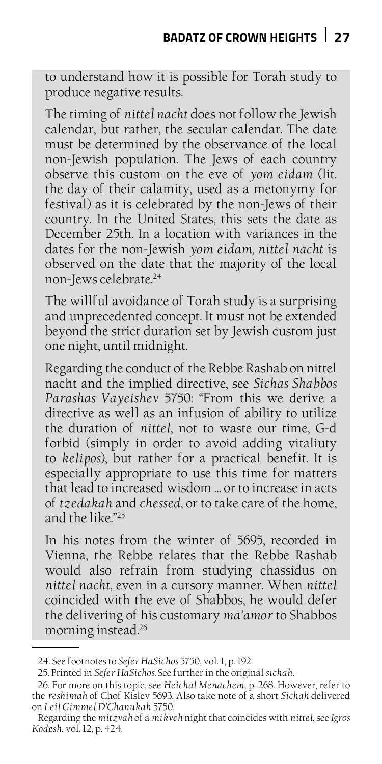to understand how it is possible for Torah study to produce negative results.

The timing of *nittel nacht* does not follow the Jewish calendar, but rather, the secular calendar. The date must be determined by the observance of the local non-Jewish population. The Jews of each country observe this custom on the eve of *yom eidam* (lit. the day of their calamity, used as a metonymy for festival) as it is celebrated by the non-Jews of their country. In the United States, this sets the date as December 25th. In a location with variances in the dates for the non-Jewish *yom eidam, nittel nacht* is observed on the date that the majority of the local non-Jews celebrate.[24]

The willful avoidance of Torah study is a surprising and unprecedented concept. It must not be extended beyond the strict duration set by Jewish custom just one night, until midnight.

Regarding the conduct of the Rebbe Rashab on nittel nacht and the implied directive, see *Sichas Shabbos Parashas Vayeishev* 5750: "From this we derive a directive as well as an infusion of ability to utilize the duration of *nittel*, not to waste our time, G-d forbid (simply in order to avoid adding vitaliuty to *kelipos*), but rather for a practical benefit. It is especially appropriate to use this time for matters that lead to increased wisdom … or to increase in acts of *tzedakah* and *chessed*, or to take care of the home, and the like."[25]

In his notes from the winter of 5695, recorded in Vienna, the Rebbe relates that the Rebbe Rashab would also refrain from studying chassidus on *nittel nacht*, even in a cursory manner. When *nittel* coincided with the eve of Shabbos, he would defer the delivering of his customary *ma'amor* to Shabbos morning instead.[26]

---

24. See footnotes to *Sefer HaSichos* 5750, vol. 1, p. 192

25. Printed in *Sefer HaSichos*. See further in the original *sichah*.

26. For more on this topic, see *Heichal Menachem*, p. 268. However, refer to the *reshimah* of Chof Kislev 5693. Also take note of a short *Sichah* delivered on *Leil Gimmel D'Chanukah* 5750.

Regarding the *mitzvah* of a *mikveh* night that coincides with *nittel*, see *Igros Kodesh*, vol. 12, p. 424.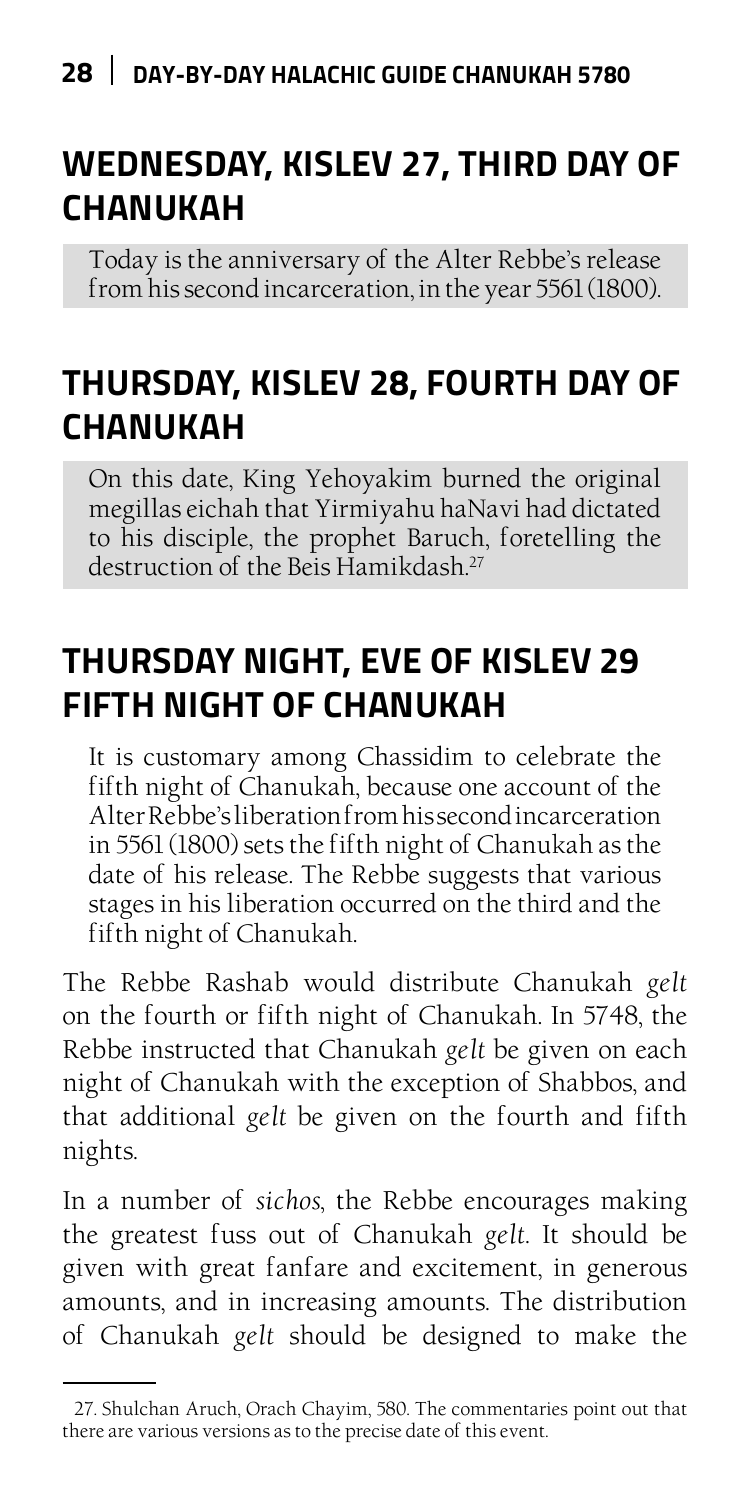## WEDNESDAY, KISLEV 27, THIRD DAY OF CHANUKAH

Today is the anniversary of the Alter Rebbe's release from his second incarceration, in the year 5561 (1800).

## THURSDAY, KISLEV 28, FOURTH DAY OF CHANUKAH

On this date, King Yehoyakim burned the original megillas eichah that Yirmiyahu haNavi had dictated to his disciple, the prophet Baruch, foretelling the destruction of the Beis Hamikdash.[27]

## THURSDAY NIGHT, EVE OF KISLEV 29 FIFTH NIGHT OF CHANUKAH

It is customary among Chassidim to celebrate the fifth night of Chanukah, because one account of the Alter Rebbe's liberation from his second incarceration in 5561 (1800) sets the fifth night of Chanukah as the date of his release. The Rebbe suggests that various stages in his liberation occurred on the third and the fifth night of Chanukah.

The Rebbe Rashab would distribute Chanukah *gelt* on the fourth or fifth night of Chanukah. In 5748, the Rebbe instructed that Chanukah *gelt* be given on each night of Chanukah with the exception of Shabbos, and that additional *gelt* be given on the fourth and fifth nights.

In a number of *sichos*, the Rebbe encourages making the greatest fuss out of Chanukah *gelt*. It should be given with great fanfare and excitement, in generous amounts, and in increasing amounts. The distribution of Chanukah *gelt* should be designed to make the

---

27. Shulchan Aruch, Orach Chayim, 580. The commentaries point out that there are various versions as to the precise date of this event.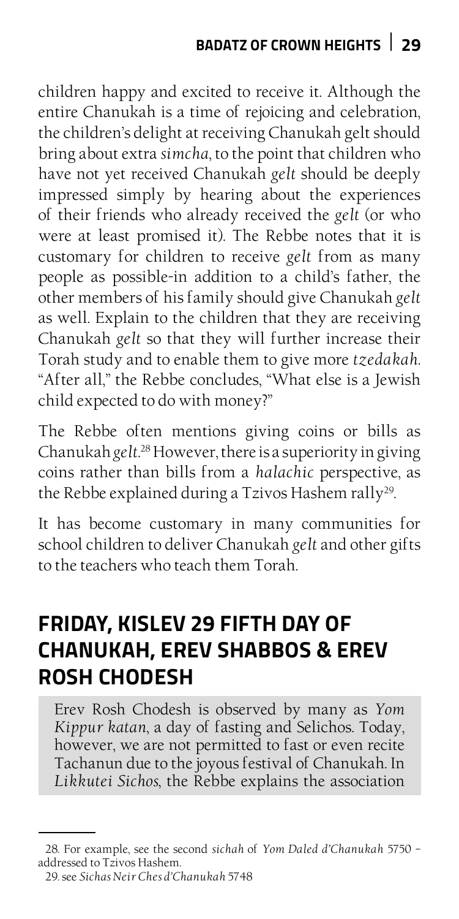children happy and excited to receive it. Although the entire Chanukah is a time of rejoicing and celebration, the children's delight at receiving Chanukah gelt should bring about extra *simcha*, to the point that children who have not yet received Chanukah *gelt* should be deeply impressed simply by hearing about the experiences of their friends who already received the *gelt* (or who were at least promised it). The Rebbe notes that it is customary for children to receive *gelt* from as many people as possible-in addition to a child's father, the other members of his family should give Chanukah *gelt* as well. Explain to the children that they are receiving Chanukah *gelt* so that they will further increase their Torah study and to enable them to give more *tzedakah*. "After all," the Rebbe concludes, "What else is a Jewish child expected to do with money?"

The Rebbe often mentions giving coins or bills as Chanukah *gelt*.[28] However, there is a superiority in giving coins rather than bills from a *halachic* perspective, as the Rebbe explained during a Tzivos Hashem rally[29].

It has become customary in many communities for school children to deliver Chanukah *gelt* and other gifts to the teachers who teach them Torah.

## FRIDAY, KISLEV 29 FIFTH DAY OF CHANUKAH, EREV SHABBOS & EREV ROSH CHODESH

Erev Rosh Chodesh is observed by many as *Yom Kippur katan*, a day of fasting and Selichos. Today, however, we are not permitted to fast or even recite Tachanun due to the joyous festival of Chanukah. In *Likkutei Sichos*, the Rebbe explains the association

---

28. For example, see the second *sichah* of *Yom Daled d'Chanukah* 5750 – addressed to Tzivos Hashem.

29. see *Sichas Neir Ches d'Chanukah* 5748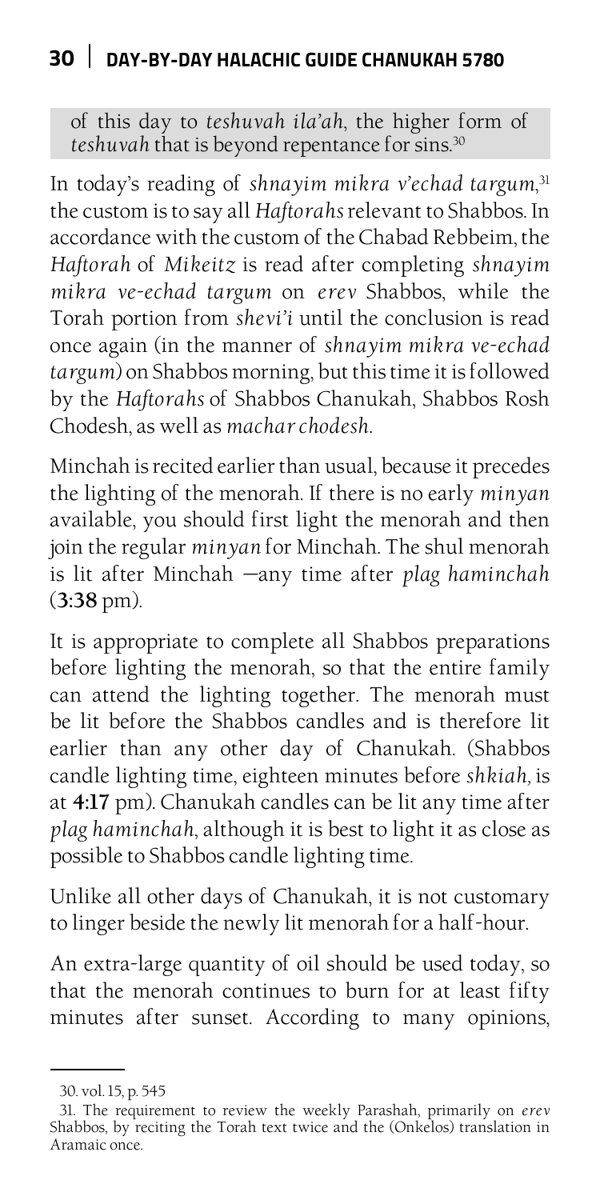of this day to *teshuvah ila'ah*, the higher form of *teshuvah* that is beyond repentance for sins.[30]

In today's reading of *shnayim mikra v'echad targum*,[31] the custom is to say all *Haftorahs* relevant to Shabbos. In accordance with the custom of the Chabad Rebbeim, the *Haftorah* of *Mikeitz* is read after completing *shnayim mikra ve-echad targum* on *erev* Shabbos, while the Torah portion from *shevi'i* until the conclusion is read once again (in the manner of *shnayim mikra ve-echad targum*) on Shabbos morning, but this time it is followed by the *Haftorahs* of Shabbos Chanukah, Shabbos Rosh Chodesh, as well as *machar chodesh*.

Minchah is recited earlier than usual, because it precedes the lighting of the menorah. If there is no early *minyan* available, you should first light the menorah and then join the regular *minyan* for Minchah. The shul menorah is lit after Minchah —any time after *plag haminchah* (**3:38** pm).

It is appropriate to complete all Shabbos preparations before lighting the menorah, so that the entire family can attend the lighting together. The menorah must be lit before the Shabbos candles and is therefore lit earlier than any other day of Chanukah. (Shabbos candle lighting time, eighteen minutes before *shkiah*, is at **4:17** pm). Chanukah candles can be lit any time after *plag haminchah*, although it is best to light it as close as possible to Shabbos candle lighting time.

Unlike all other days of Chanukah, it is not customary to linger beside the newly lit menorah for a half-hour.

An extra-large quantity of oil should be used today, so that the menorah continues to burn for at least fifty minutes after sunset. According to many opinions,

---

30. vol. 15, p. 545

31. The requirement to review the weekly Parashah, primarily on *erev* Shabbos, by reciting the Torah text twice and the (Onkelos) translation in Aramaic once.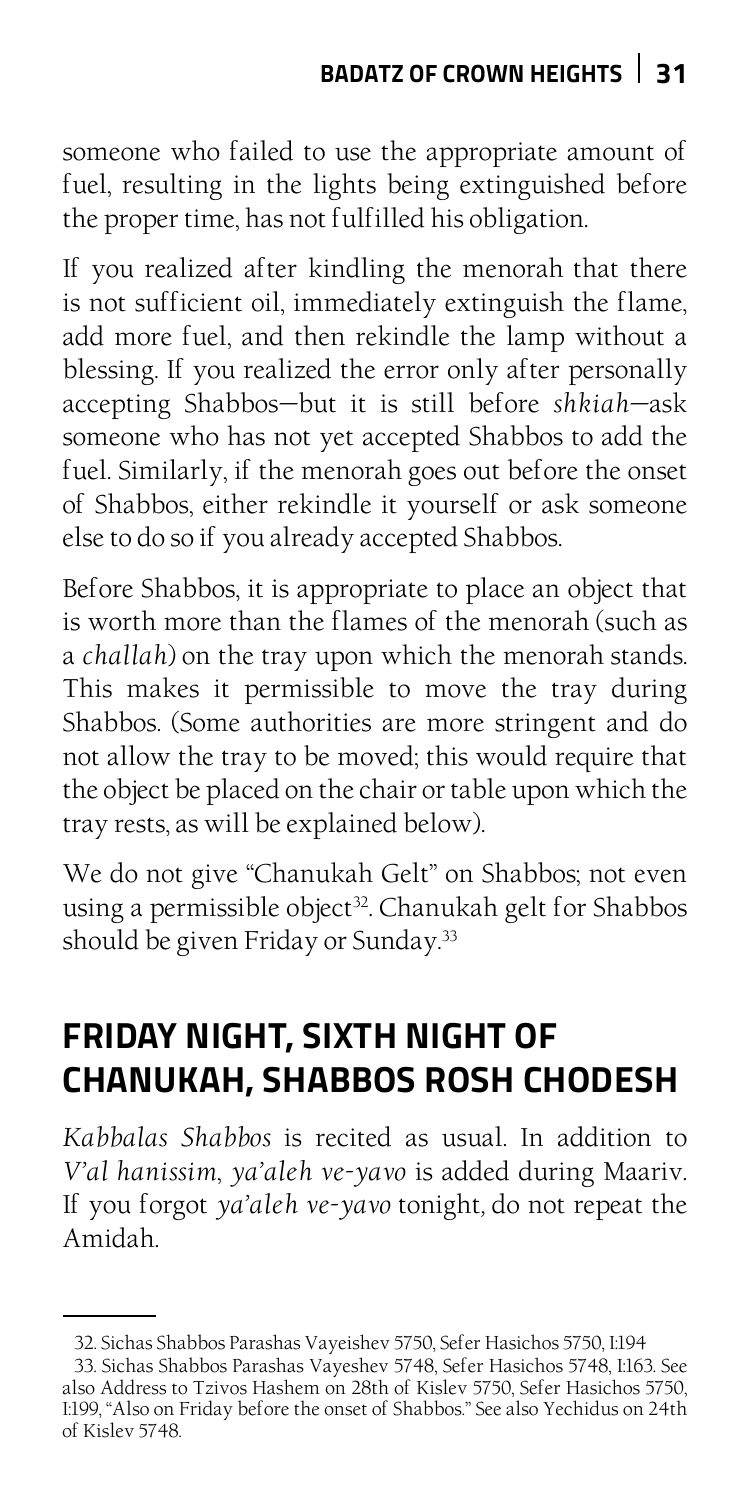someone who failed to use the appropriate amount of fuel, resulting in the lights being extinguished before the proper time, has not fulfilled his obligation.

If you realized after kindling the menorah that there is not sufficient oil, immediately extinguish the flame, add more fuel, and then rekindle the lamp without a blessing. If you realized the error only after personally accepting Shabbos—but it is still before *shkiah*—ask someone who has not yet accepted Shabbos to add the fuel. Similarly, if the menorah goes out before the onset of Shabbos, either rekindle it yourself or ask someone else to do so if you already accepted Shabbos.

Before Shabbos, it is appropriate to place an object that is worth more than the flames of the menorah (such as a *challah*) on the tray upon which the menorah stands. This makes it permissible to move the tray during Shabbos. (Some authorities are more stringent and do not allow the tray to be moved; this would require that the object be placed on the chair or table upon which the tray rests, as will be explained below).

We do not give "Chanukah Gelt" on Shabbos; not even using a permissible object[32]. Chanukah gelt for Shabbos should be given Friday or Sunday.[33]

## FRIDAY NIGHT, SIXTH NIGHT OF CHANUKAH, SHABBOS ROSH CHODESH

*Kabbalas Shabbos* is recited as usual. In addition to *V'al hanissim*, *ya'aleh ve-yavo* is added during Maariv. If you forgot *ya'aleh ve-yavo* tonight, do not repeat the Amidah.

---

32. Sichas Shabbos Parashas Vayeishev 5750, Sefer Hasichos 5750, I:194

33. Sichas Shabbos Parashas Vayeshev 5748, Sefer Hasichos 5748, I:163. See also Address to Tzivos Hashem on 28th of Kislev 5750, Sefer Hasichos 5750, I:199, "Also on Friday before the onset of Shabbos." See also Yechidus on 24th of Kislev 5748.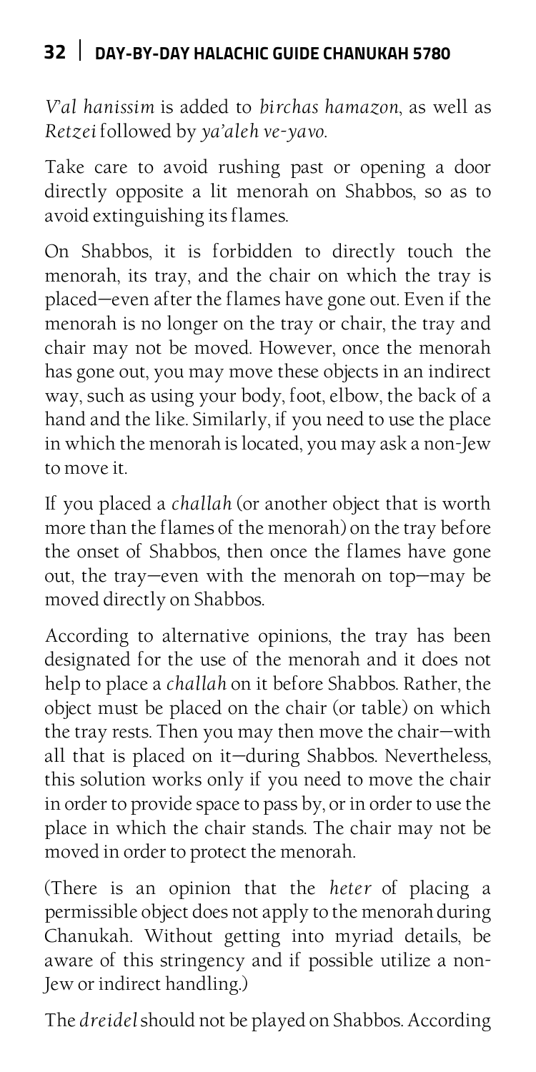*V'al hanissim* is added to *birchas hamazon*, as well as *Retzei* followed by *ya'aleh ve-yavo*.

Take care to avoid rushing past or opening a door directly opposite a lit menorah on Shabbos, so as to avoid extinguishing its flames.

On Shabbos, it is forbidden to directly touch the menorah, its tray, and the chair on which the tray is placed—even after the flames have gone out. Even if the menorah is no longer on the tray or chair, the tray and chair may not be moved. However, once the menorah has gone out, you may move these objects in an indirect way, such as using your body, foot, elbow, the back of a hand and the like. Similarly, if you need to use the place in which the menorah is located, you may ask a non-Jew to move it.

If you placed a *challah* (or another object that is worth more than the flames of the menorah) on the tray before the onset of Shabbos, then once the flames have gone out, the tray—even with the menorah on top—may be moved directly on Shabbos.

According to alternative opinions, the tray has been designated for the use of the menorah and it does not help to place a *challah* on it before Shabbos. Rather, the object must be placed on the chair (or table) on which the tray rests. Then you may then move the chair—with all that is placed on it—during Shabbos. Nevertheless, this solution works only if you need to move the chair in order to provide space to pass by, or in order to use the place in which the chair stands. The chair may not be moved in order to protect the menorah.

(There is an opinion that the *heter* of placing a permissible object does not apply to the menorah during Chanukah. Without getting into myriad details, be aware of this stringency and if possible utilize a non-Jew or indirect handling.)

The *dreidel* should not be played on Shabbos. According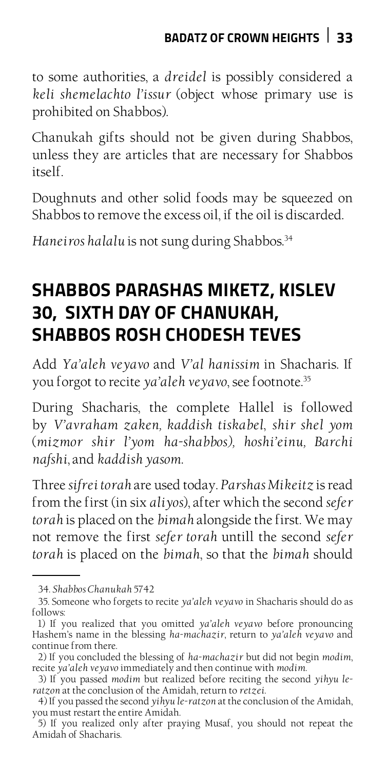to some authorities, a *dreidel* is possibly considered a *keli shemelachto l'issur* (object whose primary use is prohibited on Shabbos).

Chanukah gifts should not be given during Shabbos, unless they are articles that are necessary for Shabbos itself.

Doughnuts and other solid foods may be squeezed on Shabbos to remove the excess oil, if the oil is discarded.

*Haneiros halalu* is not sung during Shabbos.[34]

## SHABBOS PARASHAS MIKETZ, KISLEV 30, SIXTH DAY OF CHANUKAH, SHABBOS ROSH CHODESH TEVES

Add *Ya'aleh veyavo* and *V'al hanissim* in Shacharis. If you forgot to recite *ya'aleh veyavo*, see footnote.[35]

During Shacharis, the complete Hallel is followed by *V'avraham zaken, kaddish tiskabel, shir shel yom* (*mizmor shir l'yom ha-shabbos*), *hoshi'einu, Barchi nafshi*, and *kaddish yasom*.

Three *sifrei torah* are used today. *Parshas Mikeitz* is read from the first (in six *aliyos*), after which the second *sefer torah* is placed on the *bimah* alongside the first. We may not remove the first *sefer torah* untill the second *sefer torah* is placed on the *bimah*, so that the *bimah* should

---

34. *Shabbos Chanukah* 5742

35. Someone who forgets to recite *ya'aleh veyavo* in Shacharis should do as follows:

1) If you realized that you omitted *ya'aleh veyavo* before pronouncing Hashem's name in the blessing *ha-machazir*, return to *ya'aleh veyavo* and continue from there.

2) If you concluded the blessing of *ha-machazir* but did not begin *modim*, recite *ya'aleh veyavo* immediately and then continue with *modim*.

3) If you passed *modim* but realized before reciting the second *yihyu le-ratzon* at the conclusion of the Amidah, return to *retzei*.

4) If you passed the second *yihyu le-ratzon* at the conclusion of the Amidah, you must restart the entire Amidah.

5) If you realized only after praying Musaf, you should not repeat the Amidah of Shacharis.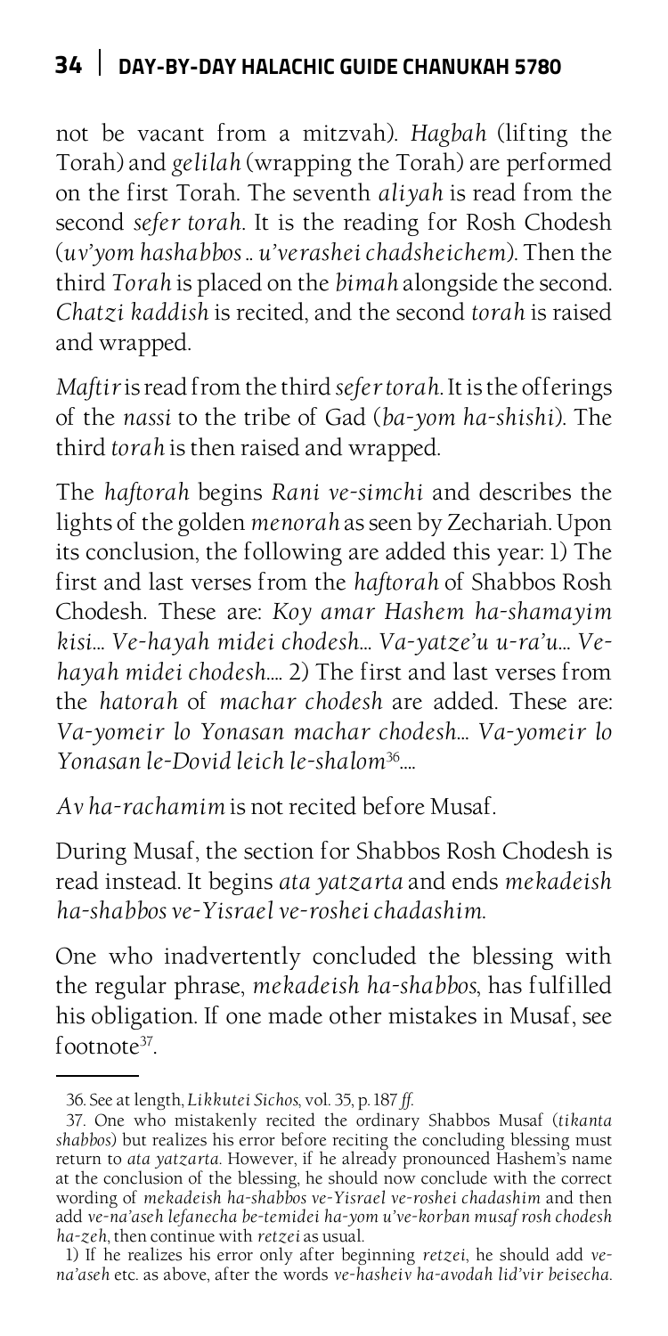not be vacant from a mitzvah). *Hagbah* (lifting the Torah) and *gelilah* (wrapping the Torah) are performed on the first Torah. The seventh *aliyah* is read from the second *sefer torah*. It is the reading for Rosh Chodesh (*uv'yom hashabbos .. u'verashei chadsheichem*). Then the third *Torah* is placed on the *bimah* alongside the second. *Chatzi kaddish* is recited, and the second *torah* is raised and wrapped.

*Maftir* is read from the third *sefer torah*. It is the offerings of the *nassi* to the tribe of Gad (*ba-yom ha-shishi*). The third *torah* is then raised and wrapped.

The *haftorah* begins *Rani ve-simchi* and describes the lights of the golden *menorah* as seen by Zechariah. Upon its conclusion, the following are added this year: 1) The first and last verses from the *haftorah* of Shabbos Rosh Chodesh. These are: *Koy amar Hashem ha-shamayim kisi… Ve-hayah midei chodesh… Va-yatze'u u-ra'u… Ve-hayah midei chodesh….* 2) The first and last verses from the *hatorah* of *machar chodesh* are added. These are: *Va-yomeir lo Yonasan machar chodesh… Va-yomeir lo Yonasan le-Dovid leich le-shalom*[36]*….*

*Av ha-rachamim* is not recited before Musaf.

During Musaf, the section for Shabbos Rosh Chodesh is read instead. It begins *ata yatzarta* and ends *mekadeish ha-shabbos ve-Yisrael ve-roshei chadashim*.

One who inadvertently concluded the blessing with the regular phrase, *mekadeish ha-shabbos*, has fulfilled his obligation. If one made other mistakes in Musaf, see footnote[37].

---

36. See at length, *Likkutei Sichos*, vol. 35, p. 187 *ff*.

37. One who mistakenly recited the ordinary Shabbos Musaf (*tikanta shabbos*) but realizes his error before reciting the concluding blessing must return to *ata yatzarta*. However, if he already pronounced Hashem's name at the conclusion of the blessing, he should now conclude with the correct wording of *mekadeish ha-shabbos ve-Yisrael ve-roshei chadashim* and then add *ve-na'aseh lefanecha be-temidei ha-yom u've-korban musaf rosh chodesh ha-zeh*, then continue with *retzei* as usual.

1) If he realizes his error only after beginning *retzei*, he should add *ve-na'aseh* etc. as above, after the words *ve-hasheiv ha-avodah lid'vir beisecha*.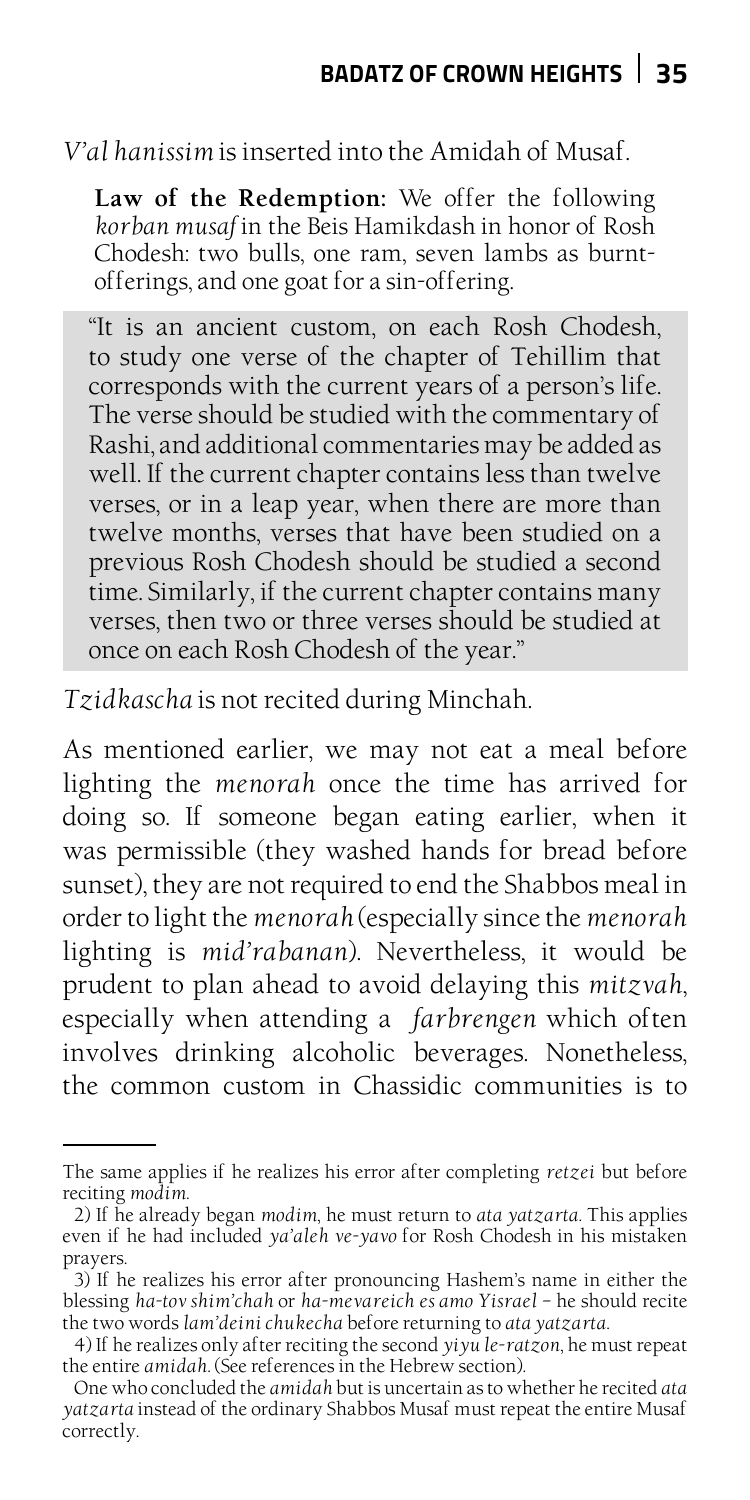*V'al hanissim* is inserted into the Amidah of Musaf.

> **Law of the Redemption:** We offer the following *korban musaf* in the Beis Hamikdash in honor of Rosh Chodesh: two bulls, one ram, seven lambs as burnt-offerings, and one goat for a sin-offering.

> "It is an ancient custom, on each Rosh Chodesh, to study one verse of the chapter of Tehillim that corresponds with the current years of a person's life. The verse should be studied with the commentary of Rashi, and additional commentaries may be added as well. If the current chapter contains less than twelve verses, or in a leap year, when there are more than twelve months, verses that have been studied on a previous Rosh Chodesh should be studied a second time. Similarly, if the current chapter contains many verses, then two or three verses should be studied at once on each Rosh Chodesh of the year."

*Tzidkascha* is not recited during Minchah.

As mentioned earlier, we may not eat a meal before lighting the *menorah* once the time has arrived for doing so. If someone began eating earlier, when it was permissible (they washed hands for bread before sunset), they are not required to end the Shabbos meal in order to light the *menorah* (especially since the *menorah* lighting is *mid'rabanan*). Nevertheless, it would be prudent to plan ahead to avoid delaying this *mitzvah*, especially when attending a *farbrengen* which often involves drinking alcoholic beverages. Nonetheless, the common custom in Chassidic communities is to

---

The same applies if he realizes his error after completing *retzei* but before reciting *modim*.

2) If he already began *modim*, he must return to *ata yatzarta*. This applies even if he had included *ya'aleh ve-yavo* for Rosh Chodesh in his mistaken prayers.

3) If he realizes his error after pronouncing Hashem's name in either the blessing *ha-tov shim'chah* or *ha-mevareich es amo Yisrael* – he should recite the two words *lam'deini chukecha* before returning to *ata yatzarta*.

4) If he realizes only after reciting the second *yiyu le-ratzon*, he must repeat the entire *amidah*. (See references in the Hebrew section).

One who concluded the *amidah* but is uncertain as to whether he recited *ata yatzarta* instead of the ordinary Shabbos Musaf must repeat the entire Musaf correctly.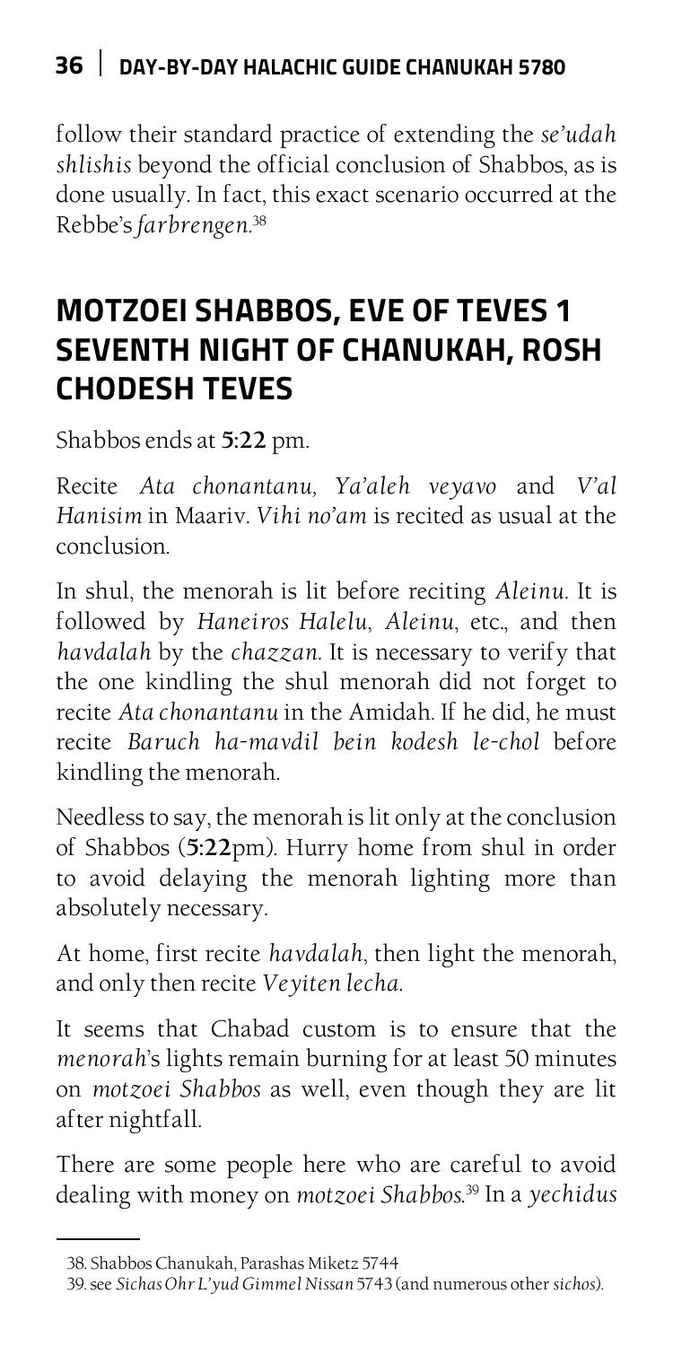follow their standard practice of extending the *se'udah shlishis* beyond the official conclusion of Shabbos, as is done usually. In fact, this exact scenario occurred at the Rebbe's *farbrengen*.[38]

## MOTZOEI SHABBOS, EVE OF TEVES 1 SEVENTH NIGHT OF CHANUKAH, ROSH CHODESH TEVES

Shabbos ends at **5:22** pm.

Recite *Ata chonantanu, Ya'aleh veyavo* and *V'al Hanisim* in Maariv. *Vihi no'am* is recited as usual at the conclusion.

In shul, the menorah is lit before reciting *Aleinu*. It is followed by *Haneiros Halelu*, *Aleinu*, etc., and then *havdalah* by the *chazzan*. It is necessary to verify that the one kindling the shul menorah did not forget to recite *Ata chonantanu* in the Amidah. If he did, he must recite *Baruch ha-mavdil bein kodesh le-chol* before kindling the menorah.

Needless to say, the menorah is lit only at the conclusion of Shabbos (**5:22**pm). Hurry home from shul in order to avoid delaying the menorah lighting more than absolutely necessary.

At home, first recite *havdalah*, then light the menorah, and only then recite *Veyiten lecha*.

It seems that Chabad custom is to ensure that the *menorah*'s lights remain burning for at least 50 minutes on *motzoei Shabbos* as well, even though they are lit after nightfall.

There are some people here who are careful to avoid dealing with money on *motzoei Shabbos*.[39] In a *yechidus*

---

38. Shabbos Chanukah, Parashas Miketz 5744

39. see *Sichas Ohr L'yud Gimmel Nissan* 5743 (and numerous other *sichos*).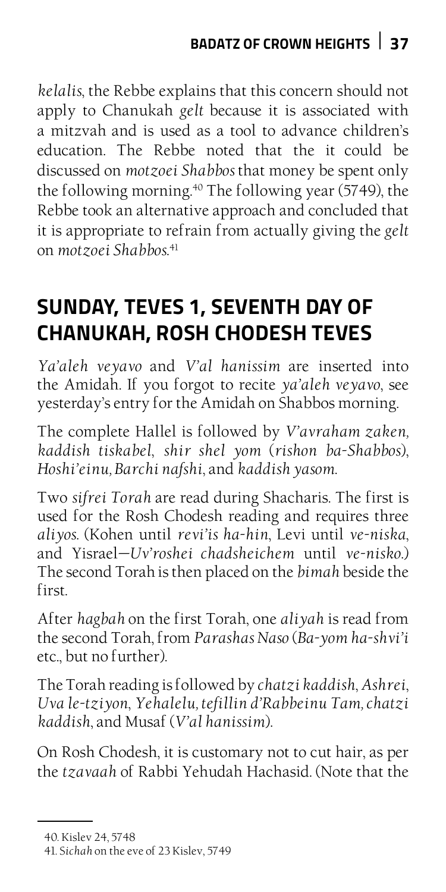*kelalis*, the Rebbe explains that this concern should not apply to Chanukah *gelt* because it is associated with a mitzvah and is used as a tool to advance children's education. The Rebbe noted that the it could be discussed on *motzoei Shabbos* that money be spent only the following morning.[40] The following year (5749), the Rebbe took an alternative approach and concluded that it is appropriate to refrain from actually giving the *gelt* on *motzoei Shabbos*.[41]

## SUNDAY, TEVES 1, SEVENTH DAY OF CHANUKAH, ROSH CHODESH TEVES

*Ya'aleh veyavo* and *V'al hanissim* are inserted into the Amidah. If you forgot to recite *ya'aleh veyavo*, see yesterday's entry for the Amidah on Shabbos morning.

The complete Hallel is followed by *V'avraham zaken, kaddish tiskabel, shir shel yom* (*rishon ba-Shabbos*), *Hoshi'einu, Barchi nafshi*, and *kaddish yasom*.

Two *sifrei Torah* are read during Shacharis. The first is used for the Rosh Chodesh reading and requires three *aliyos*. (Kohen until *revi'is ha-hin*, Levi until *ve-niska*, and Yisrael—*Uv'roshei chadsheichem* until *ve-nisko*.) The second Torah is then placed on the *bimah* beside the first.

After *hagbah* on the first Torah, one *aliyah* is read from the second Torah, from *Parashas Naso* (*Ba-yom ha-shvi'i* etc., but no further).

The Torah reading is followed by *chatzi kaddish*, *Ashrei*, *Uva le-tziyon*, *Yehalelu, tefillin d'Rabbeinu Tam, chatzi kaddish*, and Musaf (*V'al hanissim*).

On Rosh Chodesh, it is customary not to cut hair, as per the *tzavaah* of Rabbi Yehudah Hachasid. (Note that the

---

40. Kislev 24, 5748

41. *Sichah* on the eve of 23 Kislev, 5749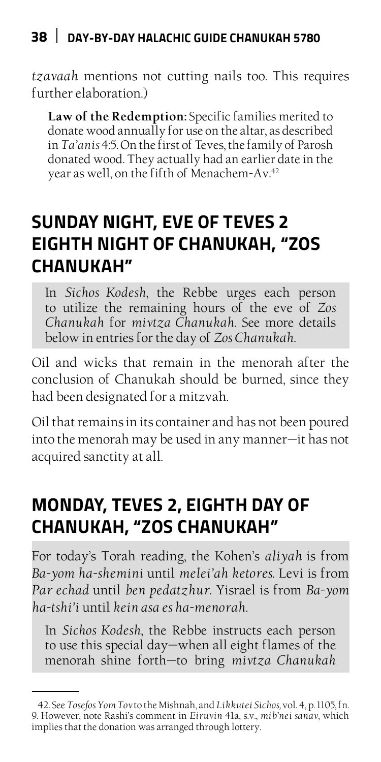*tzavaah* mentions not cutting nails too. This requires further elaboration.)

**Law of the Redemption:** Specific families merited to donate wood annually for use on the altar, as described in *Ta'anis* 4:5. On the first of Teves, the family of Parosh donated wood. They actually had an earlier date in the year as well, on the fifth of Menachem-Av.[42]

## SUNDAY NIGHT, EVE OF TEVES 2 EIGHTH NIGHT OF CHANUKAH, "ZOS CHANUKAH"

In *Sichos Kodesh*, the Rebbe urges each person to utilize the remaining hours of the eve of *Zos Chanukah* for *mivtza Chanukah*. See more details below in entries for the day of *Zos Chanukah*.

Oil and wicks that remain in the menorah after the conclusion of Chanukah should be burned, since they had been designated for a mitzvah.

Oil that remains in its container and has not been poured into the menorah may be used in any manner—it has not acquired sanctity at all.

## MONDAY, TEVES 2, EIGHTH DAY OF CHANUKAH, "ZOS CHANUKAH"

For today's Torah reading, the Kohen's *aliyah* is from *Ba-yom ha-shemini* until *melei'ah ketores*. Levi is from *Par echad* until *ben pedatzhur*. Yisrael is from *Ba-yom ha-tshi'i* until *kein asa es ha-menorah*.

In *Sichos Kodesh*, the Rebbe instructs each person to use this special day—when all eight flames of the menorah shine forth—to bring *mivtza Chanukah*

---

42. See *Tosefos Yom Tov* to the Mishnah, and *Likkutei Sichos*, vol. 4, p. 1105, fn. 9. However, note Rashi's comment in *Eiruvin* 41a, s.v., *mib'nei sanav*, which implies that the donation was arranged through lottery.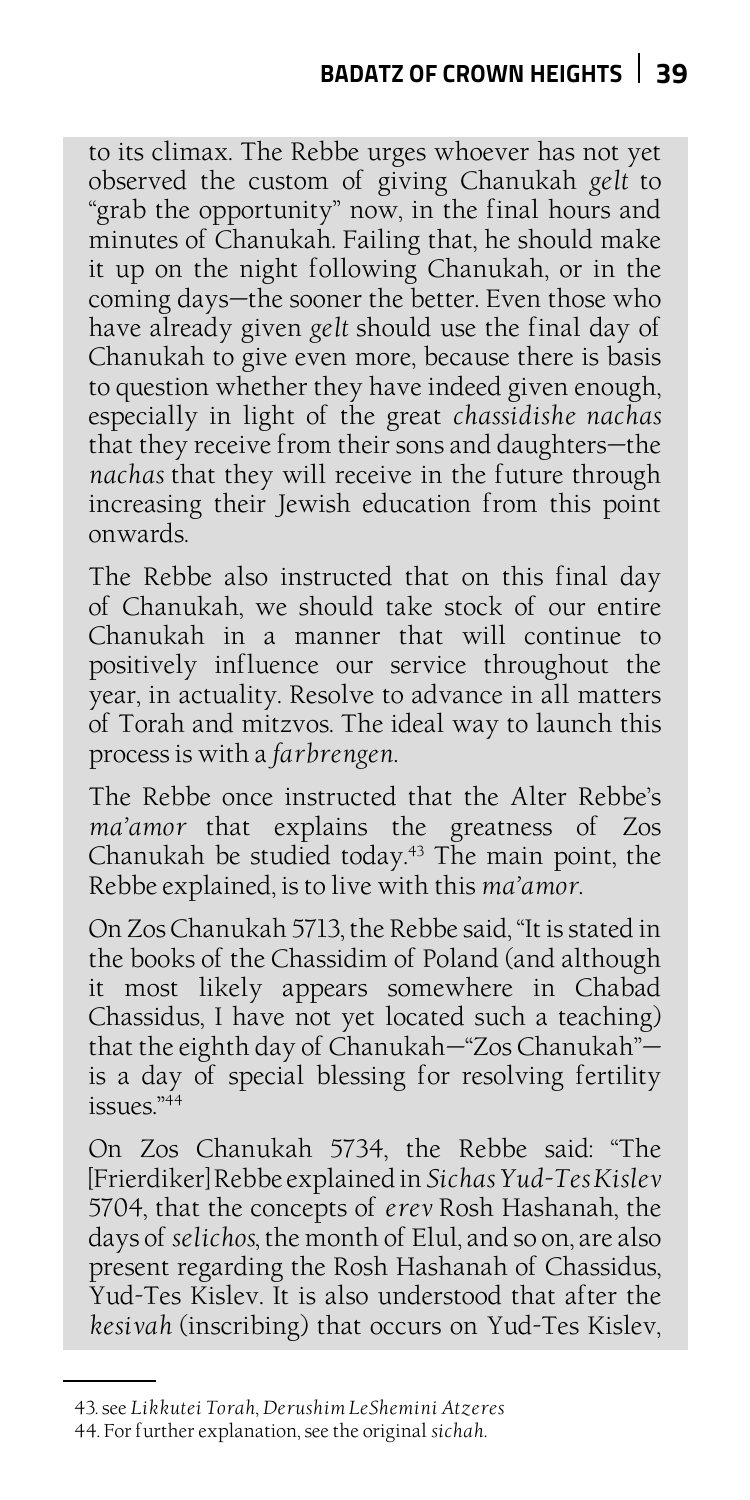to its climax. The Rebbe urges whoever has not yet observed the custom of giving Chanukah *gelt* to "grab the opportunity" now, in the final hours and minutes of Chanukah. Failing that, he should make it up on the night following Chanukah, or in the coming days—the sooner the better. Even those who have already given *gelt* should use the final day of Chanukah to give even more, because there is basis to question whether they have indeed given enough, especially in light of the great *chassidishe nachas* that they receive from their sons and daughters—the *nachas* that they will receive in the future through increasing their Jewish education from this point onwards.

The Rebbe also instructed that on this final day of Chanukah, we should take stock of our entire Chanukah in a manner that will continue to positively influence our service throughout the year, in actuality. Resolve to advance in all matters of Torah and mitzvos. The ideal way to launch this process is with a *farbrengen*.

The Rebbe once instructed that the Alter Rebbe's *ma'amor* that explains the greatness of Zos Chanukah be studied today.[43] The main point, the Rebbe explained, is to live with this *ma'amor*.

On Zos Chanukah 5713, the Rebbe said, "It is stated in the books of the Chassidim of Poland (and although it most likely appears somewhere in Chabad Chassidus, I have not yet located such a teaching) that the eighth day of Chanukah—"Zos Chanukah"—is a day of special blessing for resolving fertility issues."[44]

On Zos Chanukah 5734, the Rebbe said: "The [Frierdiker] Rebbe explained in *Sichas Yud-Tes Kislev* 5704, that the concepts of *erev* Rosh Hashanah, the days of *selichos*, the month of Elul, and so on, are also present regarding the Rosh Hashanah of Chassidus, Yud-Tes Kislev. It is also understood that after the *kesivah* (inscribing) that occurs on Yud-Tes Kislev,

---

43. see *Likkutei Torah, Derushim LeShemini Atzeres*

44. For further explanation, see the original *sichah*.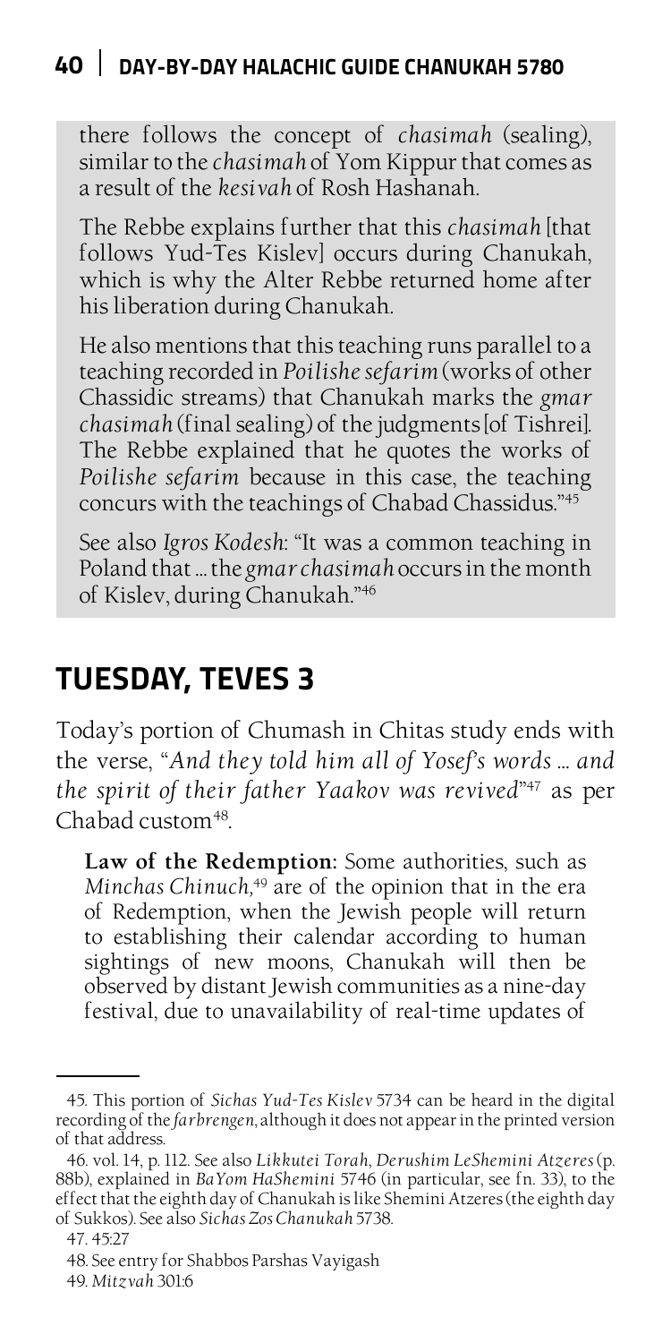there follows the concept of *chasimah* (sealing), similar to the *chasimah* of Yom Kippur that comes as a result of the *kesivah* of Rosh Hashanah.

The Rebbe explains further that this *chasimah* [that follows Yud-Tes Kislev] occurs during Chanukah, which is why the Alter Rebbe returned home after his liberation during Chanukah.

He also mentions that this teaching runs parallel to a teaching recorded in *Poilishe sefarim* (works of other Chassidic streams) that Chanukah marks the *gmar chasimah* (final sealing) of the judgments [of Tishrei]. The Rebbe explained that he quotes the works of *Poilishe sefarim* because in this case, the teaching concurs with the teachings of Chabad Chassidus."[45]

See also *Igros Kodesh*: "It was a common teaching in Poland that … the *gmar chasimah* occurs in the month of Kislev, during Chanukah."[46]

## TUESDAY, TEVES 3

Today's portion of Chumash in Chitas study ends with the verse, "*And they told him all of Yosef's words … and the spirit of their father Yaakov was revived*"[47] as per Chabad custom[48].

**Law of the Redemption:** Some authorities, such as *Minchas Chinuch*,[49] are of the opinion that in the era of Redemption, when the Jewish people will return to establishing their calendar according to human sightings of new moons, Chanukah will then be observed by distant Jewish communities as a nine-day festival, due to unavailability of real-time updates of

---

45. This portion of *Sichas Yud-Tes Kislev* 5734 can be heard in the digital recording of the *farbrengen*, although it does not appear in the printed version of that address.

46. vol. 14, p. 112. See also *Likkutei Torah*, *Derushim LeShemini Atzeres* (p. 88b), explained in *BaYom HaShemini* 5746 (in particular, see fn. 33), to the effect that the eighth day of Chanukah is like Shemini Atzeres (the eighth day of Sukkos). See also *Sichas Zos Chanukah* 5738.

47. 45:27

48. See entry for Shabbos Parshas Vayigash

49. *Mitzvah* 301:6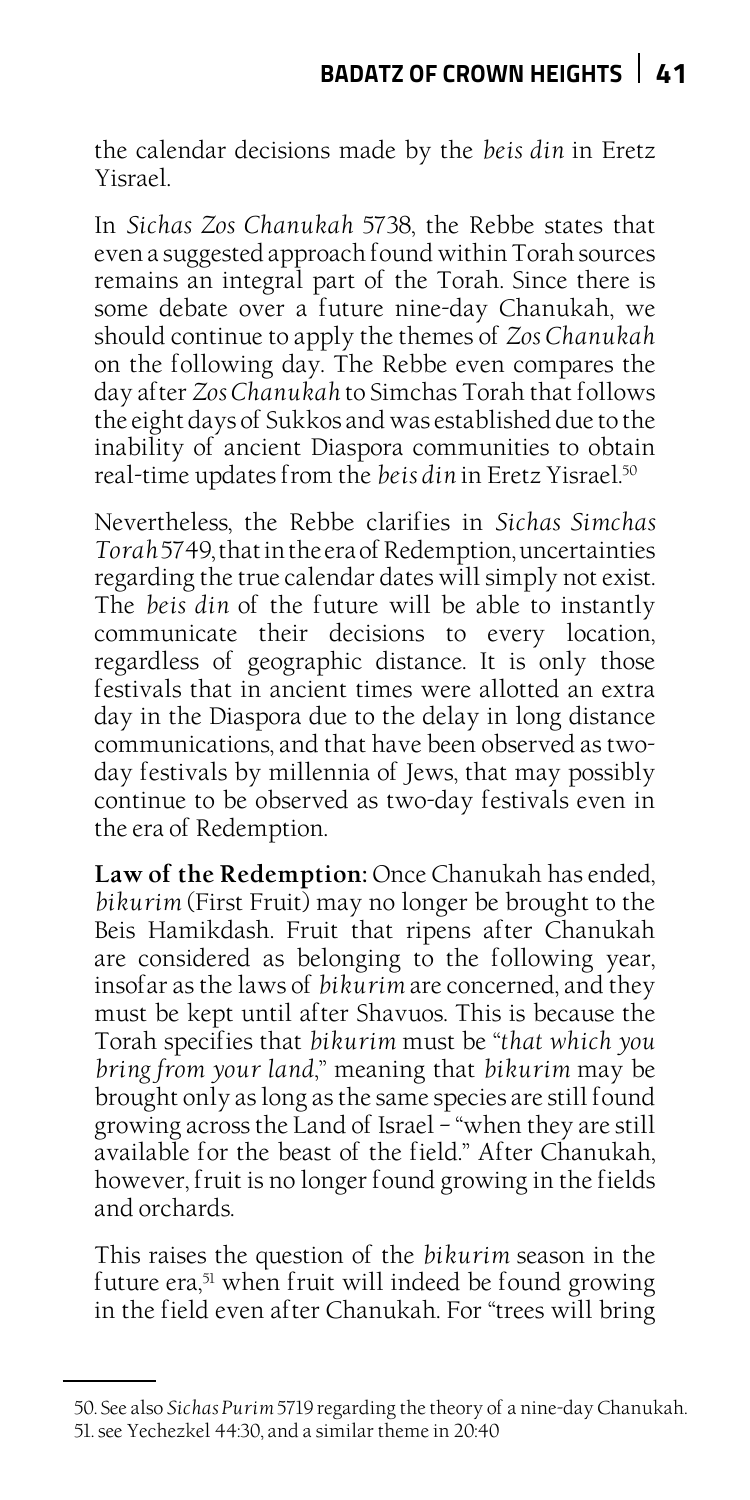the calendar decisions made by the *beis din* in Eretz Yisrael.

In *Sichas Zos Chanukah* 5738, the Rebbe states that even a suggested approach found within Torah sources remains an integral part of the Torah. Since there is some debate over a future nine-day Chanukah, we should continue to apply the themes of *Zos Chanukah* on the following day. The Rebbe even compares the day after *Zos Chanukah* to Simchas Torah that follows the eight days of Sukkos and was established due to the inability of ancient Diaspora communities to obtain real-time updates from the *beis din* in Eretz Yisrael.[50]

Nevertheless, the Rebbe clarifies in *Sichas Simchas Torah* 5749, that in the era of Redemption, uncertainties regarding the true calendar dates will simply not exist. The *beis din* of the future will be able to instantly communicate their decisions to every location, regardless of geographic distance. It is only those festivals that in ancient times were allotted an extra day in the Diaspora due to the delay in long distance communications, and that have been observed as two-day festivals by millennia of Jews, that may possibly continue to be observed as two-day festivals even in the era of Redemption.

**Law of the Redemption:** Once Chanukah has ended, *bikurim* (First Fruit) may no longer be brought to the Beis Hamikdash. Fruit that ripens after Chanukah are considered as belonging to the following year, insofar as the laws of *bikurim* are concerned, and they must be kept until after Shavuos. This is because the Torah specifies that *bikurim* must be "*that which you bring from your land*," meaning that *bikurim* may be brought only as long as the same species are still found growing across the Land of Israel – "when they are still available for the beast of the field." After Chanukah, however, fruit is no longer found growing in the fields and orchards.

This raises the question of the *bikurim* season in the future era,[51] when fruit will indeed be found growing in the field even after Chanukah. For "trees will bring

---

50. See also *Sichas Purim* 5719 regarding the theory of a nine-day Chanukah.
51. see Yechezkel 44:30, and a similar theme in 20:40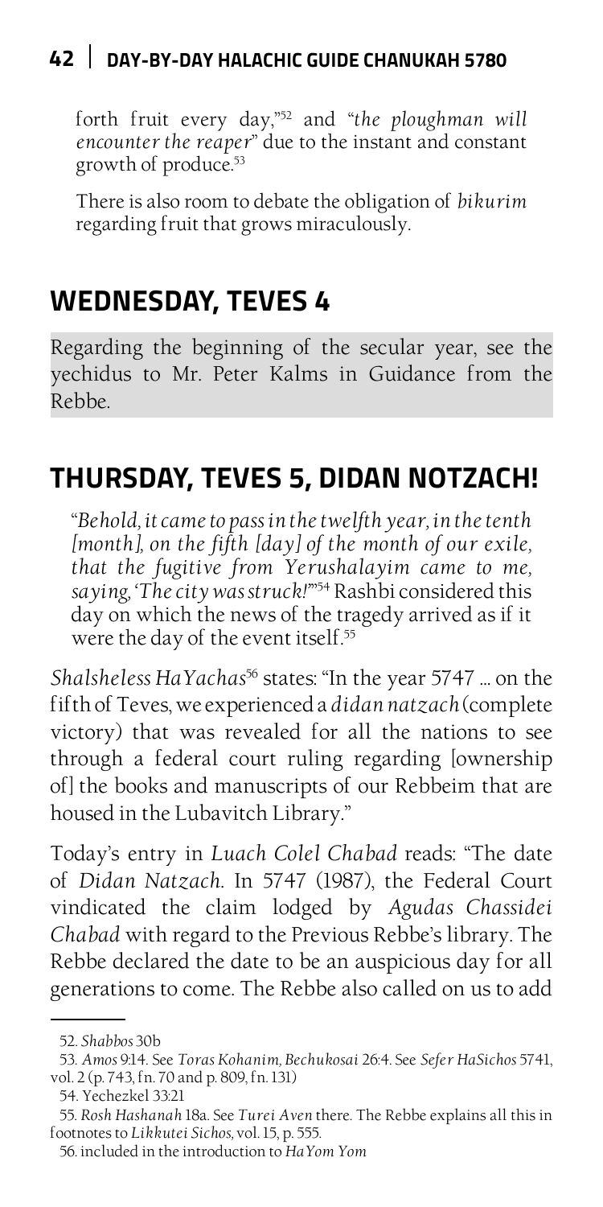forth fruit every day,"[52] and "*the ploughman will encounter the reaper*" due to the instant and constant growth of produce.[53]

There is also room to debate the obligation of *bikurim* regarding fruit that grows miraculously.

## WEDNESDAY, TEVES 4

Regarding the beginning of the secular year, see the yechidus to Mr. Peter Kalms in Guidance from the Rebbe.

## THURSDAY, TEVES 5, DIDAN NOTZACH!

"*Behold, it came to pass in the twelfth year, in the tenth [month], on the fifth [day] of the month of our exile, that the fugitive from Yerushalayim came to me, saying, 'The city was struck!'*"[54] Rashbi considered this day on which the news of the tragedy arrived as if it were the day of the event itself.[55]

*Shalsheless HaYachas*[56] states: "In the year 5747 ... on the fifth of Teves, we experienced a *didan natzach* (complete victory) that was revealed for all the nations to see through a federal court ruling regarding [ownership of] the books and manuscripts of our Rebbeim that are housed in the Lubavitch Library."

Today's entry in *Luach Colel Chabad* reads: "The date of *Didan Natzach*. In 5747 (1987), the Federal Court vindicated the claim lodged by *Agudas Chassidei Chabad* with regard to the Previous Rebbe's library. The Rebbe declared the date to be an auspicious day for all generations to come. The Rebbe also called on us to add

---

52. *Shabbos* 30b

53. *Amos* 9:14. See *Toras Kohanim, Bechukosai* 26:4. See *Sefer HaSichos* 5741, vol. 2 (p. 743, fn. 70 and p. 809, fn. 131)

54. Yechezkel 33:21

55. *Rosh Hashanah* 18a. See *Turei Aven* there. The Rebbe explains all this in footnotes to *Likkutei Sichos*, vol. 15, p. 555.

56. included in the introduction to *HaYom Yom*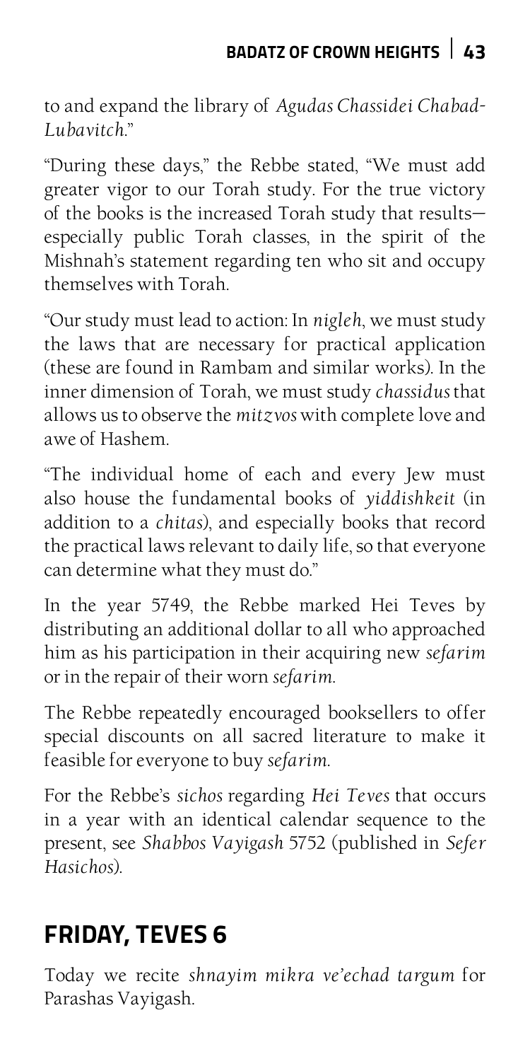to and expand the library of *Agudas Chassidei Chabad-Lubavitch*."

"During these days," the Rebbe stated, "We must add greater vigor to our Torah study. For the true victory of the books is the increased Torah study that results—especially public Torah classes, in the spirit of the Mishnah's statement regarding ten who sit and occupy themselves with Torah.

"Our study must lead to action: In *nigleh*, we must study the laws that are necessary for practical application (these are found in Rambam and similar works). In the inner dimension of Torah, we must study *chassidus* that allows us to observe the *mitzvos* with complete love and awe of Hashem.

"The individual home of each and every Jew must also house the fundamental books of *yiddishkeit* (in addition to a *chitas*), and especially books that record the practical laws relevant to daily life, so that everyone can determine what they must do."

In the year 5749, the Rebbe marked Hei Teves by distributing an additional dollar to all who approached him as his participation in their acquiring new *sefarim* or in the repair of their worn *sefarim*.

The Rebbe repeatedly encouraged booksellers to offer special discounts on all sacred literature to make it feasible for everyone to buy *sefarim*.

For the Rebbe's *sichos* regarding *Hei Teves* that occurs in a year with an identical calendar sequence to the present, see *Shabbos Vayigash* 5752 (published in *Sefer Hasichos*).

## FRIDAY, TEVES 6

Today we recite *shnayim mikra ve'echad targum* for Parashas Vayigash.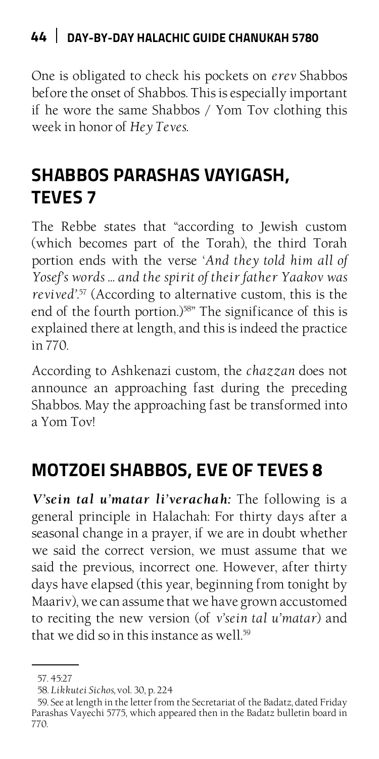One is obligated to check his pockets on *erev* Shabbos before the onset of Shabbos. This is especially important if he wore the same Shabbos / Yom Tov clothing this week in honor of *Hey Teves*.

## SHABBOS PARASHAS VAYIGASH, TEVES 7

The Rebbe states that "according to Jewish custom (which becomes part of the Torah), the third Torah portion ends with the verse '*And they told him all of Yosef's words ... and the spirit of their father Yaakov was revived*'.[57] (According to alternative custom, this is the end of the fourth portion.)[58]" The significance of this is explained there at length, and this is indeed the practice in 770.

According to Ashkenazi custom, the *chazzan* does not announce an approaching fast during the preceding Shabbos. May the approaching fast be transformed into a Yom Tov!

## MOTZOEI SHABBOS, EVE OF TEVES 8

***V'sein tal u'matar li'verachah:*** The following is a general principle in Halachah: For thirty days after a seasonal change in a prayer, if we are in doubt whether we said the correct version, we must assume that we said the previous, incorrect one. However, after thirty days have elapsed (this year, beginning from tonight by Maariv), we can assume that we have grown accustomed to reciting the new version (of *v'sein tal u'matar*) and that we did so in this instance as well.[59]

---

57. 45:27

58. *Likkutei Sichos*, vol. 30, p. 224

59. See at length in the letter from the Secretariat of the Badatz, dated Friday Parashas Vayechi 5775, which appeared then in the Badatz bulletin board in 770.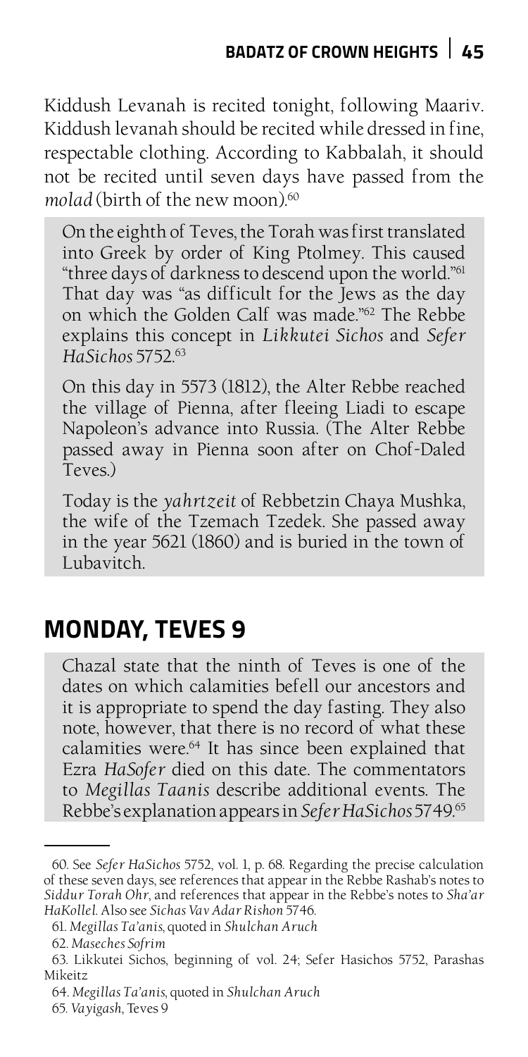Kiddush Levanah is recited tonight, following Maariv. Kiddush levanah should be recited while dressed in fine, respectable clothing. According to Kabbalah, it should not be recited until seven days have passed from the *molad* (birth of the new moon).[60]

On the eighth of Teves, the Torah was first translated into Greek by order of King Ptolmey. This caused "three days of darkness to descend upon the world."[61] That day was "as difficult for the Jews as the day on which the Golden Calf was made."[62] The Rebbe explains this concept in *Likkutei Sichos* and *Sefer HaSichos* 5752.[63]

On this day in 5573 (1812), the Alter Rebbe reached the village of Pienna, after fleeing Liadi to escape Napoleon's advance into Russia. (The Alter Rebbe passed away in Pienna soon after on Chof-Daled Teves.)

Today is the *yahrtzeit* of Rebbetzin Chaya Mushka, the wife of the Tzemach Tzedek. She passed away in the year 5621 (1860) and is buried in the town of Lubavitch.

## MONDAY, TEVES 9

Chazal state that the ninth of Teves is one of the dates on which calamities befell our ancestors and it is appropriate to spend the day fasting. They also note, however, that there is no record of what these calamities were.[64] It has since been explained that Ezra *HaSofer* died on this date. The commentators to *Megillas Taanis* describe additional events. The Rebbe's explanation appears in *Sefer HaSichos* 5749.[65]

---

60. See *Sefer HaSichos* 5752, vol. 1, p. 68. Regarding the precise calculation of these seven days, see references that appear in the Rebbe Rashab's notes to *Siddur Torah Ohr*, and references that appear in the Rebbe's notes to *Sha'ar HaKollel*. Also see *Sichas Vav Adar Rishon* 5746.

61. *Megillas Ta'anis*, quoted in *Shulchan Aruch*

62. *Maseches Sofrim*

63. Likkutei Sichos, beginning of vol. 24; Sefer Hasichos 5752, Parashas Mikeitz

64. *Megillas Ta'anis*, quoted in *Shulchan Aruch*

65. *Vayigash*, Teves 9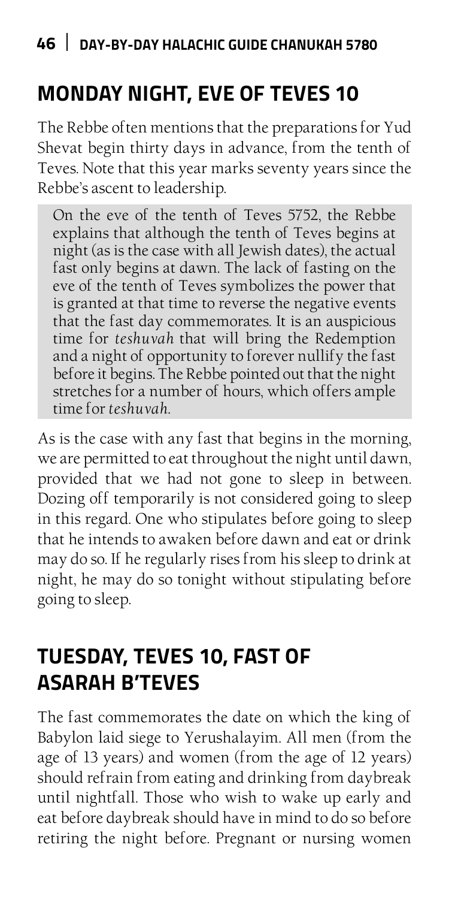## MONDAY NIGHT, EVE OF TEVES 10

The Rebbe often mentions that the preparations for Yud Shevat begin thirty days in advance, from the tenth of Teves. Note that this year marks seventy years since the Rebbe's ascent to leadership.

> On the eve of the tenth of Teves 5752, the Rebbe explains that although the tenth of Teves begins at night (as is the case with all Jewish dates), the actual fast only begins at dawn. The lack of fasting on the eve of the tenth of Teves symbolizes the power that is granted at that time to reverse the negative events that the fast day commemorates. It is an auspicious time for *teshuvah* that will bring the Redemption and a night of opportunity to forever nullify the fast before it begins. The Rebbe pointed out that the night stretches for a number of hours, which offers ample time for *teshuvah*.

As is the case with any fast that begins in the morning, we are permitted to eat throughout the night until dawn, provided that we had not gone to sleep in between. Dozing off temporarily is not considered going to sleep in this regard. One who stipulates before going to sleep that he intends to awaken before dawn and eat or drink may do so. If he regularly rises from his sleep to drink at night, he may do so tonight without stipulating before going to sleep.

## TUESDAY, TEVES 10, FAST OF ASARAH B'TEVES

The fast commemorates the date on which the king of Babylon laid siege to Yerushalayim. All men (from the age of 13 years) and women (from the age of 12 years) should refrain from eating and drinking from daybreak until nightfall. Those who wish to wake up early and eat before daybreak should have in mind to do so before retiring the night before. Pregnant or nursing women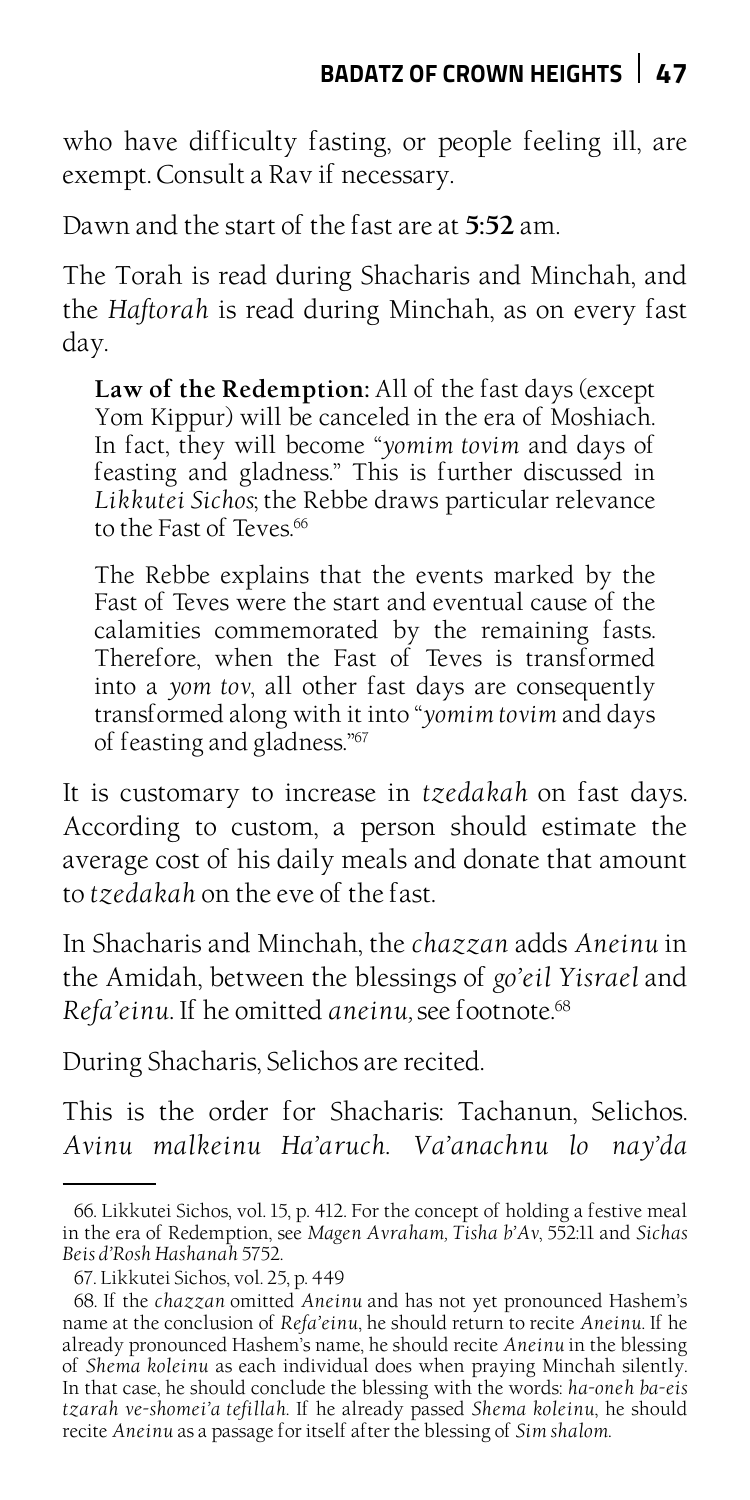who have difficulty fasting, or people feeling ill, are exempt. Consult a Rav if necessary.

Dawn and the start of the fast are at **5:52** am.

The Torah is read during Shacharis and Minchah, and the *Haftorah* is read during Minchah, as on every fast day.

> **Law of the Redemption:** All of the fast days (except Yom Kippur) will be canceled in the era of Moshiach. In fact, they will become "*yomim tovim* and days of feasting and gladness." This is further discussed in *Likkutei Sichos*; the Rebbe draws particular relevance to the Fast of Teves.[66]
>
> The Rebbe explains that the events marked by the Fast of Teves were the start and eventual cause of the calamities commemorated by the remaining fasts. Therefore, when the Fast of Teves is transformed into a *yom tov*, all other fast days are consequently transformed along with it into "*yomim tovim* and days of feasting and gladness."[67]

It is customary to increase in *tzedakah* on fast days. According to custom, a person should estimate the average cost of his daily meals and donate that amount to *tzedakah* on the eve of the fast.

In Shacharis and Minchah, the *chazzan* adds *Aneinu* in the Amidah, between the blessings of *go'eil Yisrael* and *Refa'einu*. If he omitted *aneinu,* see footnote.[68]

During Shacharis, Selichos are recited.

This is the order for Shacharis: Tachanun, Selichos. *Avinu malkeinu Ha'aruch. Va'anachnu lo nay'da*

---

66. Likkutei Sichos, vol. 15, p. 412. For the concept of holding a festive meal in the era of Redemption, see *Magen Avraham, Tisha b'Av*, 552:11 and *Sichas Beis d'Rosh Hashanah* 5752.

67. Likkutei Sichos, vol. 25, p. 449

68. If the *chazzan* omitted *Aneinu* and has not yet pronounced Hashem's name at the conclusion of *Refa'einu*, he should return to recite *Aneinu*. If he already pronounced Hashem's name, he should recite *Aneinu* in the blessing of *Shema koleinu* as each individual does when praying Minchah silently. In that case, he should conclude the blessing with the words: *ha-oneh ba-eis tzarah ve-shomei'a tefillah.* If he already passed *Shema koleinu*, he should recite *Aneinu* as a passage for itself after the blessing of *Sim shalom.*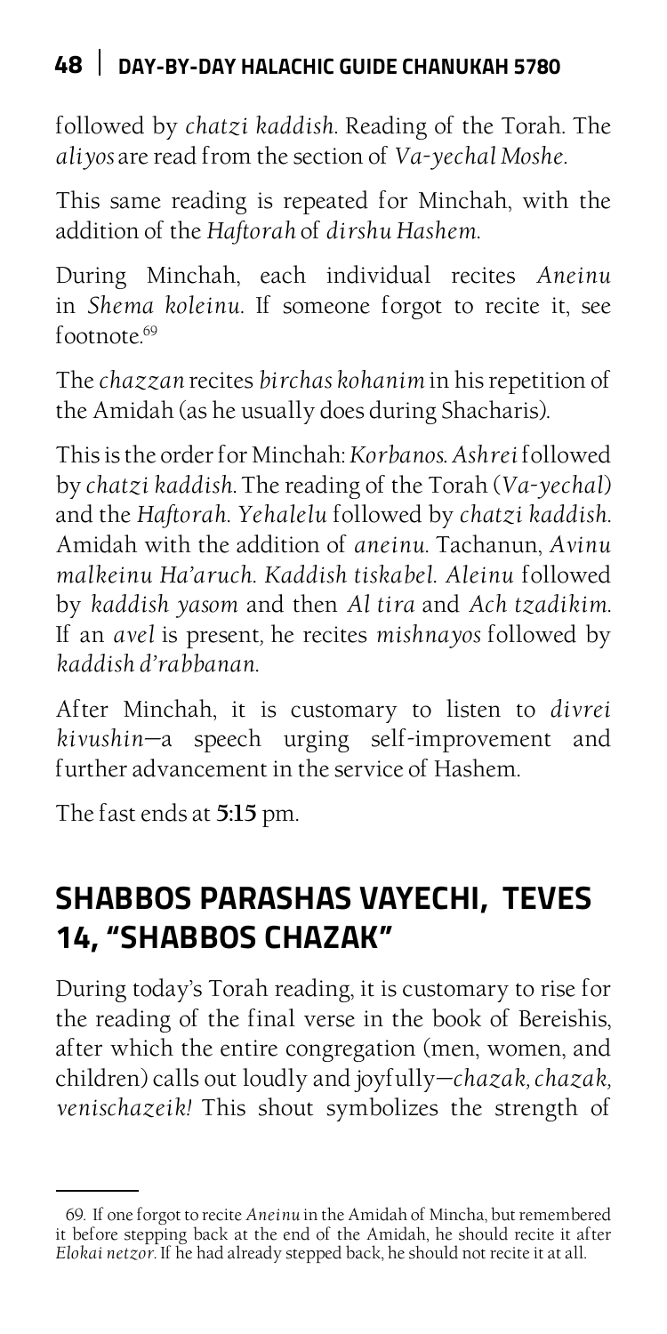followed by *chatzi kaddish*. Reading of the Torah. The *aliyos* are read from the section of *Va-yechal Moshe*.

This same reading is repeated for Minchah, with the addition of the *Haftorah* of *dirshu Hashem*.

During Minchah, each individual recites *Aneinu* in *Shema koleinu*. If someone forgot to recite it, see footnote.[69]

The *chazzan* recites *birchas kohanim* in his repetition of the Amidah (as he usually does during Shacharis).

This is the order for Minchah: *Korbanos*. *Ashrei* followed by *chatzi kaddish*. The reading of the Torah (*Va-yechal*) and the *Haftorah*. *Yehalelu* followed by *chatzi kaddish*. Amidah with the addition of *aneinu*. Tachanun, *Avinu malkeinu Ha'aruch*. *Kaddish tiskabel*. *Aleinu* followed by *kaddish yasom* and then *Al tira* and *Ach tzadikim*. If an *avel* is present, he recites *mishnayos* followed by *kaddish d'rabbanan*.

After Minchah, it is customary to listen to *divrei kivushin*—a speech urging self-improvement and further advancement in the service of Hashem.

The fast ends at **5:15** pm.

## SHABBOS PARASHAS VAYECHI, TEVES 14, "SHABBOS CHAZAK"

During today's Torah reading, it is customary to rise for the reading of the final verse in the book of Bereishis, after which the entire congregation (men, women, and children) calls out loudly and joyfully—*chazak, chazak, venischazeik!* This shout symbolizes the strength of

---

69. If one forgot to recite *Aneinu* in the Amidah of Mincha, but remembered it before stepping back at the end of the Amidah, he should recite it after *Elokai netzor*. If he had already stepped back, he should not recite it at all.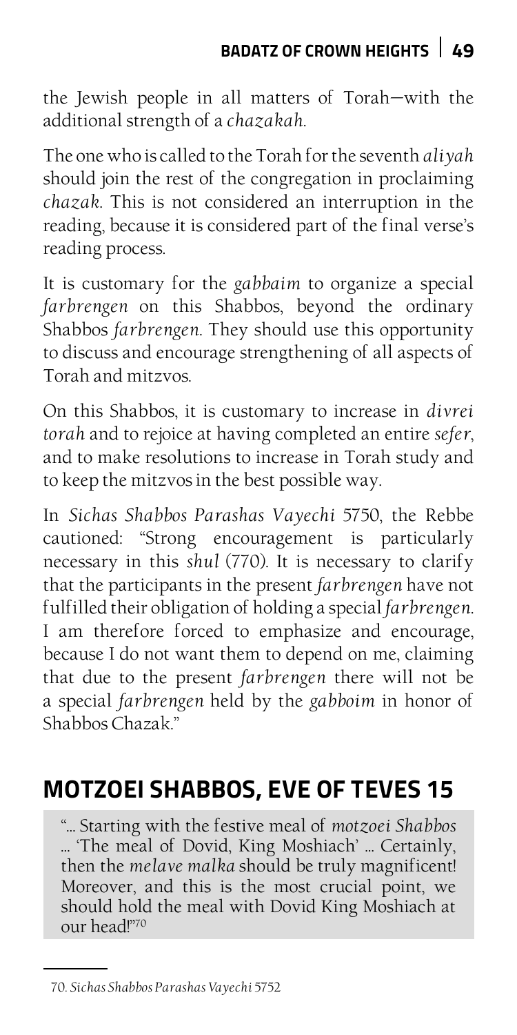the Jewish people in all matters of Torah—with the additional strength of a *chazakah*.

The one who is called to the Torah for the seventh *aliyah* should join the rest of the congregation in proclaiming *chazak*. This is not considered an interruption in the reading, because it is considered part of the final verse's reading process.

It is customary for the *gabbaim* to organize a special *farbrengen* on this Shabbos, beyond the ordinary Shabbos *farbrengen*. They should use this opportunity to discuss and encourage strengthening of all aspects of Torah and mitzvos.

On this Shabbos, it is customary to increase in *divrei torah* and to rejoice at having completed an entire *sefer*, and to make resolutions to increase in Torah study and to keep the mitzvos in the best possible way.

In *Sichas Shabbos Parashas Vayechi* 5750, the Rebbe cautioned: "Strong encouragement is particularly necessary in this *shul* (770). It is necessary to clarify that the participants in the present *farbrengen* have not fulfilled their obligation of holding a special *farbrengen*. I am therefore forced to emphasize and encourage, because I do not want them to depend on me, claiming that due to the present *farbrengen* there will not be a special *farbrengen* held by the *gabboim* in honor of Shabbos Chazak."

## MOTZOEI SHABBOS, EVE OF TEVES 15

> "... Starting with the festive meal of *motzoei Shabbos* ... 'The meal of Dovid, King Moshiach' ... Certainly, then the *melave malka* should be truly magnificent! Moreover, and this is the most crucial point, we should hold the meal with Dovid King Moshiach at our head!"[70]

---

70. *Sichas Shabbos Parashas Vayechi* 5752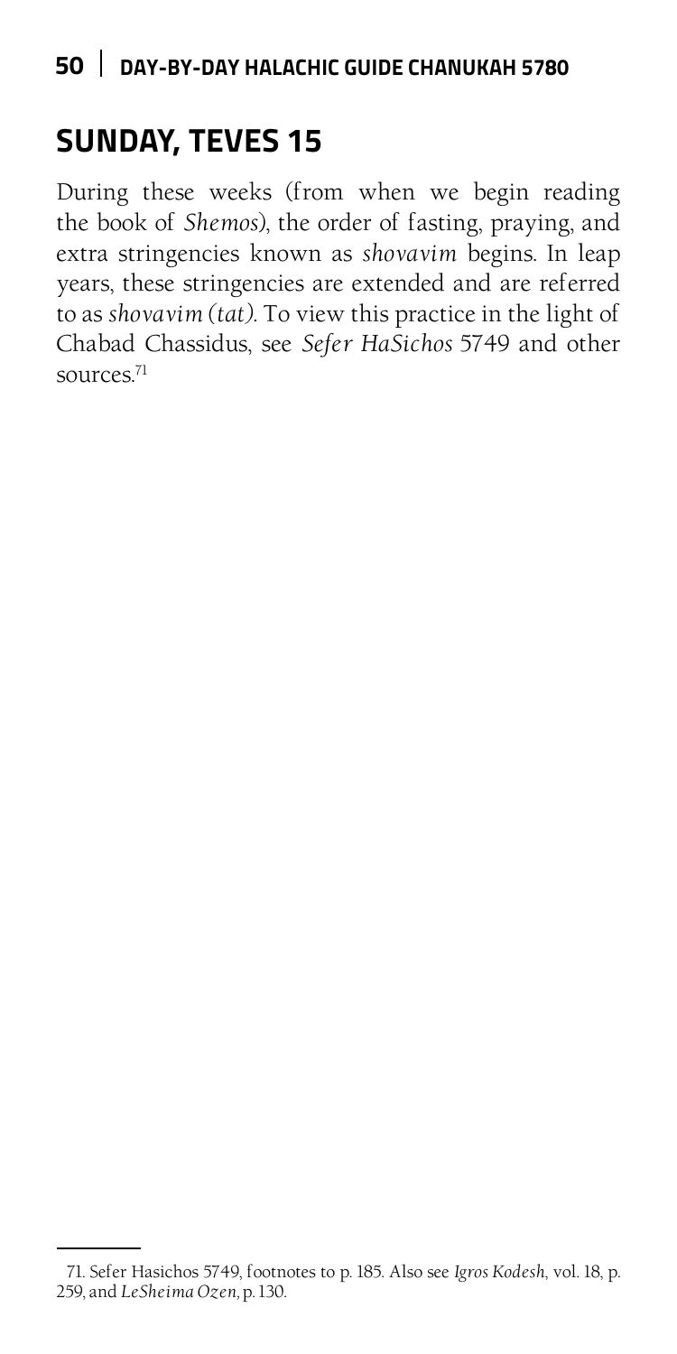## SUNDAY, TEVES 15

During these weeks (from when we begin reading the book of *Shemos*), the order of fasting, praying, and extra stringencies known as *shovavim* begins. In leap years, these stringencies are extended and are referred to as *shovavim (tat)*. To view this practice in the light of Chabad Chassidus, see *Sefer HaSichos* 5749 and other sources.[71]

---

71. Sefer Hasichos 5749, footnotes to p. 185. Also see *Igros Kodesh*, vol. 18, p. 259, and *LeSheima Ozen*, p. 130.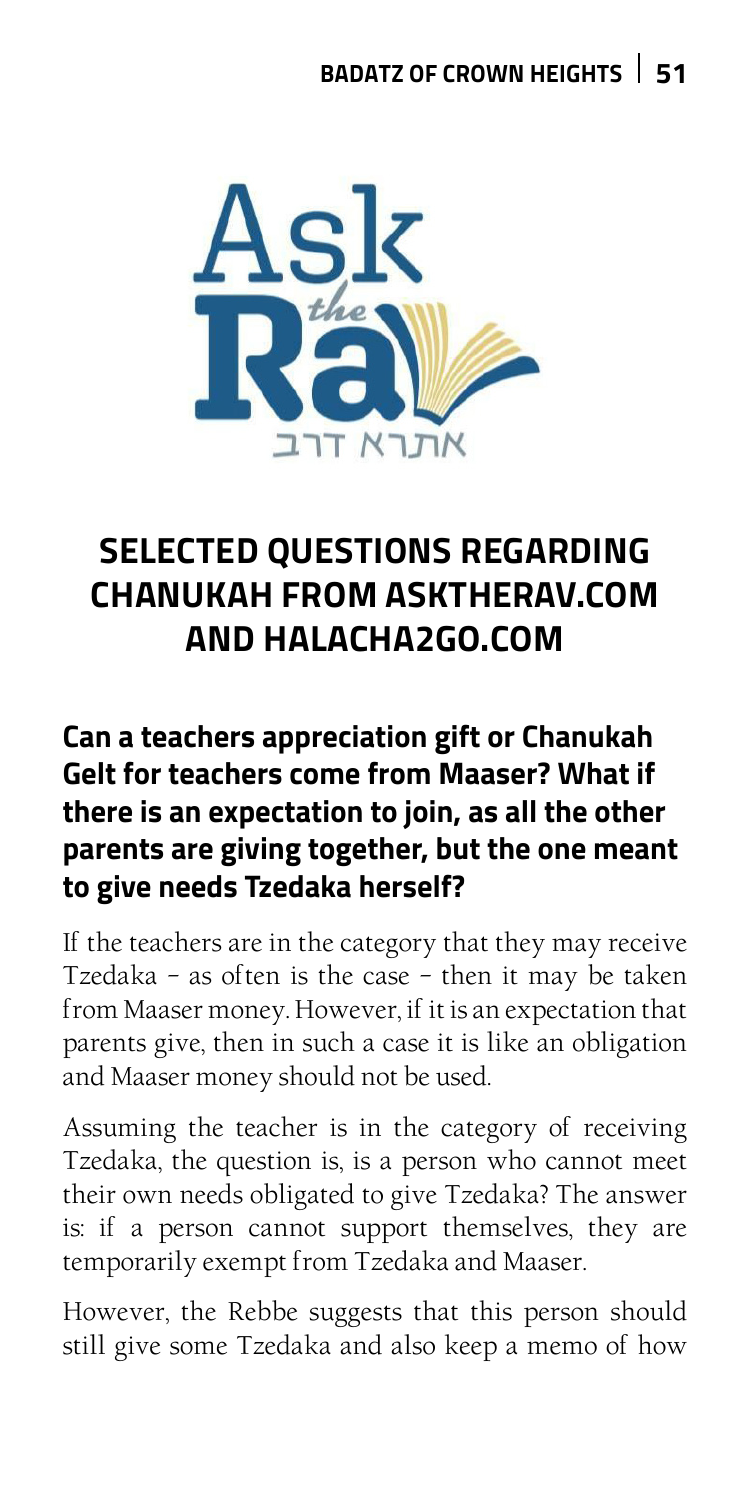Ask the Rav

אתרא דרב

## SELECTED QUESTIONS REGARDING CHANUKAH FROM ASKTHERAV.COM AND HALACHA2GO.COM

### Can a teachers appreciation gift or Chanukah Gelt for teachers come from Maaser? What if there is an expectation to join, as all the other parents are giving together, but the one meant to give needs Tzedaka herself?

If the teachers are in the category that they may receive Tzedaka – as often is the case – then it may be taken from Maaser money. However, if it is an expectation that parents give, then in such a case it is like an obligation and Maaser money should not be used.

Assuming the teacher is in the category of receiving Tzedaka, the question is, is a person who cannot meet their own needs obligated to give Tzedaka? The answer is: if a person cannot support themselves, they are temporarily exempt from Tzedaka and Maaser.

However, the Rebbe suggests that this person should still give some Tzedaka and also keep a memo of how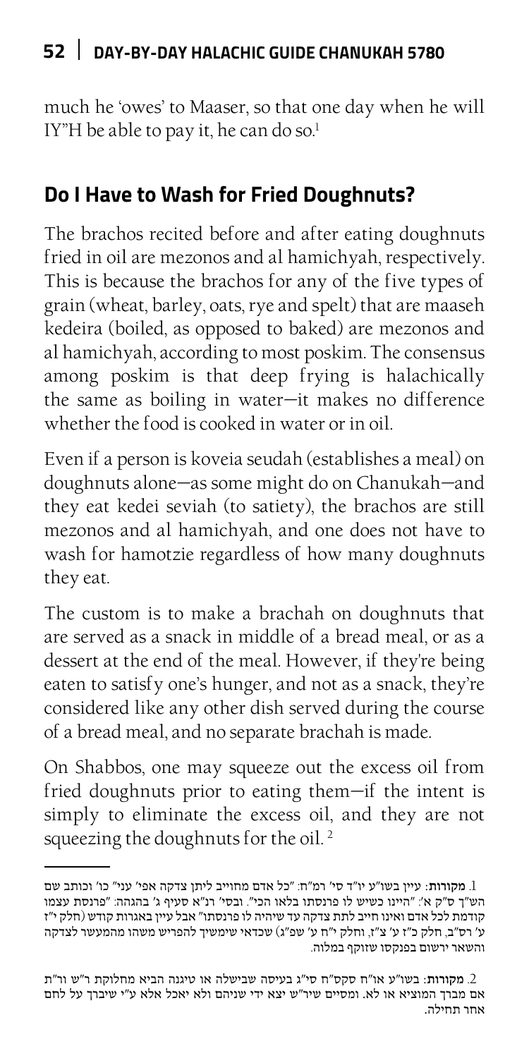much he 'owes' to Maaser, so that one day when he will IY"H be able to pay it, he can do so.[1]

## Do I Have to Wash for Fried Doughnuts?

The brachos recited before and after eating doughnuts fried in oil are mezonos and al hamichyah, respectively. This is because the brachos for any of the five types of grain (wheat, barley, oats, rye and spelt) that are maaseh kedeira (boiled, as opposed to baked) are mezonos and al hamichyah, according to most poskim. The consensus among poskim is that deep frying is halachically the same as boiling in water—it makes no difference whether the food is cooked in water or in oil.

Even if a person is koveia seudah (establishes a meal) on doughnuts alone—as some might do on Chanukah—and they eat kedei seviah (to satiety), the brachos are still mezonos and al hamichyah, and one does not have to wash for hamotzie regardless of how many doughnuts they eat.

The custom is to make a brachah on doughnuts that are served as a snack in middle of a bread meal, or as a dessert at the end of the meal. However, if they're being eaten to satisfy one's hunger, and not as a snack, they're considered like any other dish served during the course of a bread meal, and no separate brachah is made.

On Shabbos, one may squeeze out the excess oil from fried doughnuts prior to eating them—if the intent is simply to eliminate the excess oil, and they are not squeezing the doughnuts for the oil.[2]

---

1. **מקורות**: עיין בשו"ע יו"ד סי' רמ"ח: "כל אדם מחוייב ליתן צדקה אפי' עני" כו' וכותב שם הש"ך ס"ק א': "היינו כשיש לו פרנסתו בלאו הכי". ובסי' רנ"א סעיף ג' בהגהה: "פרנסת עצמו קודמת לכל אדם ואינו חייב לתת צדקה עד שיהיה לו פרנסתו" אבל עיין באגרות קודש (חלק י"ז ע' רס"ב, חלק כ"ז ע' צ"ז, וחלק י"ח ע' שפ"ג) שכדאי שימשיך להפריש משהו מהמעשר לצדקה והשאר ירשום בפנקסו שזוקף במלוה.

2. **מקורות**: בשו"ע או"ח סקס"ח סי"ג בעיסה שבישלה או טיגנה הביא מחלוקת ר"ש ור"ת אם מברך המוציא או לא. ומסיים שיר"ש יצא ידי שניהם ולא יאכל אלא ע"י שיברך על לחם אחר תחילה.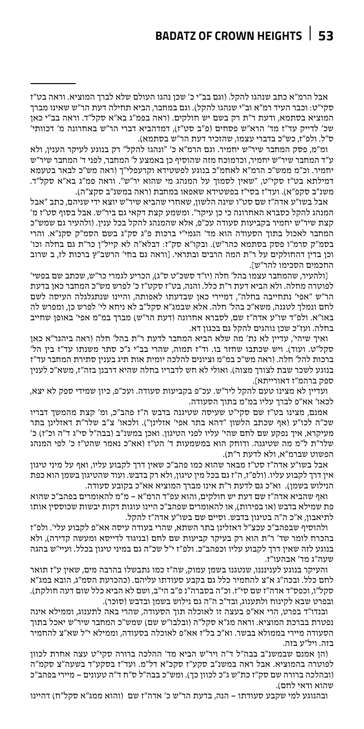אבל הרמ"א כתב שנהגו להקל. (וגם בב"י כ' שכן נהגו העולם שלא לברך המוציא. וראה בט"ז סקי"ט: וכבר העיד רמ"א וב"י שנהגו להקל). וגם במחבר, הביא תחילה דעת הר"ש שאינו מברך המוציא בסתמא, ודעת ר"ת רק בשם יש חולקים. (ראה בפמ"ג בא"א סקל"ד. וראה בב"י כאן שכ' לדייק עד"ז מד' הרא"ש פסחים (פ"ב סט"ז), דמדהביא דברי הר"ש באחרונה מ' דכוותי' ס"ל. ולפ"ז, כש"כ בדברי עצמו, שהזכיר דעת הר"ש בסתמא).

ומ"מ, פסק המחבר שיר"ש יחמיר. וגם הרמ"א כ' "ונהגו להקל" רק בנוגע לעיקר הענין, ולא ע"ד המחבר שיר"ש יחמיר, וכדמוכח מזה שהוסיף כן באמצע ל' המחבר, לפני ד' המחבר שיר"ש יחמיר. וכ"מ ממש"כ הרמ"א לאחמ"כ בנוגע לפשטידא וקרעפלי"ך (ראה מש"כ לבאר בטעמא דמילתא בט"ז סקי"ט, "שאין לסמוך על המנהג מי שהוא יר"ש". וראה פמ"ג בא"א סקל"ד. משנ"ב סקפ"א). ועד"ז בסי"ז בפשטידא שאפאו במחבת (ראה במשנ"ב סקצ"ה).

אבל בשו"ע אדה"ז שם סט"ו שינה הלשון, שאחרי שהביא שיר"ש יוצא ידי שניהם, כתב "אבל המנהג להקל כסברא האחרונה כי כן עיקר". ומשמע קצת דקאי גם ביר"ש. אבל בסוף סט"ז מ' קצת שיר"ש יחמיר בקביעות סעודה עכ"פ, אלא שהמנהג להקל בכל ענין. (ולהעיר גם שמש"כ המחבר לאכול בתוך הסעודה הוא מד' הגמי"י ברכות פ"ג סק"ג בשם הסמ"ק סקנ"א. והרי בסמ"ק סרמ"ו פסק בסתמא כהר"ש). ובקו"א סק"ז: דבלא"ה לא קייל"ן כר"ת גם בחלה וכו' וכן בדין דהחולקים על ר"ת המה הרבים ובתראי. [וראה גם בחי' הרשב"ץ ברכות לז, ב שרוב החכמים הסכימו להר"ש].

[ולהעיר, שהמחבר עצמו בהל' חלה (יו"ד סשכ"ט ס"ג), הכריע לגמרי כר"ש, שכתב שם בפשי' לפוטרה מחלה. ולא הביא דעת ר"ת כלל. והנה, בט"ז סקט"ז כ' לפרש מש"כ המחבר כאן בדעת הר"ש "אפי' נתחייבה בחלה", דמיירי כאן שבדעתו לאפותה, והיינו שנתגלגלה העיסה לשם לחם ונמלך לטגנה, משא"כ בהל' חלה. אלא שבמג"א סקל"ב לא ניחא לי' לפרש כן, ומפרש לה באו"א. ולפ"ז שו"ע אדה"ז שם, לסברא אחרונה (דעת הר"ש) מברך במ"מ אפי' באופן שחייב בחלה. ועז"כ שכן נוהגים להקל גם בכגון דא.

ואיך שיהי', עדיין לא נת' מה שלא הביא המחבר לדעת ר"ת בהל' חלה (וראה ביהגר"א כאן סקל"ט. ועוד). ויש שכתבו שחזר בו. וד"ז תמוה, שהרי בב"י ג"כ סתר משנתו עד"ז בין הל' ברכות להל' חלה. (ראה מש"כ במ"מ וציונים להלכה יומית אות תיג בענין סתירת המחבר עד"ז בנוגע לשכר שבת לצורך מצוה). ואולי לא חש לדבריו בחלה שהיא דרבנן בזה"ז, משא"כ לענין ספק ברהמ"ז דאורייתא].

ועדיין לא מצינו טעם להקל ליר"ש. עכ"פ בקביעות סעודה. ועכ"פ, כיון שמידי ספק לא יצא, לכאו' אא"פ לברך עליו במ"מ בתוך הסעודה.

אמנם, מצינו בט"ז שם סקי"ט שעיסה שטיגנה בדבש ה"ז פהב"כ, ומ' קצת מהמשך דבריו שכ"ה לכו"ע (אף שכתב הלשון "דהא בתר אפי' אזלינן"). ולכאו' צ"ל שלר"ת דאזלינן בתר מעיקרא, איך נפקע שם לחם שהי' עליו לפני הטיגון. ואכן במשנ"ב (בבה"ל סי"ג ד"ה וכ"ז) כ' שלר"ת ל"מ מה שטיגנה. ודוחק הוא במשמעות ד' הט"ז (אא"כ נאמר שהט"ז כ' לפי המנהג הפשוט שברמ"א, ולא לדעת ר"ת).

אבל בשו"ע אדה"ז סט"ז מבאר שהוא כמו פהב"כ שאין דרך לקבוע עליו, ואף על מיני טיגון אין דרך לקבוע עליו. (ולפ"ז, ה"ז גם בכל מין טיגון, ולא רק בדבש. ועוד שהטיגון בשמן הוא כפת הנילוש בשמן). וא"כ גם לדעת ר"ת אינו מברך המוציא אא"כ בקובע סעודה.

ואף שהביא אדה"ז שם דעת יש חולקים, והוא עפ"ד הרמ"א – מ"מ להאומרים שפהב"כ שהוא פת שמילא בדבש (או בפירות), או להאומרים שפהב"כ היינו עוגות דקות יבשות שכוססין אותו לתיאבון, א"כ ה"ה בטיגון בדבש. וסיים שם בשו"ע אדה"ז להקל.

ולהוסיף שבפהב"כ עכצ"ל דאזלינן בתר השתא, שהרי בעודה עיסה אא"פ לקבוע עלי'. ולפ"ז בהכרח לומר שד' ר"ת הוא רק בעיקר קביעות שם לחם (בניגוד לדייסא ומעשה קדירה), ולא בנוגע לזה שאין דרך לקבוע עליו וכפהב"כ. ולפ"ז י"ל שכ"ה גם במיני טיגון בכלל. ועיי"ע בהגה שעה"ג מד' אבהעו"ז.

והעיקר בנוגע לעניננו, שנטגנו בשמן עמוק, שה"ז כמו נתבשלו בהרבה מים, שאין ע"ז תואר לחם כלל. ובכה"ג א"צ להחמיר כלל גם בקבע סעודתו עליהם. (כהכרעת הסמ"ג, הובא במג"א סקל"ו, וכפס"ד אדה"ז שם סי"ז. וכ"ה בסברה"נ פ"ב הי"ב, ושם לא הביא כלל שום דעה חולקת). ובפרט שבא לקינוח ולתענוג, ובד"כ ה"ה גם נילוש בשמן ובדבש (סוכר).

ובנדו"ד בפרט, הרי אא"פ בעצה זו לאוכלה תוך הסעודה, שהרי באה לתענוג, וממילא אינה נפטרת בברכת המוציא. וראה מג"א סקל"ה (ובלבו"ש שם) שמש"כ המחבר שיר"ש יאכל בתוך הסעודה מיירי בממולא בבשר. וא"כ בל"ז אא"פ לאוכלה בסעודה, וממילא י"ל שא"צ להחמיר בזה. ויל"ע בזה.

(הן אמנם שבמשנ"ב בבה"ל ד"ה ויר"ש הביא מד' ההלכה ברורה סקי"ט עצה אחרת לכוון לפוטרה בהמוציא. אבל ראה במשנ"ב סקע"ז סקכ"א דל"מ. ועד"ז בסקע"ד בשעה"צ סקמ"ה (ובהלכה ברורה שם סק"ז כת"ש ג"כ לכוון כך). ומש"כ בבה"ל ס"ח ד"ה טעונים – מיירי בפהב"כ שהוא ודאי לחם).

ובנוגע למי שקבע סעודתו – הנה, בדעת הר"ש כ' אדה"ז שם (והוא ממג"א סקל"ח) דהיינו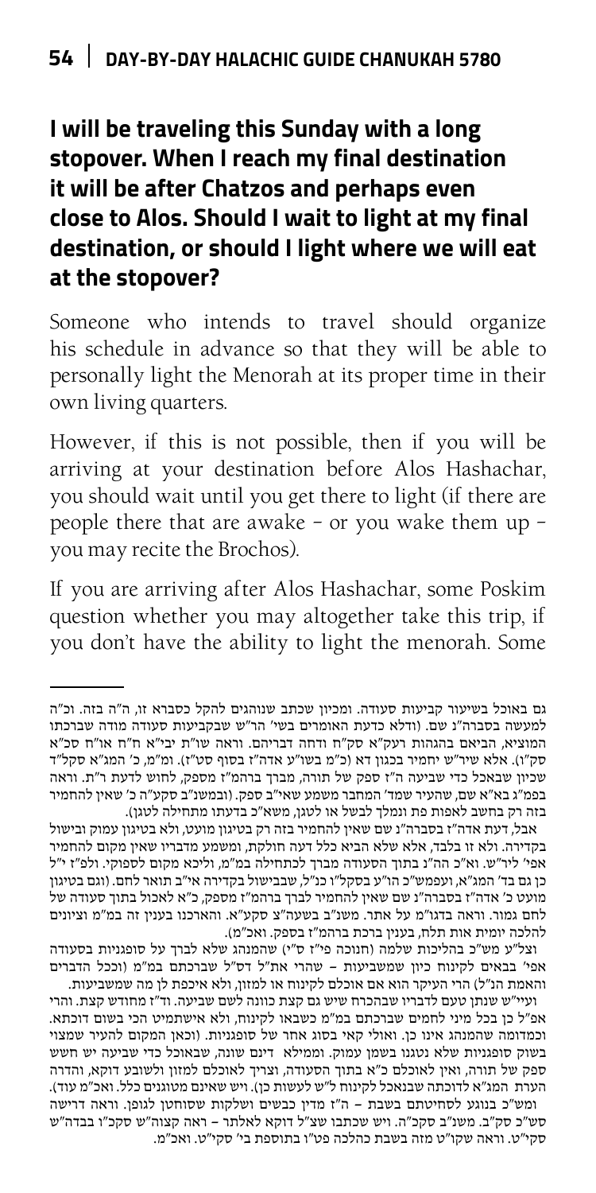## I will be traveling this Sunday with a long stopover. When I reach my final destination it will be after Chatzos and perhaps even close to Alos. Should I wait to light at my final destination, or should I light where we will eat at the stopover?

Someone who intends to travel should organize his schedule in advance so that they will be able to personally light the Menorah at its proper time in their own living quarters.

However, if this is not possible, then if you will be arriving at your destination before Alos Hashachar, you should wait until you get there to light (if there are people there that are awake – or you wake them up – you may recite the Brochos).

If you are arriving after Alos Hashachar, some Poskim question whether you may altogether take this trip, if you don't have the ability to light the menorah. Some

---

גם באוכל בשיעור קביעות סעודה. ומכיון שכתב שנוהגים להקל כסברא זו, ה"ה בזה. וכ"ה למעשה בסברה"נ שם. (ודלא כדעת האומרים בשי' הר"ש שבקביעות סעודה מודה שברכתו המוציא, הביאם בהגהות רעק"א סק"ח ודחה דבריהם. וראה שו"ת יבי"א ח"ח או"ח סכ"א סק"ו). אלא שיר"ש יחמיר בכגון דא (כ"מ בשו"ע אדה"ז בסוף סט"ז). ומ"מ, כ' המג"א סקל"ד שכיון שבאכל כדי שביעה ה"ז ספק של תורה, מברך ברהמ"ז מספק, לחוש לדעת ר"ת. וראה בפמ"ג בא"א שם, שהעיר שמד' המחבר משמע שאי"ב ספק. (ובמשנ"ב סקע"ה כ' שאין להחמיר בזה רק בחשב לאפות פת ונמלך לבשל או לטגן, משא"כ בדעתו מתחילה לטגן).

אבל, דעת אדה"ז בסברה"נ שם שאין להחמיר בזה רק בטיגון מועט, ולא בטיגון עמוק ובישול בקדירה. ולא זו בלבד, אלא שלא הביא כלל דעה חולקת, ומשמע מדבריו שאין מקום להחמיר אפי' ליר"ש. וא"כ הה"נ בתוך הסעודה מברך לכתחילה במ"מ, וליכא מקום לספוקי. ולפ"ז י"ל כן גם בד' המג"א, ועפמש"כ הו"ע בסקל"ו כנ"ל, שבבישול בקדירה אי"ב תואר לחם. (וגם בטיגון מועט כ' אדה"ז בסברה"נ שם שאין להחמיר לברך ברהמ"ז מספק, כ"א לאכול בתוך סעודה של לחם גמור. וראה בדגו"מ על אתר. משנ"ב בשעה"צ סקע"א. והארכנו בענין זה במ"מ וציונים להלכה יומית אות תלח, בענין ברכת ברהמ"ז בספק. ואכ"מ).

וצל"ע מש"כ בהליכות שלמה (חנוכה פי"ז ס"י) שהמנהג שלא לברך על סופגניות בסעודה אפי' בבאים לקינוח כיון שמשביעות – שהרי את"ל דס"ל שברכתם במ"מ (וככל הדברים והאמת הנ"ל) הרי העיקר הוא אם אוכלם לקינוח או למזון, ולא איכפת לן מה שמשביעות.

ועיי"ש שנתן טעם לדבריו שבהכרח שיש גם קצת כוונה לשם שביעה. וד"ז מחודש קצת. והרי אפ"ל כן בכל מיני לחמים שברכתם במ"מ כשבאו לקינוח, ולא אישתמיט הכי בשום דוכתא. וכמדומה שהמנהג אינו כן. ואולי קאי בסוג אחר של סופגניות. (וכאן המקום להעיר שמצוי בשוק סופגניות שלא נטגנו בשמן עמוק. וממילא דינם שונה, שבאוכל כדי שביעה יש חשש ספק של תורה, ואין לאוכלם כ"א בתוך הסעודה, וצריך לאוכלם למזון ולשובע דוקא, והדרה הערת המג"א לדוכתה שבנאכל לקינוח ל"ש לעשות כן). ויש שאינם מטוגנים כלל. ואכ"מ עוד).

ומש"כ בנוגע לסחיטתם בשבת – ה"ז מדין כבשים ושלקות שסוחטן לגופן. וראה דרישה סש"כ סק"ב. משנ"ב סקכ"ה. ויש שכתבו שצ"ל דוקא לאלתר – ראה קצוה"ש סקכ"ו בבדה"ש סקי"ט. וראה שקו"ט מזה בשבת כהלכה פט"ו בתוספת בי' סקי"ט. ואכ"מ.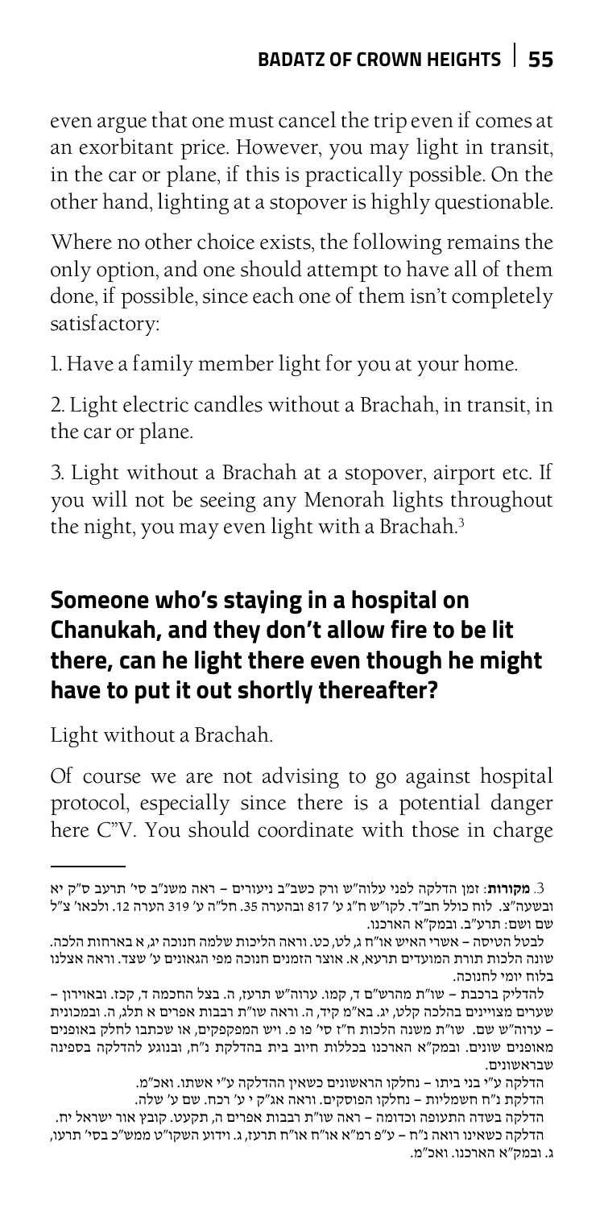even argue that one must cancel the trip even if comes at an exorbitant price. However, you may light in transit, in the car or plane, if this is practically possible. On the other hand, lighting at a stopover is highly questionable.

Where no other choice exists, the following remains the only option, and one should attempt to have all of them done, if possible, since each one of them isn't completely satisfactory:

1. Have a family member light for you at your home.

2. Light electric candles without a Brachah, in transit, in the car or plane.

3. Light without a Brachah at a stopover, airport etc. If you will not be seeing any Menorah lights throughout the night, you may even light with a Brachah.[3]

## Someone who's staying in a hospital on Chanukah, and they don't allow fire to be lit there, can he light there even though he might have to put it out shortly thereafter?

Light without a Brachah.

Of course we are not advising to go against hospital protocol, especially since there is a potential danger here C"V. You should coordinate with those in charge

---

3. **מקורות**: זמן הדלקה לפני עלוה"ש ורק כשב"ב ניעורים – ראה משנ"ב סי' תרעב ס"ק יא ובשעה"צ. לוח כולל חב"ד. לקו"ש ח"ג ע' 817 ובהערה 35. חל"ה ע' 319 הערה 12. ולכאו' צ"ל שם ושם: תרע"ב. ובמק"א הארכנו.

לבטל הטיסה – אשרי האיש או"ח ג, לט, כט. וראה הליכות שלמה חנוכה יג, א בארחות הלכה. שונה הלכות תורת המועדים תרעא, א. אוצר הזמנים חנוכה מפי הגאונים ע' שצד. וראה אצלנו בלוח יומי לחנוכה.

להדליק ברכבת – שו"ת מהרש"ם ד, קמו. ערוה"ש תרעז, ה. בצל החכמה ד, קכז. ובאוירון – שערים מצויינים בהלכה קלט, יג. בא"מ קיד, ה. וראה שו"ת רבבות אפרים א תלג, ה. ובמכונית – ערוה"ש שם. שו"ת משנה הלכות ח"ז סי' פו פ. ויש המפקפקים, או שכתבו לחלק באופנים מאופנים שונים. ובמק"א הארכנו בכללות חיוב בית בהדלקת נ"ח, ובנוגע להדלקה בספינה שבראשונים.

הדלקה ע"י בני ביתו – נחלקו הראשונים כשאין ההדלקה ע"י אשתו. ואכ"מ.

הדלקת נ"ח חשמליות – נחלקו הפוסקים. וראה אג"ק י ע' רכח. שם ע' שלה.

הדלקה בשדה התעופה וכדומה – ראה שו"ת רבבות אפרים ה, תקעט. קובץ אור ישראל יח.

הדלקה כשאינו רואה נ"ח – ע"פ רמ"א או"ח או"ח תרעז, ג. וידוע השקו"ט ממש"כ בסי' תרעו, ג. ובמק"א הארכנו. ואכ"מ.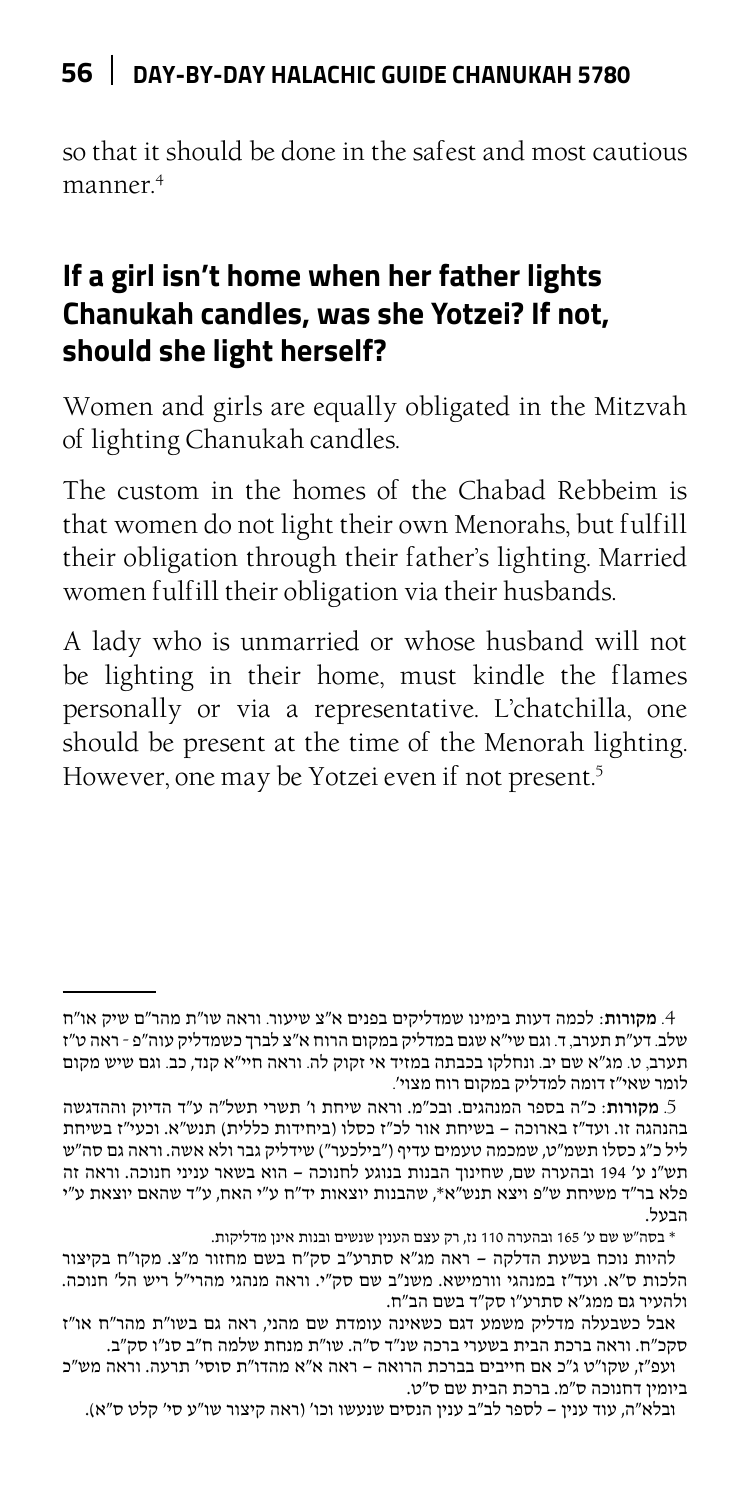so that it should be done in the safest and most cautious manner.[4]

## If a girl isn't home when her father lights Chanukah candles, was she Yotzei? If not, should she light herself?

Women and girls are equally obligated in the Mitzvah of lighting Chanukah candles.

The custom in the homes of the Chabad Rebbeim is that women do not light their own Menorahs, but fulfill their obligation through their father's lighting. Married women fulfill their obligation via their husbands.

A lady who is unmarried or whose husband will not be lighting in their home, must kindle the flames personally or via a representative. L'chatchilla, one should be present at the time of the Menorah lighting. However, one may be Yotzei even if not present.[5]

---

4. **מקורות**: לכמה דעות בימינו שמדליקים בפנים א"צ שיעור. וראה שו"ת מהר"ם שיק או"ח שלב. דע"ת תערב, ד. וגם שי"א שגם במדליק במקום הרוח א"צ לברך כשמדליק עוה"פ - ראה ט"ז תערב, ט. מג"א שם יב. ונחלקו בכבתה במזיד אי זקוק לה. וראה חיי"א קנד, כב. וגם שיש מקום לומר שאי"ז דומה למדליק במקום רוח מצוי'.

5. **מקורות**: כ"ה בספר המנהגים. ובכ"מ. וראה שיחת ו' תשרי תשל"ה ע"ד הדיוק וההדגשה בהנהגה זו. ועד"ז בארוכה – בשיחת אור לכ"ז כסלו (ביחידות כללית) תנש"א. וכעי"ז בשיחת ליל כ"ג כסלו תשמ"ט, שמכמה טעמים עדיף ("בילכער") שידליק גבר ולא אשה. וראה גם סה"ש תש"נ ע' 194 ובהערה שם, שחינוך הבנות בנוגע לחנוכה – הוא כשאר עניני חנוכה. וראה זה פלא בר"ד משיחת ש"פ ויצא תנש"א*, שהבנות יוצאות יד"ח ע"י האח, ע"ד שהאם יוצאת ע"י הבעל.

\* בסה"ש שם ע' 165 ובהערה 110 נז, רק עצם הענין שנשים ובנות אינן מדליקות.

להיות נוכח בשעת הדלקה – ראה מג"א סתרע"ב סק"ח בשם מחזור מ"צ. מקו"ח בקיצור הלכות ס"א. ועד"ז במנהגי וורמישא. משנ"ב שם סק"י. וראה מנהגי מהרי"ל ריש הל' חנוכה. ולהעיר גם ממג"א סתרע"ו סק"ד בשם הב"ח.

אבל כשבעלה מדליק משמע דגם כשאינה עומדת שם מהני, ראה גם בשו"ת מהר"ח או"ז סקכ"ח. וראה ברכת הבית בשערי ברכה שנ"ד ס"ה. שו"ת מנחת שלמה ח"ב סנ"ו סק"ב.

ועפ"ז, שקו"ט ג"כ אם חייבים בברכת הרואה – ראה א"א מהדו"ת סוסי' תרעה. וראה מש"כ ביומין דחנוכה ס"מ. ברכת הבית שם ס"ט.

ובלא"ה, עוד ענין – לספר לב"ב ענין הנסים שנעשו וכו' (ראה קיצור שו"ע סי' קלט ס"א).